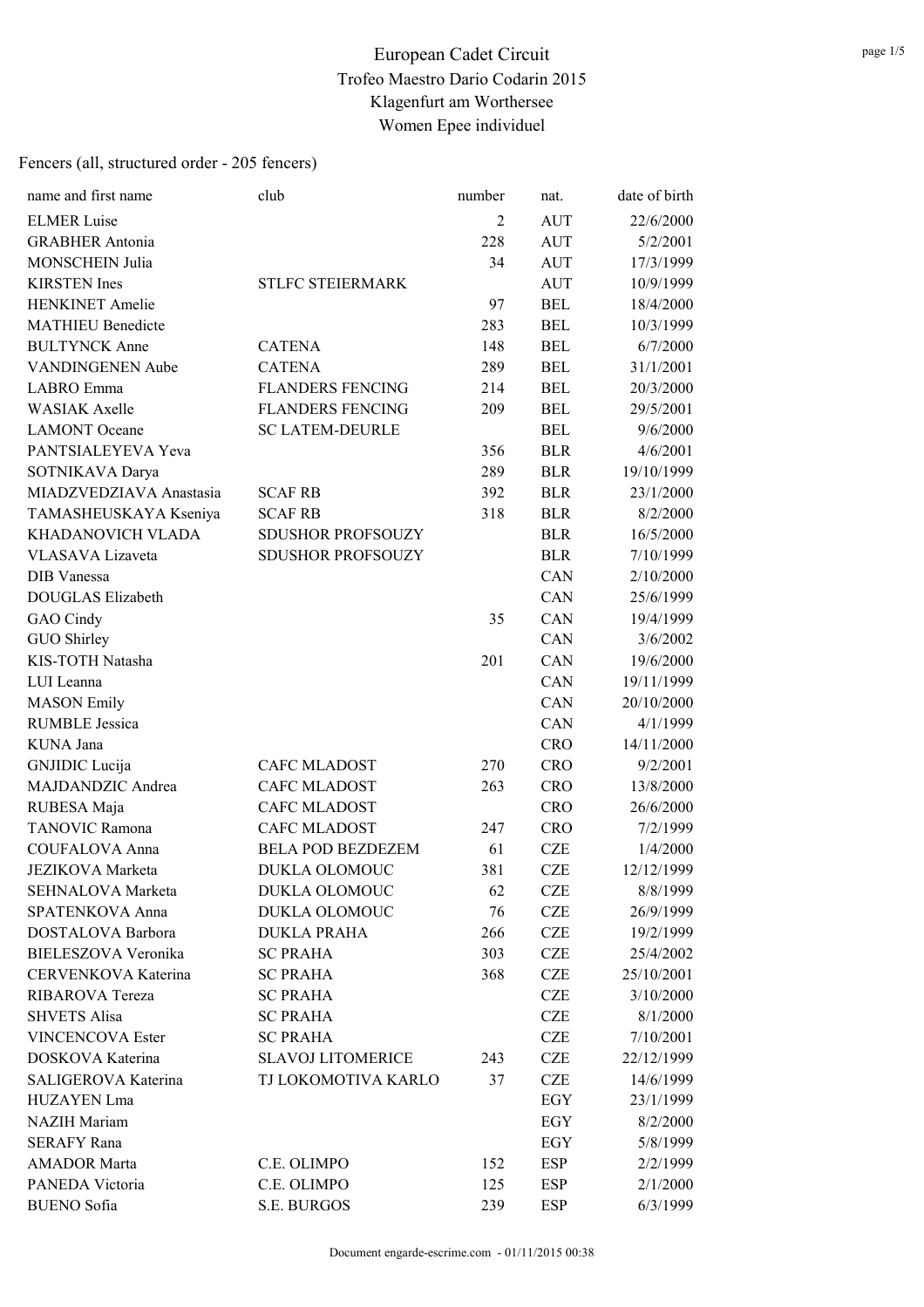# European Cadet Circuit
## Trofeo Maestro Dario Codarin 2015
## Klagenfurt am Worthersee
## Women Epee individuel

Fencers (all, structured order - 205 fencers)

| name and first name | club | number | nat. | date of birth |
|---|---|---|---|---|
| ELMER Luise | | 2 | AUT | 22/6/2000 |
| GRABHER Antonia | | 228 | AUT | 5/2/2001 |
| MONSCHEIN Julia | | 34 | AUT | 17/3/1999 |
| KIRSTEN Ines | STLFC STEIERMARK | | AUT | 10/9/1999 |
| HENKINET Amelie | | 97 | BEL | 18/4/2000 |
| MATHIEU Benedicte | | 283 | BEL | 10/3/1999 |
| BULTYNCK Anne | CATENA | 148 | BEL | 6/7/2000 |
| VANDINGENEN Aube | CATENA | 289 | BEL | 31/1/2001 |
| LABRO Emma | FLANDERS FENCING | 214 | BEL | 20/3/2000 |
| WASIAK Axelle | FLANDERS FENCING | 209 | BEL | 29/5/2001 |
| LAMONT Oceane | SC LATEM-DEURLE | | BEL | 9/6/2000 |
| PANTSIALEYEVA Yeva | | 356 | BLR | 4/6/2001 |
| SOTNIKAVA Darya | | 289 | BLR | 19/10/1999 |
| MIADZVEDZIAVA Anastasia | SCAF RB | 392 | BLR | 23/1/2000 |
| TAMASHEUSKAYA Kseniya | SCAF RB | 318 | BLR | 8/2/2000 |
| KHADANOVICH VLADA | SDUSHOR PROFSOUZY | | BLR | 16/5/2000 |
| VLASAVA Lizaveta | SDUSHOR PROFSOUZY | | BLR | 7/10/1999 |
| DIB Vanessa | | | CAN | 2/10/2000 |
| DOUGLAS Elizabeth | | | CAN | 25/6/1999 |
| GAO Cindy | | 35 | CAN | 19/4/1999 |
| GUO Shirley | | | CAN | 3/6/2002 |
| KIS-TOTH Natasha | | 201 | CAN | 19/6/2000 |
| LUI Leanna | | | CAN | 19/11/1999 |
| MASON Emily | | | CAN | 20/10/2000 |
| RUMBLE Jessica | | | CAN | 4/1/1999 |
| KUNA Jana | | | CRO | 14/11/2000 |
| GNJIDIC Lucija | CAFC MLADOST | 270 | CRO | 9/2/2001 |
| MAJDANDZIC Andrea | CAFC MLADOST | 263 | CRO | 13/8/2000 |
| RUBESA Maja | CAFC MLADOST | | CRO | 26/6/2000 |
| TANOVIC Ramona | CAFC MLADOST | 247 | CRO | 7/2/1999 |
| COUFALOVA Anna | BELA POD BEZDEZEM | 61 | CZE | 1/4/2000 |
| JEZIKOVA Marketa | DUKLA OLOMOUC | 381 | CZE | 12/12/1999 |
| SEHNALOVA Marketa | DUKLA OLOMOUC | 62 | CZE | 8/8/1999 |
| SPATENKOVA Anna | DUKLA OLOMOUC | 76 | CZE | 26/9/1999 |
| DOSTALOVA Barbora | DUKLA PRAHA | 266 | CZE | 19/2/1999 |
| BIELESZOVA Veronika | SC PRAHA | 303 | CZE | 25/4/2002 |
| CERVENKOVA Katerina | SC PRAHA | 368 | CZE | 25/10/2001 |
| RIBAROVA Tereza | SC PRAHA | | CZE | 3/10/2000 |
| SHVETS Alisa | SC PRAHA | | CZE | 8/1/2000 |
| VINCENCOVA Ester | SC PRAHA | | CZE | 7/10/2001 |
| DOSKOVA Katerina | SLAVOJ LITOMERICE | 243 | CZE | 22/12/1999 |
| SALIGEROVA Katerina | TJ LOKOMOTIVA KARLO | 37 | CZE | 14/6/1999 |
| HUZAYEN Lma | | | EGY | 23/1/1999 |
| NAZIH Mariam | | | EGY | 8/2/2000 |
| SERAFY Rana | | | EGY | 5/8/1999 |
| AMADOR Marta | C.E. OLIMPO | 152 | ESP | 2/2/1999 |
| PANEDA Victoria | C.E. OLIMPO | 125 | ESP | 2/1/2000 |
| BUENO Sofia | S.E. BURGOS | 239 | ESP | 6/3/1999 |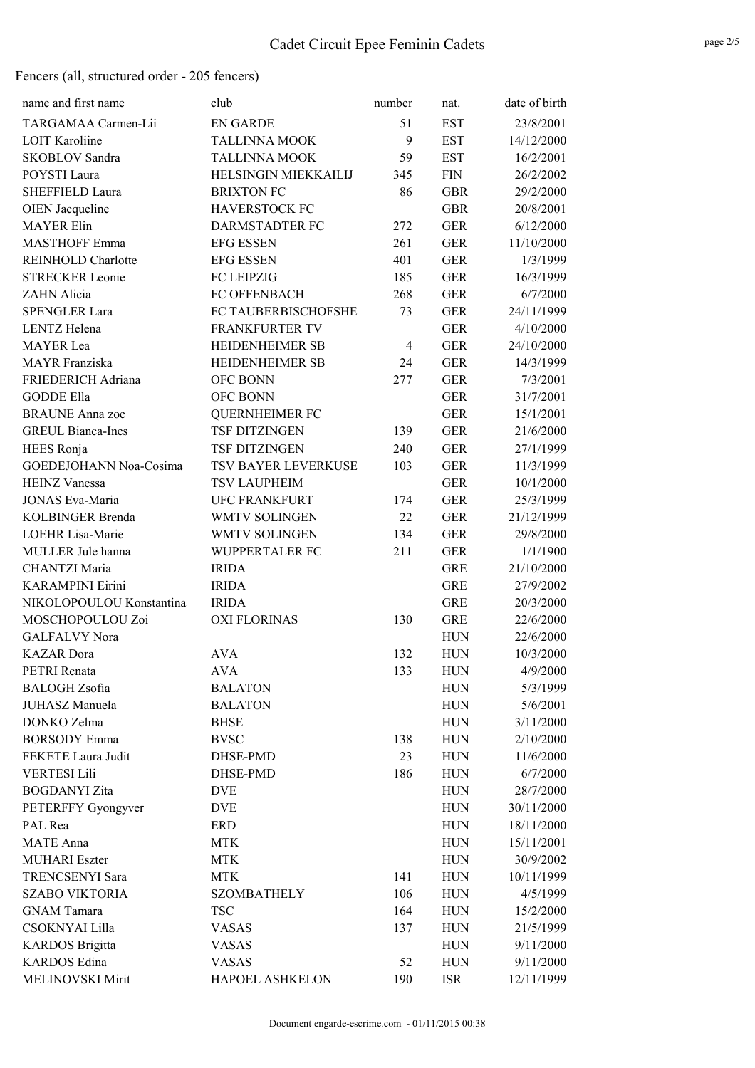# Cadet Circuit Epee Feminin Cadets

Fencers (all, structured order - 205 fencers)

| name and first name | club | number | nat. | date of birth |
|---|---|---|---|---|
| TARGAMAA Carmen-Lii | EN GARDE | 51 | EST | 23/8/2001 |
| LOIT Karoliine | TALLINNA MOOK | 9 | EST | 14/12/2000 |
| SKOBLOV Sandra | TALLINNA MOOK | 59 | EST | 16/2/2001 |
| POYSTI Laura | HELSINGIN MIEKKAILIJ | 345 | FIN | 26/2/2002 |
| SHEFFIELD Laura | BRIXTON FC | 86 | GBR | 29/2/2000 |
| OIEN Jacqueline | HAVERSTOCK FC | | GBR | 20/8/2001 |
| MAYER Elin | DARMSTADTER FC | 272 | GER | 6/12/2000 |
| MASTHOFF Emma | EFG ESSEN | 261 | GER | 11/10/2000 |
| REINHOLD Charlotte | EFG ESSEN | 401 | GER | 1/3/1999 |
| STRECKER Leonie | FC LEIPZIG | 185 | GER | 16/3/1999 |
| ZAHN Alicia | FC OFFENBACH | 268 | GER | 6/7/2000 |
| SPENGLER Lara | FC TAUBERBISCHOFSHE | 73 | GER | 24/11/1999 |
| LENTZ Helena | FRANKFURTER TV | | GER | 4/10/2000 |
| MAYER Lea | HEIDENHEIMER SB | 4 | GER | 24/10/2000 |
| MAYR Franziska | HEIDENHEIMER SB | 24 | GER | 14/3/1999 |
| FRIEDERICH Adriana | OFC BONN | 277 | GER | 7/3/2001 |
| GODDE Ella | OFC BONN | | GER | 31/7/2001 |
| BRAUNE Anna zoe | QUERNHEIMER FC | | GER | 15/1/2001 |
| GREUL Bianca-Ines | TSF DITZINGEN | 139 | GER | 21/6/2000 |
| HEES Ronja | TSF DITZINGEN | 240 | GER | 27/1/1999 |
| GOEDEJOHANN Noa-Cosima | TSV BAYER LEVERKUSE | 103 | GER | 11/3/1999 |
| HEINZ Vanessa | TSV LAUPHEIM | | GER | 10/1/2000 |
| JONAS Eva-Maria | UFC FRANKFURT | 174 | GER | 25/3/1999 |
| KOLBINGER Brenda | WMTV SOLINGEN | 22 | GER | 21/12/1999 |
| LOEHR Lisa-Marie | WMTV SOLINGEN | 134 | GER | 29/8/2000 |
| MULLER Jule hanna | WUPPERTALER FC | 211 | GER | 1/1/1900 |
| CHANTZI Maria | IRIDA | | GRE | 21/10/2000 |
| KARAMPINI Eirini | IRIDA | | GRE | 27/9/2002 |
| NIKOLOPOULOU Konstantina | IRIDA | | GRE | 20/3/2000 |
| MOSCHOPOULOU Zoi | OXI FLORINAS | 130 | GRE | 22/6/2000 |
| GALFALVY Nora | | | HUN | 22/6/2000 |
| KAZAR Dora | AVA | 132 | HUN | 10/3/2000 |
| PETRI Renata | AVA | 133 | HUN | 4/9/2000 |
| BALOGH Zsofia | BALATON | | HUN | 5/3/1999 |
| JUHASZ Manuela | BALATON | | HUN | 5/6/2001 |
| DONKO Zelma | BHSE | | HUN | 3/11/2000 |
| BORSODY Emma | BVSC | 138 | HUN | 2/10/2000 |
| FEKETE Laura Judit | DHSE-PMD | 23 | HUN | 11/6/2000 |
| VERTESI Lili | DHSE-PMD | 186 | HUN | 6/7/2000 |
| BOGDANYI Zita | DVE | | HUN | 28/7/2000 |
| PETERFFY Gyongyver | DVE | | HUN | 30/11/2000 |
| PAL Rea | ERD | | HUN | 18/11/2000 |
| MATE Anna | MTK | | HUN | 15/11/2001 |
| MUHARI Eszter | MTK | | HUN | 30/9/2002 |
| TRENCSENYI Sara | MTK | 141 | HUN | 10/11/1999 |
| SZABO VIKTORIA | SZOMBATHELY | 106 | HUN | 4/5/1999 |
| GNAM Tamara | TSC | 164 | HUN | 15/2/2000 |
| CSOKNYAI Lilla | VASAS | 137 | HUN | 21/5/1999 |
| KARDOS Brigitta | VASAS | | HUN | 9/11/2000 |
| KARDOS Edina | VASAS | 52 | HUN | 9/11/2000 |
| MELINOVSKI Mirit | HAPOEL ASHKELON | 190 | ISR | 12/11/1999 |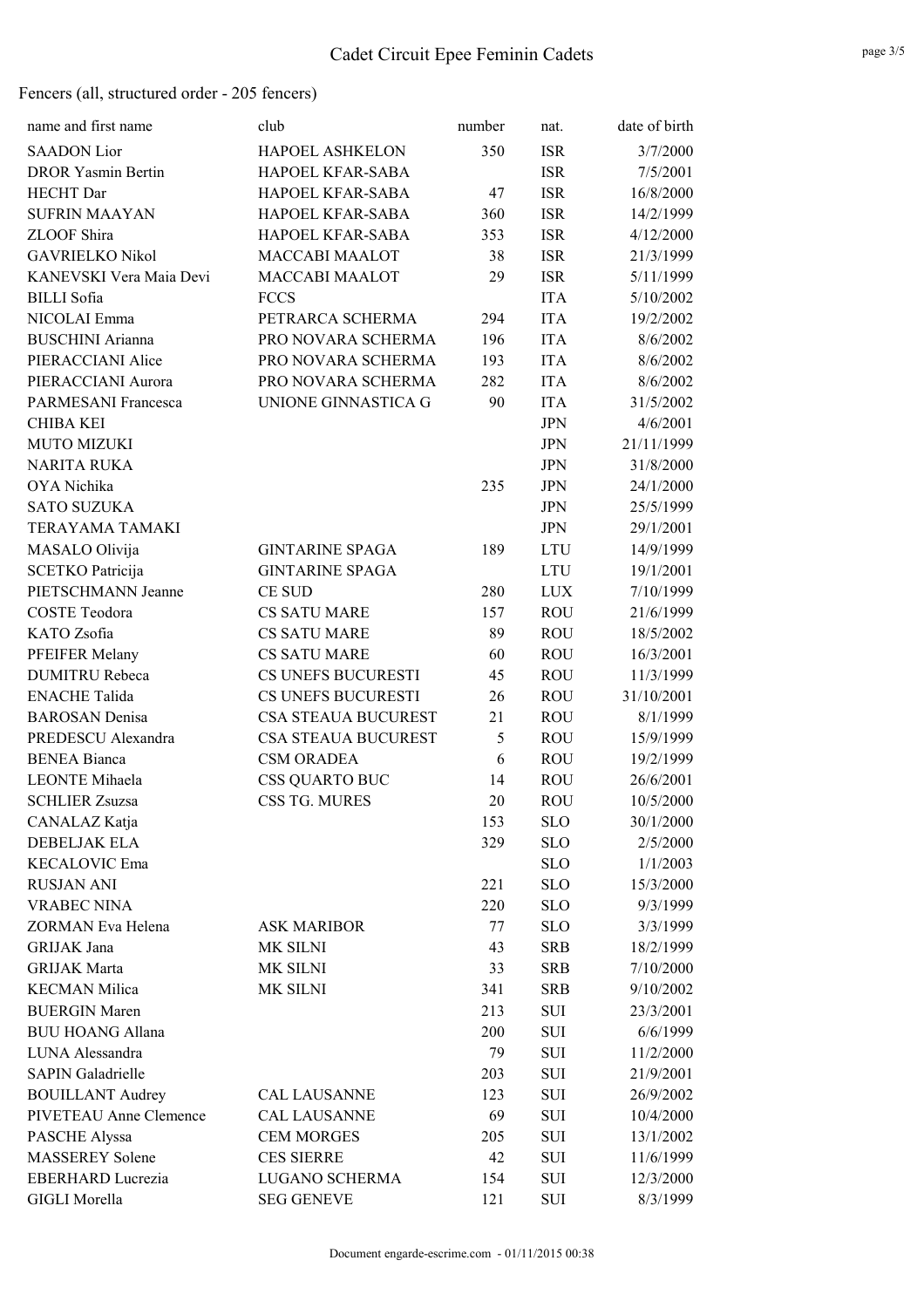# Cadet Circuit Epee Feminin Cadets

Fencers (all, structured order - 205 fencers)

| name and first name | club | number | nat. | date of birth |
|---|---|---|---|---|
| SAADON Lior | HAPOEL ASHKELON | 350 | ISR | 3/7/2000 |
| DROR Yasmin Bertin | HAPOEL KFAR-SABA | | ISR | 7/5/2001 |
| HECHT Dar | HAPOEL KFAR-SABA | 47 | ISR | 16/8/2000 |
| SUFRIN MAAYAN | HAPOEL KFAR-SABA | 360 | ISR | 14/2/1999 |
| ZLOOF Shira | HAPOEL KFAR-SABA | 353 | ISR | 4/12/2000 |
| GAVRIELKO Nikol | MACCABI MAALOT | 38 | ISR | 21/3/1999 |
| KANEVSKI Vera Maia Devi | MACCABI MAALOT | 29 | ISR | 5/11/1999 |
| BILLI Sofia | FCCS | | ITA | 5/10/2002 |
| NICOLAI Emma | PETRARCA SCHERMA | 294 | ITA | 19/2/2002 |
| BUSCHINI Arianna | PRO NOVARA SCHERMA | 196 | ITA | 8/6/2002 |
| PIERACCIANI Alice | PRO NOVARA SCHERMA | 193 | ITA | 8/6/2002 |
| PIERACCIANI Aurora | PRO NOVARA SCHERMA | 282 | ITA | 8/6/2002 |
| PARMESANI Francesca | UNIONE GINNASTICA G | 90 | ITA | 31/5/2002 |
| CHIBA KEI | | | JPN | 4/6/2001 |
| MUTO MIZUKI | | | JPN | 21/11/1999 |
| NARITA RUKA | | | JPN | 31/8/2000 |
| OYA Nichika | | 235 | JPN | 24/1/2000 |
| SATO SUZUKA | | | JPN | 25/5/1999 |
| TERAYAMA TAMAKI | | | JPN | 29/1/2001 |
| MASALO Olivija | GINTARINE SPAGA | 189 | LTU | 14/9/1999 |
| SCETKO Patricija | GINTARINE SPAGA | | LTU | 19/1/2001 |
| PIETSCHMANN Jeanne | CE SUD | 280 | LUX | 7/10/1999 |
| COSTE Teodora | CS SATU MARE | 157 | ROU | 21/6/1999 |
| KATO Zsofia | CS SATU MARE | 89 | ROU | 18/5/2002 |
| PFEIFER Melany | CS SATU MARE | 60 | ROU | 16/3/2001 |
| DUMITRU Rebeca | CS UNEFS BUCURESTI | 45 | ROU | 11/3/1999 |
| ENACHE Talida | CS UNEFS BUCURESTI | 26 | ROU | 31/10/2001 |
| BAROSAN Denisa | CSA STEAUA BUCUREST | 21 | ROU | 8/1/1999 |
| PREDESCU Alexandra | CSA STEAUA BUCUREST | 5 | ROU | 15/9/1999 |
| BENEA Bianca | CSM ORADEA | 6 | ROU | 19/2/1999 |
| LEONTE Mihaela | CSS QUARTO BUC | 14 | ROU | 26/6/2001 |
| SCHLIER Zsuzsa | CSS TG. MURES | 20 | ROU | 10/5/2000 |
| CANALAZ Katja | | 153 | SLO | 30/1/2000 |
| DEBELJAK ELA | | 329 | SLO | 2/5/2000 |
| KECALOVIC Ema | | | SLO | 1/1/2003 |
| RUSJAN ANI | | 221 | SLO | 15/3/2000 |
| VRABEC NINA | | 220 | SLO | 9/3/1999 |
| ZORMAN Eva Helena | ASK MARIBOR | 77 | SLO | 3/3/1999 |
| GRIJAK Jana | MK SILNI | 43 | SRB | 18/2/1999 |
| GRIJAK Marta | MK SILNI | 33 | SRB | 7/10/2000 |
| KECMAN Milica | MK SILNI | 341 | SRB | 9/10/2002 |
| BUERGIN Maren | | 213 | SUI | 23/3/2001 |
| BUU HOANG Allana | | 200 | SUI | 6/6/1999 |
| LUNA Alessandra | | 79 | SUI | 11/2/2000 |
| SAPIN Galadrielle | | 203 | SUI | 21/9/2001 |
| BOUILLANT Audrey | CAL LAUSANNE | 123 | SUI | 26/9/2002 |
| PIVETEAU Anne Clemence | CAL LAUSANNE | 69 | SUI | 10/4/2000 |
| PASCHE Alyssa | CEM MORGES | 205 | SUI | 13/1/2002 |
| MASSEREY Solene | CES SIERRE | 42 | SUI | 11/6/1999 |
| EBERHARD Lucrezia | LUGANO SCHERMA | 154 | SUI | 12/3/2000 |
| GIGLI Morella | SEG GENEVE | 121 | SUI | 8/3/1999 |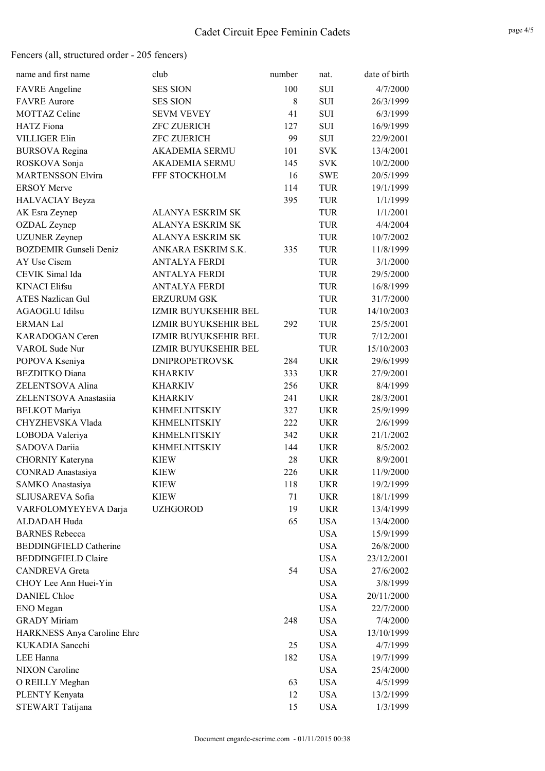# Cadet Circuit Epee Feminin Cadets

Fencers (all, structured order - 205 fencers)

| name and first name | club | number | nat. | date of birth |
|---|---|---|---|---|
| FAVRE Angeline | SES SION | 100 | SUI | 4/7/2000 |
| FAVRE Aurore | SES SION | 8 | SUI | 26/3/1999 |
| MOTTAZ Celine | SEVM VEVEY | 41 | SUI | 6/3/1999 |
| HATZ Fiona | ZFC ZUERICH | 127 | SUI | 16/9/1999 |
| VILLIGER Elin | ZFC ZUERICH | 99 | SUI | 22/9/2001 |
| BURSOVA Regina | AKADEMIA SERMU | 101 | SVK | 13/4/2001 |
| ROSKOVA Sonja | AKADEMIA SERMU | 145 | SVK | 10/2/2000 |
| MARTENSSON Elvira | FFF STOCKHOLM | 16 | SWE | 20/5/1999 |
| ERSOY Merve | | 114 | TUR | 19/1/1999 |
| HALVACIAY Beyza | | 395 | TUR | 1/1/1999 |
| AK Esra Zeynep | ALANYA ESKRIM SK | | TUR | 1/1/2001 |
| OZDAL Zeynep | ALANYA ESKRIM SK | | TUR | 4/4/2004 |
| UZUNER Zeynep | ALANYA ESKRIM SK | | TUR | 10/7/2002 |
| BOZDEMIR Gunseli Deniz | ANKARA ESKRIM S.K. | 335 | TUR | 11/8/1999 |
| AY Use Cisem | ANTALYA FERDI | | TUR | 3/1/2000 |
| CEVIK Simal Ida | ANTALYA FERDI | | TUR | 29/5/2000 |
| KINACI Elifsu | ANTALYA FERDI | | TUR | 16/8/1999 |
| ATES Nazlican Gul | ERZURUM GSK | | TUR | 31/7/2000 |
| AGAOGLU Idilsu | IZMIR BUYUKSEHIR BEL | | TUR | 14/10/2003 |
| ERMAN Lal | IZMIR BUYUKSEHIR BEL | 292 | TUR | 25/5/2001 |
| KARADOGAN Ceren | IZMIR BUYUKSEHIR BEL | | TUR | 7/12/2001 |
| VAROL Sude Nur | IZMIR BUYUKSEHIR BEL | | TUR | 15/10/2003 |
| POPOVA Kseniya | DNIPROPETROVSK | 284 | UKR | 29/6/1999 |
| BEZDITKO Diana | KHARKIV | 333 | UKR | 27/9/2001 |
| ZELENTSOVA Alina | KHARKIV | 256 | UKR | 8/4/1999 |
| ZELENTSOVA Anastasiia | KHARKIV | 241 | UKR | 28/3/2001 |
| BELKOT Mariya | KHMELNITSKIY | 327 | UKR | 25/9/1999 |
| CHYZHEVSKA Vlada | KHMELNITSKIY | 222 | UKR | 2/6/1999 |
| LOBODA Valeriya | KHMELNITSKIY | 342 | UKR | 21/1/2002 |
| SADOVA Dariia | KHMELNITSKIY | 144 | UKR | 8/5/2002 |
| CHORNIY Kateryna | KIEW | 28 | UKR | 8/9/2001 |
| CONRAD Anastasiya | KIEW | 226 | UKR | 11/9/2000 |
| SAMKO Anastasiya | KIEW | 118 | UKR | 19/2/1999 |
| SLIUSAREVA Sofia | KIEW | 71 | UKR | 18/1/1999 |
| VARFOLOMYEYEVA Darja | UZHGOROD | 19 | UKR | 13/4/1999 |
| ALDADAH Huda | | 65 | USA | 13/4/2000 |
| BARNES Rebecca | | | USA | 15/9/1999 |
| BEDDINGFIELD Catherine | | | USA | 26/8/2000 |
| BEDDINGFIELD Claire | | | USA | 23/12/2001 |
| CANDREVA Greta | | 54 | USA | 27/6/2002 |
| CHOY Lee Ann Huei-Yin | | | USA | 3/8/1999 |
| DANIEL Chloe | | | USA | 20/11/2000 |
| ENO Megan | | | USA | 22/7/2000 |
| GRADY Miriam | | 248 | USA | 7/4/2000 |
| HARKNESS Anya Caroline Ehre | | | USA | 13/10/1999 |
| KUKADIA Sancchi | | 25 | USA | 4/7/1999 |
| LEE Hanna | | 182 | USA | 19/7/1999 |
| NIXON Caroline | | | USA | 25/4/2000 |
| O REILLY Meghan | | 63 | USA | 4/5/1999 |
| PLENTY Kenyata | | 12 | USA | 13/2/1999 |
| STEWART Tatijana | | 15 | USA | 1/3/1999 |

Document engarde-escrime.com - 01/11/2015 00:38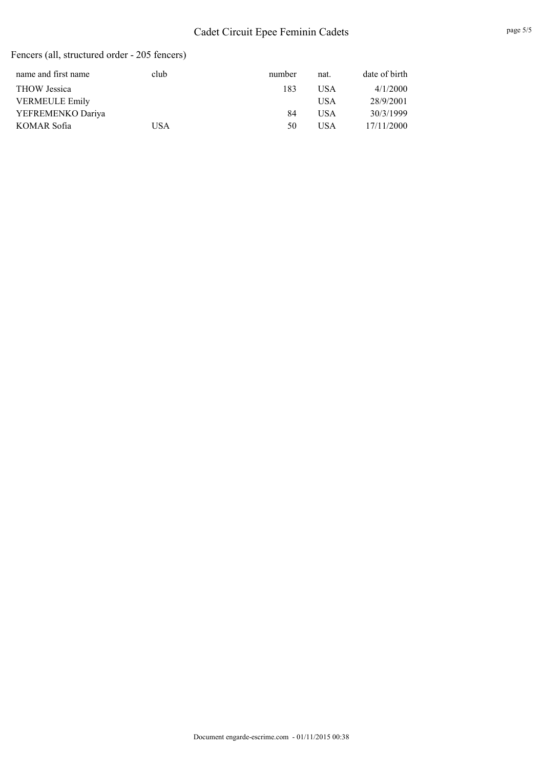Fencers (all, structured order - 205 fencers)

| name and first name | club | number | nat. | date of birth |
|---|---|---|---|---|
| THOW Jessica | | 183 | USA | 4/1/2000 |
| VERMEULE Emily | | | USA | 28/9/2001 |
| YEFREMENKO Dariya | | 84 | USA | 30/3/1999 |
| KOMAR Sofia | USA | 50 | USA | 17/11/2000 |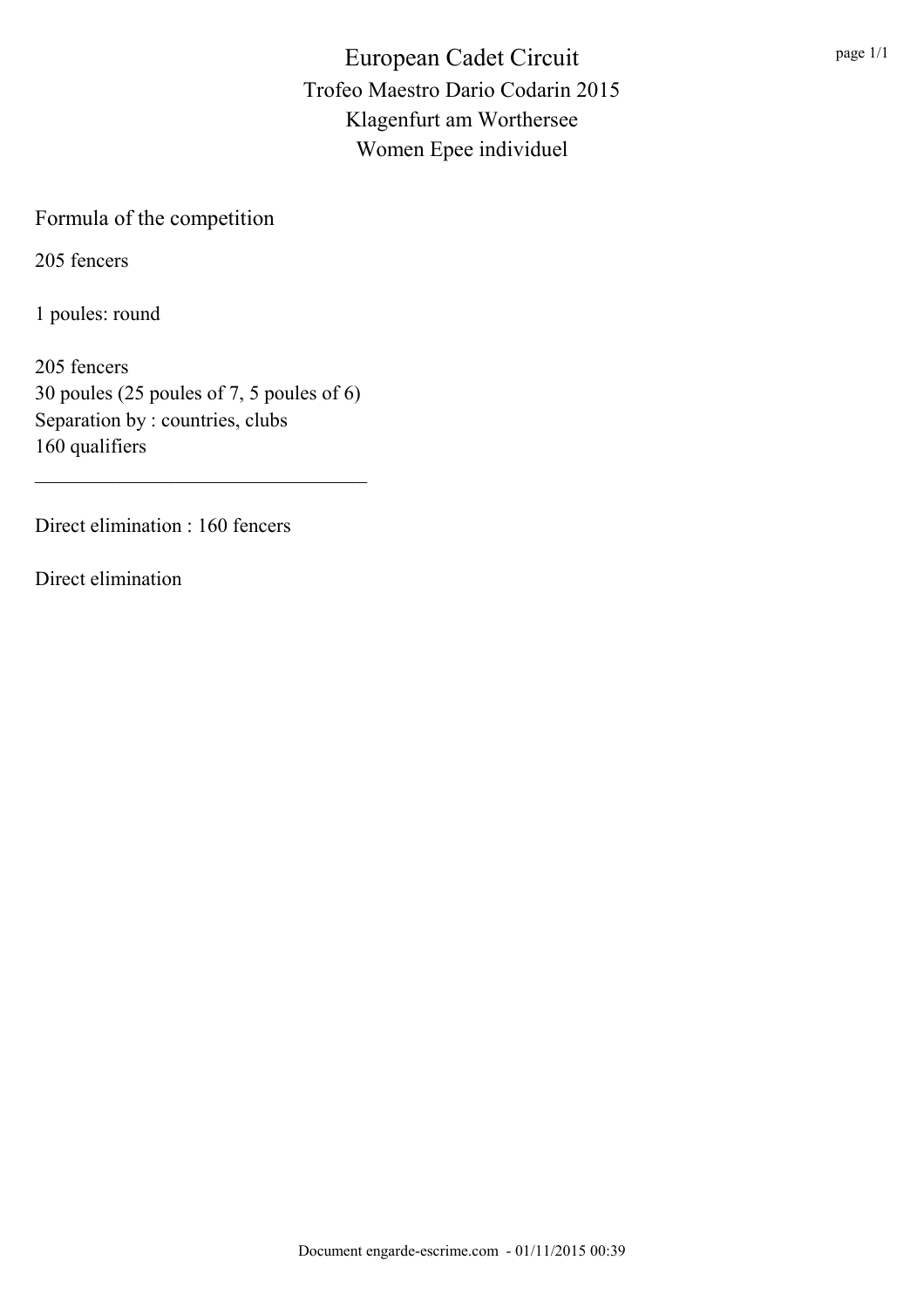# European Cadet Circuit
## Trofeo Maestro Dario Codarin 2015
## Klagenfurt am Worthersee
## Women Epee individuel

Formula of the competition

205 fencers

1 poules: round

205 fencers
30 poules (25 poules of 7, 5 poules of 6)
Separation by : countries, clubs
160 qualifiers

---

Direct elimination : 160 fencers

Direct elimination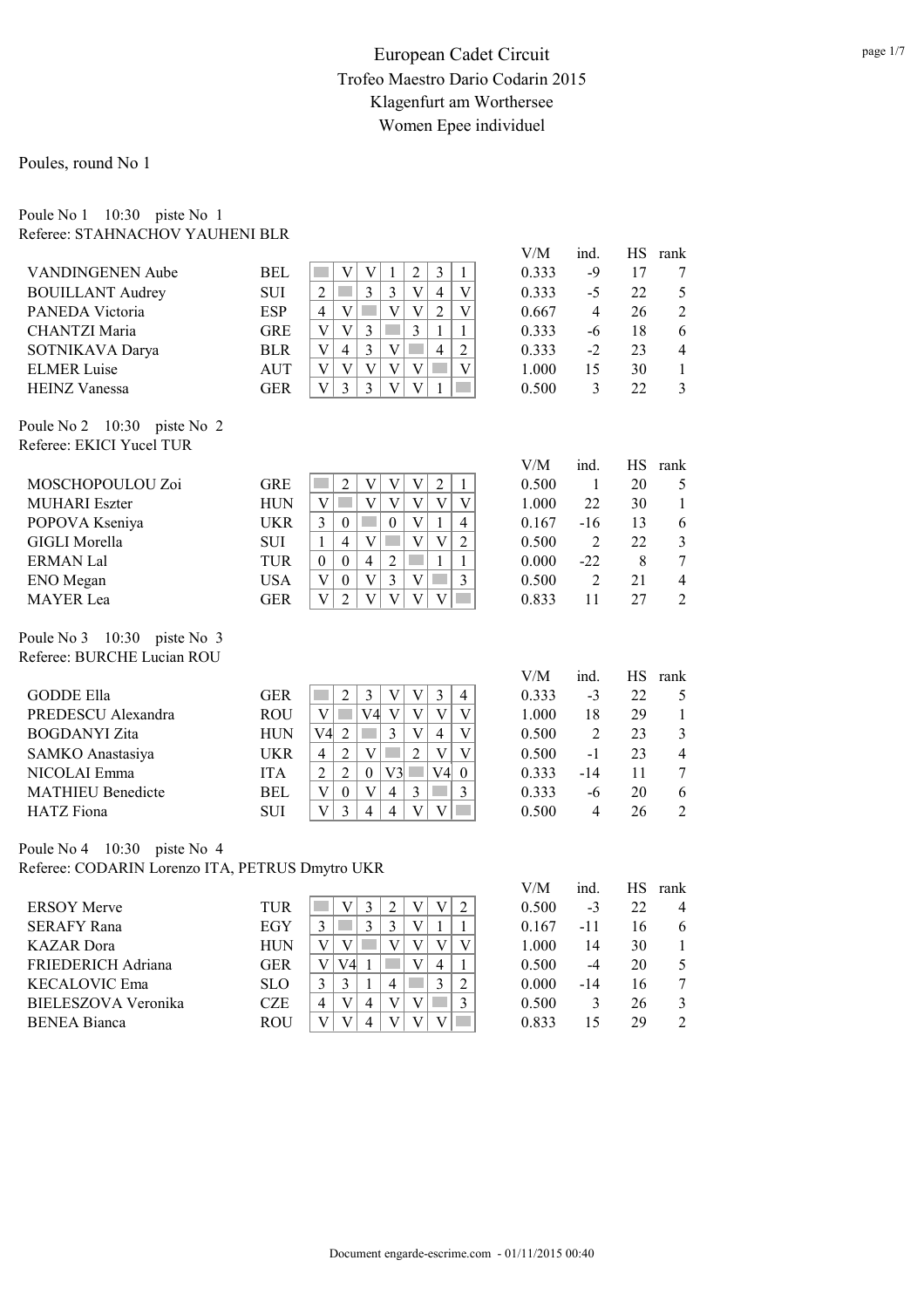# European Cadet Circuit
## Trofeo Maestro Dario Codarin 2015
## Klagenfurt am Worthersee
## Women Epee individuel

Poules, round No 1

Poule No 1 10:30 piste No 1
Referee: STAHNACHOV YAUHENI BLR

| Name | Nation | 1 | 2 | 3 | 4 | 5 | 6 | 7 | V/M | ind. | HS | rank |
|---|---|---|---|---|---|---|---|---|---|---|---|---|
| VANDINGENEN Aube | BEL | | V | V | 1 | 2 | 3 | 1 | 0.333 | -9 | 17 | 7 |
| BOUILLANT Audrey | SUI | 2 | | 3 | 3 | V | 4 | V | 0.333 | -5 | 22 | 5 |
| PANEDA Victoria | ESP | 4 | V | | V | V | 2 | V | 0.667 | 4 | 26 | 2 |
| CHANTZI Maria | GRE | V | V | 3 | | 3 | 1 | 1 | 0.333 | -6 | 18 | 6 |
| SOTNIKAVA Darya | BLR | V | 4 | 3 | V | | 4 | 2 | 0.333 | -2 | 23 | 4 |
| ELMER Luise | AUT | V | V | V | V | V | | V | 1.000 | 15 | 30 | 1 |
| HEINZ Vanessa | GER | V | 3 | 3 | V | V | 1 | | 0.500 | 3 | 22 | 3 |

Poule No 2 10:30 piste No 2
Referee: EKICI Yucel TUR

| Name | Nation | 1 | 2 | 3 | 4 | 5 | 6 | 7 | V/M | ind. | HS | rank |
|---|---|---|---|---|---|---|---|---|---|---|---|---|
| MOSCHOPOULOU Zoi | GRE | | 2 | V | V | V | 2 | 1 | 0.500 | 1 | 20 | 5 |
| MUHARI Eszter | HUN | V | | V | V | V | V | V | 1.000 | 22 | 30 | 1 |
| POPOVA Kseniya | UKR | 3 | 0 | | 0 | V | 1 | 4 | 0.167 | -16 | 13 | 6 |
| GIGLI Morella | SUI | 1 | 4 | V | | V | V | 2 | 0.500 | 2 | 22 | 3 |
| ERMAN Lal | TUR | 0 | 0 | 4 | 2 | | 1 | 1 | 0.000 | -22 | 8 | 7 |
| ENO Megan | USA | V | 0 | V | 3 | V | | 3 | 0.500 | 2 | 21 | 4 |
| MAYER Lea | GER | V | 2 | V | V | V | V | | 0.833 | 11 | 27 | 2 |

Poule No 3 10:30 piste No 3
Referee: BURCHE Lucian ROU

| Name | Nation | 1 | 2 | 3 | 4 | 5 | 6 | 7 | V/M | ind. | HS | rank |
|---|---|---|---|---|---|---|---|---|---|---|---|---|
| GODDE Ella | GER | | 2 | 3 | V | V | 3 | 4 | 0.333 | -3 | 22 | 5 |
| PREDESCU Alexandra | ROU | V | | V4 | V | V | V | V | 1.000 | 18 | 29 | 1 |
| BOGDANYI Zita | HUN | V4 | 2 | | 3 | V | 4 | V | 0.500 | 2 | 23 | 3 |
| SAMKO Anastasiya | UKR | 4 | 2 | V | | 2 | V | V | 0.500 | -1 | 23 | 4 |
| NICOLAI Emma | ITA | 2 | 2 | 0 | V3 | | V4 | 0 | 0.333 | -14 | 11 | 7 |
| MATHIEU Benedicte | BEL | V | 0 | V | 4 | 3 | | 3 | 0.333 | -6 | 20 | 6 |
| HATZ Fiona | SUI | V | 3 | 4 | 4 | V | V | | 0.500 | 4 | 26 | 2 |

Poule No 4 10:30 piste No 4
Referee: CODARIN Lorenzo ITA, PETRUS Dmytro UKR

| Name | Nation | 1 | 2 | 3 | 4 | 5 | 6 | 7 | V/M | ind. | HS | rank |
|---|---|---|---|---|---|---|---|---|---|---|---|---|
| ERSOY Merve | TUR | | V | 3 | 2 | V | V | 2 | 0.500 | -3 | 22 | 4 |
| SERAFY Rana | EGY | 3 | | 3 | 3 | V | 1 | 1 | 0.167 | -11 | 16 | 6 |
| KAZAR Dora | HUN | V | V | | V | V | V | V | 1.000 | 14 | 30 | 1 |
| FRIEDERICH Adriana | GER | V | V4 | 1 | | V | 4 | 1 | 0.500 | -4 | 20 | 5 |
| KECALOVIC Ema | SLO | 3 | 3 | 1 | 4 | | 3 | 2 | 0.000 | -14 | 16 | 7 |
| BIELESZOVA Veronika | CZE | 4 | V | 4 | V | V | | 3 | 0.500 | 3 | 26 | 3 |
| BENEA Bianca | ROU | V | V | 4 | V | V | V | | 0.833 | 15 | 29 | 2 |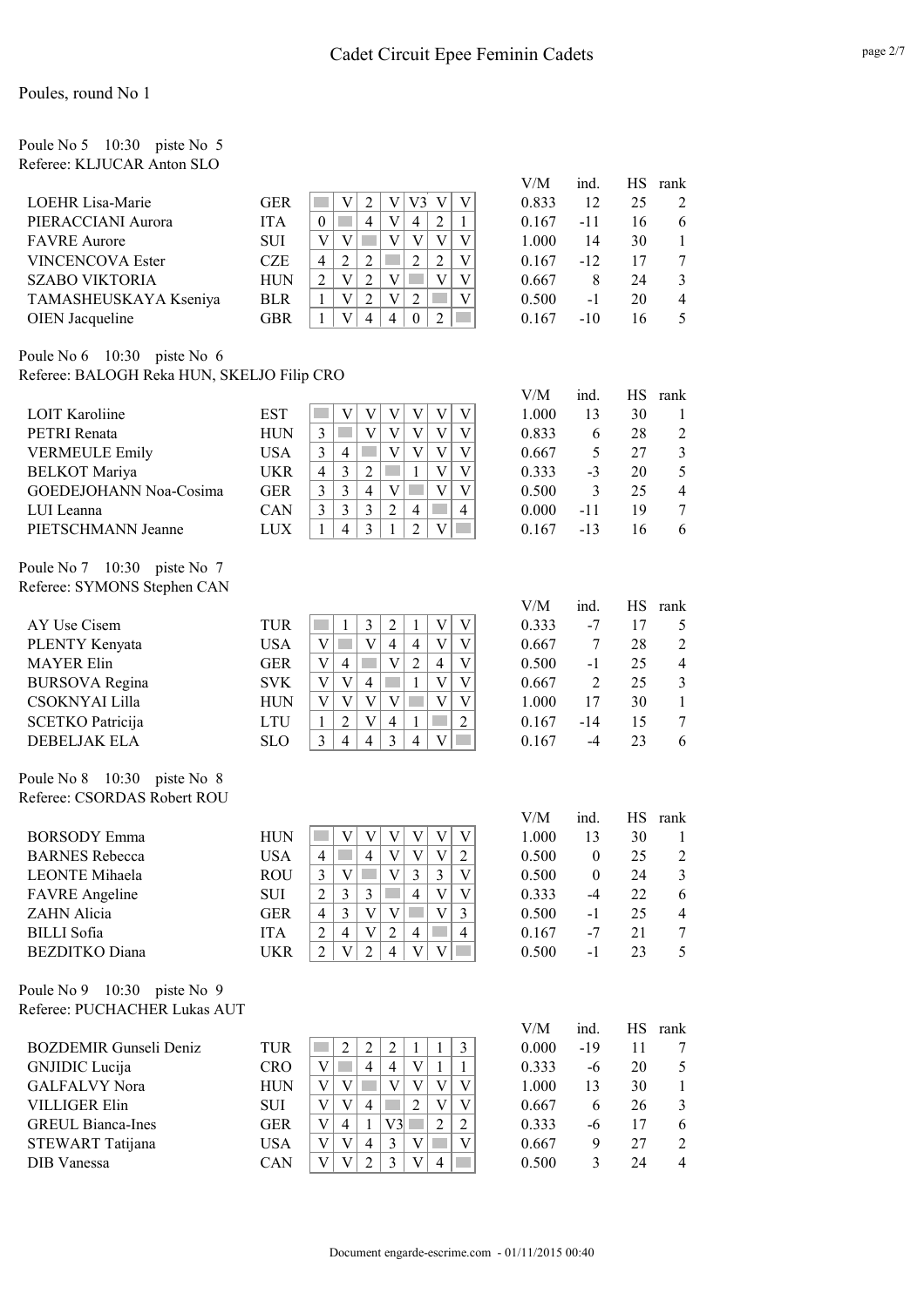# Cadet Circuit Epee Feminin Cadets

## Poules, round No 1

### Poule No 5 10:30 piste No 5
Referee: KLJUCAR Anton SLO

| Name | Nation | 1 | 2 | 3 | 4 | 5 | 6 | 7 | V/M | ind. | HS | rank |
|---|---|---|---|---|---|---|---|---|---|---|---|---|
| LOEHR Lisa-Marie | GER | | V | 2 | V | V3 | V | V | 0.833 | 12 | 25 | 2 |
| PIERACCIANI Aurora | ITA | 0 | | 4 | V | 4 | 2 | 1 | 0.167 | -11 | 16 | 6 |
| FAVRE Aurore | SUI | V | V | | V | V | V | V | 1.000 | 14 | 30 | 1 |
| VINCENCOVA Ester | CZE | 4 | 2 | 2 | | 2 | 2 | V | 0.167 | -12 | 17 | 7 |
| SZABO VIKTORIA | HUN | 2 | V | 2 | V | | V | V | 0.667 | 8 | 24 | 3 |
| TAMASHEUSKAYA Kseniya | BLR | 1 | V | 2 | V | 2 | | V | 0.500 | -1 | 20 | 4 |
| OIEN Jacqueline | GBR | 1 | V | 4 | 4 | 0 | 2 | | 0.167 | -10 | 16 | 5 |

### Poule No 6 10:30 piste No 6
Referee: BALOGH Reka HUN, SKELJO Filip CRO

| Name | Nation | 1 | 2 | 3 | 4 | 5 | 6 | 7 | V/M | ind. | HS | rank |
|---|---|---|---|---|---|---|---|---|---|---|---|---|
| LOIT Karoliine | EST | | V | V | V | V | V | V | 1.000 | 13 | 30 | 1 |
| PETRI Renata | HUN | 3 | | V | V | V | V | V | 0.833 | 6 | 28 | 2 |
| VERMEULE Emily | USA | 3 | 4 | | V | V | V | V | 0.667 | 5 | 27 | 3 |
| BELKOT Mariya | UKR | 4 | 3 | 2 | | 1 | V | V | 0.333 | -3 | 20 | 5 |
| GOEDEJOHANN Noa-Cosima | GER | 3 | 3 | 4 | V | | V | V | 0.500 | 3 | 25 | 4 |
| LUI Leanna | CAN | 3 | 3 | 3 | 2 | 4 | | 4 | 0.000 | -11 | 19 | 7 |
| PIETSCHMANN Jeanne | LUX | 1 | 4 | 3 | 1 | 2 | V | | 0.167 | -13 | 16 | 6 |

### Poule No 7 10:30 piste No 7
Referee: SYMONS Stephen CAN

| Name | Nation | 1 | 2 | 3 | 4 | 5 | 6 | 7 | V/M | ind. | HS | rank |
|---|---|---|---|---|---|---|---|---|---|---|---|---|
| AY Use Cisem | TUR | | 1 | 3 | 2 | 1 | V | V | 0.333 | -7 | 17 | 5 |
| PLENTY Kenyata | USA | V | | V | 4 | 4 | V | V | 0.667 | 7 | 28 | 2 |
| MAYER Elin | GER | V | 4 | | V | 2 | 4 | V | 0.500 | -1 | 25 | 4 |
| BURSOVA Regina | SVK | V | V | 4 | | 1 | V | V | 0.667 | 2 | 25 | 3 |
| CSOKNYAI Lilla | HUN | V | V | V | V | | V | V | 1.000 | 17 | 30 | 1 |
| SCETKO Patricija | LTU | 1 | 2 | V | 4 | 1 | | 2 | 0.167 | -14 | 15 | 7 |
| DEBELJAK ELA | SLO | 3 | 4 | 4 | 3 | 4 | V | | 0.167 | -4 | 23 | 6 |

### Poule No 8 10:30 piste No 8
Referee: CSORDAS Robert ROU

| Name | Nation | 1 | 2 | 3 | 4 | 5 | 6 | 7 | V/M | ind. | HS | rank |
|---|---|---|---|---|---|---|---|---|---|---|---|---|
| BORSODY Emma | HUN | | V | V | V | V | V | V | 1.000 | 13 | 30 | 1 |
| BARNES Rebecca | USA | 4 | | 4 | V | V | V | 2 | 0.500 | 0 | 25 | 2 |
| LEONTE Mihaela | ROU | 3 | V | | V | 3 | 3 | V | 0.500 | 0 | 24 | 3 |
| FAVRE Angeline | SUI | 2 | 3 | 3 | | 4 | V | V | 0.333 | -4 | 22 | 6 |
| ZAHN Alicia | GER | 4 | 3 | V | V | | V | 3 | 0.500 | -1 | 25 | 4 |
| BILLI Sofia | ITA | 2 | 4 | V | 2 | 4 | | 4 | 0.167 | -7 | 21 | 7 |
| BEZDITKO Diana | UKR | 2 | V | 2 | 4 | V | V | | 0.500 | -1 | 23 | 5 |

### Poule No 9 10:30 piste No 9
Referee: PUCHACHER Lukas AUT

| Name | Nation | 1 | 2 | 3 | 4 | 5 | 6 | 7 | V/M | ind. | HS | rank |
|---|---|---|---|---|---|---|---|---|---|---|---|---|
| BOZDEMIR Gunseli Deniz | TUR | | 2 | 2 | 2 | 1 | 1 | 3 | 0.000 | -19 | 11 | 7 |
| GNJIDIC Lucija | CRO | V | | 4 | 4 | V | 1 | 1 | 0.333 | -6 | 20 | 5 |
| GALFALVY Nora | HUN | V | V | | V | V | V | V | 1.000 | 13 | 30 | 1 |
| VILLIGER Elin | SUI | V | V | 4 | | 2 | V | V | 0.667 | 6 | 26 | 3 |
| GREUL Bianca-Ines | GER | V | 4 | 1 | V3 | | 2 | 2 | 0.333 | -6 | 17 | 6 |
| STEWART Tatijana | USA | V | V | 4 | 3 | V | | V | 0.667 | 9 | 27 | 2 |
| DIB Vanessa | CAN | V | V | 2 | 3 | V | 4 | | 0.500 | 3 | 24 | 4 |

Document engarde-escrime.com - 01/11/2015 00:40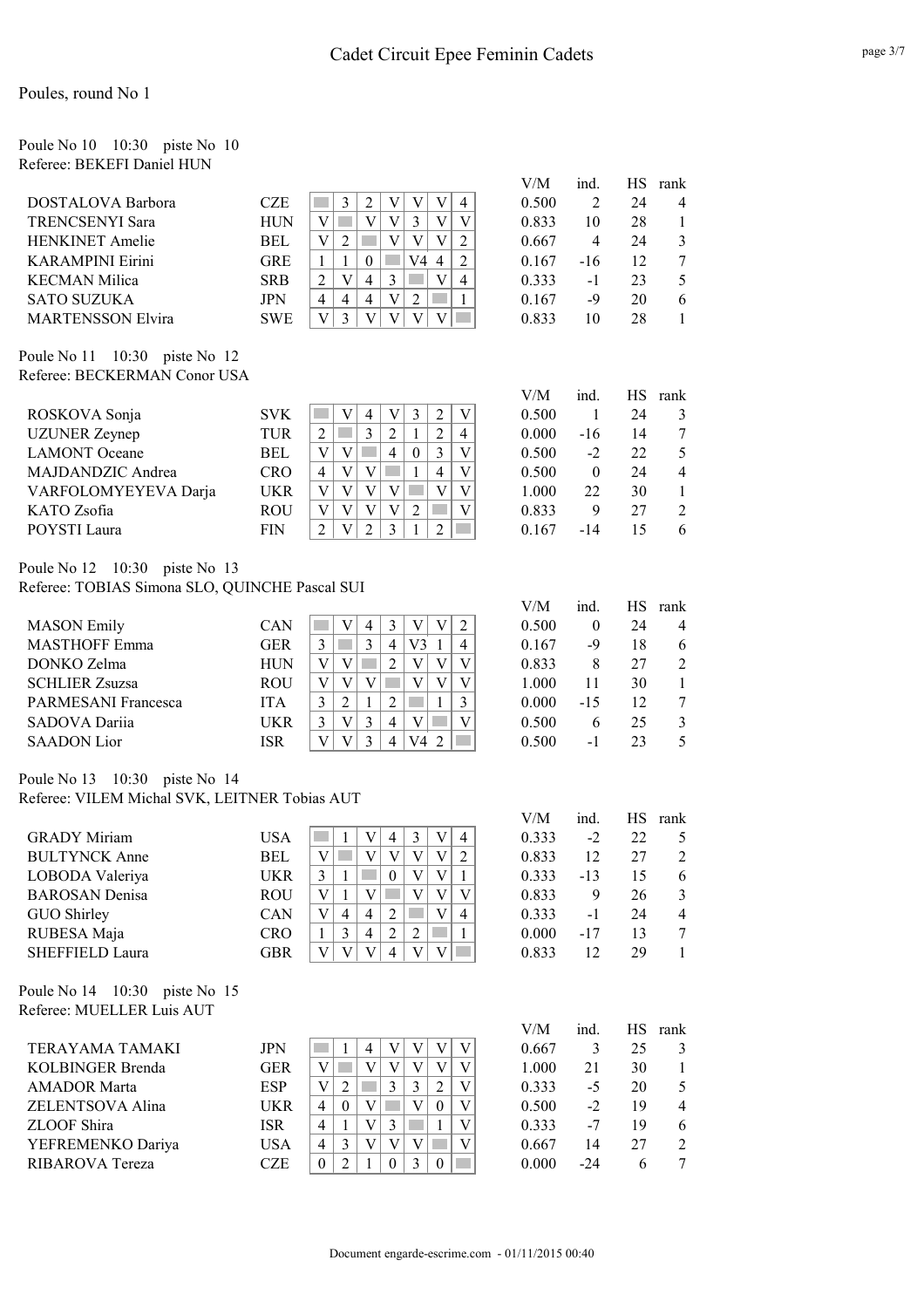# Cadet Circuit Epee Feminin Cadets

## Poules, round No 1

### Poule No 10 10:30 piste No 10
Referee: BEKEFI Daniel HUN

| Name | Nation | 1 | 2 | 3 | 4 | 5 | 6 | 7 | V/M | ind. | HS | rank |
|---|---|---|---|---|---|---|---|---|---|---|---|---|
| DOSTALOVA Barbora | CZE | | 3 | 2 | V | V | V | 4 | 0.500 | 2 | 24 | 4 |
| TRENCSENYI Sara | HUN | V | | V | V | 3 | V | V | 0.833 | 10 | 28 | 1 |
| HENKINET Amelie | BEL | V | 2 | | V | V | V | 2 | 0.667 | 4 | 24 | 3 |
| KARAMPINI Eirini | GRE | 1 | 1 | 0 | | V4 | 4 | 2 | 0.167 | -16 | 12 | 7 |
| KECMAN Milica | SRB | 2 | V | 4 | 3 | | V | 4 | 0.333 | -1 | 23 | 5 |
| SATO SUZUKA | JPN | 4 | 4 | 4 | V | 2 | | 1 | 0.167 | -9 | 20 | 6 |
| MARTENSSON Elvira | SWE | V | 3 | V | V | V | V | | 0.833 | 10 | 28 | 1 |

### Poule No 11 10:30 piste No 12
Referee: BECKERMAN Conor USA

| Name | Nation | 1 | 2 | 3 | 4 | 5 | 6 | 7 | V/M | ind. | HS | rank |
|---|---|---|---|---|---|---|---|---|---|---|---|---|
| ROSKOVA Sonja | SVK | | V | 4 | V | 3 | 2 | V | 0.500 | 1 | 24 | 3 |
| UZUNER Zeynep | TUR | 2 | | 3 | 2 | 1 | 2 | 4 | 0.000 | -16 | 14 | 7 |
| LAMONT Oceane | BEL | V | V | | 4 | 0 | 3 | V | 0.500 | -2 | 22 | 5 |
| MAJDANDZIC Andrea | CRO | 4 | V | V | | 1 | 4 | V | 0.500 | 0 | 24 | 4 |
| VARFOLOMYEYEVA Darja | UKR | V | V | V | V | | V | V | 1.000 | 22 | 30 | 1 |
| KATO Zsofia | ROU | V | V | V | V | 2 | | V | 0.833 | 9 | 27 | 2 |
| POYSTI Laura | FIN | 2 | V | 2 | 3 | 1 | 2 | | 0.167 | -14 | 15 | 6 |

### Poule No 12 10:30 piste No 13
Referee: TOBIAS Simona SLO, QUINCHE Pascal SUI

| Name | Nation | 1 | 2 | 3 | 4 | 5 | 6 | 7 | V/M | ind. | HS | rank |
|---|---|---|---|---|---|---|---|---|---|---|---|---|
| MASON Emily | CAN | | V | 4 | 3 | V | V | 2 | 0.500 | 0 | 24 | 4 |
| MASTHOFF Emma | GER | 3 | | 3 | 4 | V3 | 1 | 4 | 0.167 | -9 | 18 | 6 |
| DONKO Zelma | HUN | V | V | | 2 | V | V | V | 0.833 | 8 | 27 | 2 |
| SCHLIER Zsuzsa | ROU | V | V | V | | V | V | V | 1.000 | 11 | 30 | 1 |
| PARMESANI Francesca | ITA | 3 | 2 | 1 | 2 | | 1 | 3 | 0.000 | -15 | 12 | 7 |
| SADOVA Dariia | UKR | 3 | V | 3 | 4 | V | | V | 0.500 | 6 | 25 | 3 |
| SAADON Lior | ISR | V | V | 3 | 4 | V4 | 2 | | 0.500 | -1 | 23 | 5 |

### Poule No 13 10:30 piste No 14
Referee: VILEM Michal SVK, LEITNER Tobias AUT

| Name | Nation | 1 | 2 | 3 | 4 | 5 | 6 | 7 | V/M | ind. | HS | rank |
|---|---|---|---|---|---|---|---|---|---|---|---|---|
| GRADY Miriam | USA | | 1 | V | 4 | 3 | V | 4 | 0.333 | -2 | 22 | 5 |
| BULTYNCK Anne | BEL | V | | V | V | V | V | 2 | 0.833 | 12 | 27 | 2 |
| LOBODA Valeriya | UKR | 3 | 1 | | 0 | V | V | 1 | 0.333 | -13 | 15 | 6 |
| BAROSAN Denisa | ROU | V | 1 | V | | V | V | V | 0.833 | 9 | 26 | 3 |
| GUO Shirley | CAN | V | 4 | 4 | 2 | | V | 4 | 0.333 | -1 | 24 | 4 |
| RUBESA Maja | CRO | 1 | 3 | 4 | 2 | 2 | | 1 | 0.000 | -17 | 13 | 7 |
| SHEFFIELD Laura | GBR | V | V | V | 4 | V | V | | 0.833 | 12 | 29 | 1 |

### Poule No 14 10:30 piste No 15
Referee: MUELLER Luis AUT

| Name | Nation | 1 | 2 | 3 | 4 | 5 | 6 | 7 | V/M | ind. | HS | rank |
|---|---|---|---|---|---|---|---|---|---|---|---|---|
| TERAYAMA TAMAKI | JPN | | 1 | 4 | V | V | V | V | 0.667 | 3 | 25 | 3 |
| KOLBINGER Brenda | GER | V | | V | V | V | V | V | 1.000 | 21 | 30 | 1 |
| AMADOR Marta | ESP | V | 2 | | 3 | 3 | 2 | V | 0.333 | -5 | 20 | 5 |
| ZELENTSOVA Alina | UKR | 4 | 0 | V | | V | 0 | V | 0.500 | -2 | 19 | 4 |
| ZLOOF Shira | ISR | 4 | 1 | V | 3 | | 1 | V | 0.333 | -7 | 19 | 6 |
| YEFREMENKO Dariya | USA | 4 | 3 | V | V | V | | V | 0.667 | 14 | 27 | 2 |
| RIBAROVA Tereza | CZE | 0 | 2 | 1 | 0 | 3 | 0 | | 0.000 | -24 | 6 | 7 |

Document engarde-escrime.com - 01/11/2015 00:40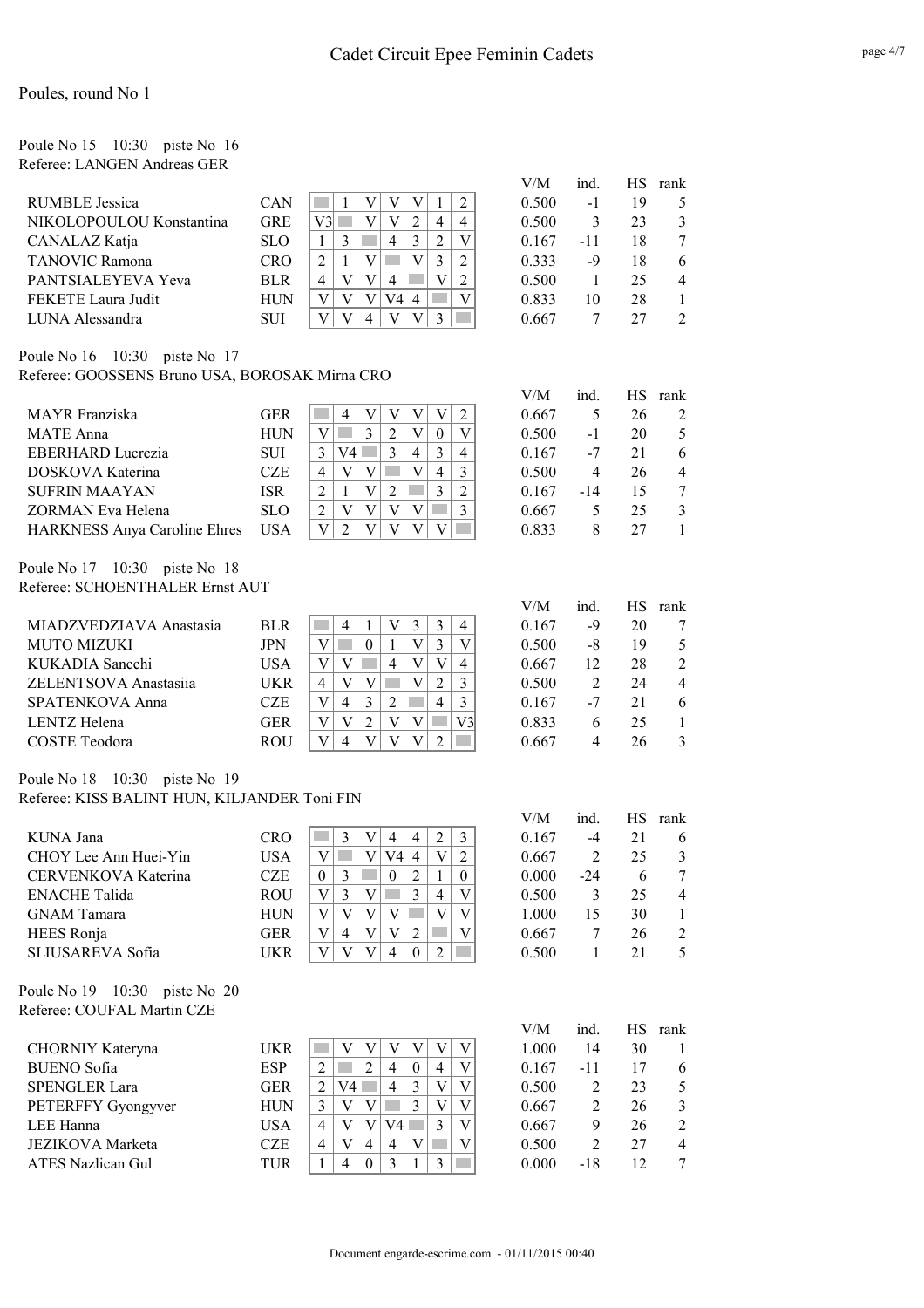# Cadet Circuit Epee Feminin Cadets

Poules, round No 1

Poule No 15    10:30    piste No 16
Referee: LANGEN Andreas GER

| | | 1 | 2 | 3 | 4 | 5 | 6 | 7 | V/M | ind. | HS | rank |
|---|---|---|---|---|---|---|---|---|---|---|---|---|
| RUMBLE Jessica | CAN | | 1 | V | V | V | 1 | 2 | 0.500 | -1 | 19 | 5 |
| NIKOLOPOULOU Konstantina | GRE | V3 | | V | V | 2 | 4 | 4 | 0.500 | 3 | 23 | 3 |
| CANALAZ Katja | SLO | 1 | 3 | | 4 | 3 | 2 | V | 0.167 | -11 | 18 | 7 |
| TANOVIC Ramona | CRO | 2 | 1 | V | | V | 3 | 2 | 0.333 | -9 | 18 | 6 |
| PANTSIALEYEVA Yeva | BLR | 4 | V | V | 4 | | V | 2 | 0.500 | 1 | 25 | 4 |
| FEKETE Laura Judit | HUN | V | V | V | V4 | 4 | | V | 0.833 | 10 | 28 | 1 |
| LUNA Alessandra | SUI | V | V | 4 | V | V | 3 | | 0.667 | 7 | 27 | 2 |

Poule No 16    10:30    piste No 17
Referee: GOOSSENS Bruno USA, BOROSAK Mirna CRO

| | | 1 | 2 | 3 | 4 | 5 | 6 | 7 | V/M | ind. | HS | rank |
|---|---|---|---|---|---|---|---|---|---|---|---|---|
| MAYR Franziska | GER | | 4 | V | V | V | V | 2 | 0.667 | 5 | 26 | 2 |
| MATE Anna | HUN | V | | 3 | 2 | V | 0 | V | 0.500 | -1 | 20 | 5 |
| EBERHARD Lucrezia | SUI | 3 | V4 | | 3 | 4 | 3 | 4 | 0.167 | -7 | 21 | 6 |
| DOSKOVA Katerina | CZE | 4 | V | V | | V | 4 | 3 | 0.500 | 4 | 26 | 4 |
| SUFRIN MAAYAN | ISR | 2 | 1 | V | 2 | | 3 | 2 | 0.167 | -14 | 15 | 7 |
| ZORMAN Eva Helena | SLO | 2 | V | V | V | V | | 3 | 0.667 | 5 | 25 | 3 |
| HARKNESS Anya Caroline Ehres | USA | V | 2 | V | V | V | V | | 0.833 | 8 | 27 | 1 |

Poule No 17    10:30    piste No 18
Referee: SCHOENTHALER Ernst AUT

| | | 1 | 2 | 3 | 4 | 5 | 6 | 7 | V/M | ind. | HS | rank |
|---|---|---|---|---|---|---|---|---|---|---|---|---|
| MIADZVEDZIAVA Anastasia | BLR | | 4 | 1 | V | 3 | 3 | 4 | 0.167 | -9 | 20 | 7 |
| MUTO MIZUKI | JPN | V | | 0 | 1 | V | 3 | V | 0.500 | -8 | 19 | 5 |
| KUKADIA Sancchi | USA | V | V | | 4 | V | V | 4 | 0.667 | 12 | 28 | 2 |
| ZELENTSOVA Anastasiia | UKR | 4 | V | V | | V | 2 | 3 | 0.500 | 2 | 24 | 4 |
| SPATENKOVA Anna | CZE | V | 4 | 3 | 2 | | 4 | 3 | 0.167 | -7 | 21 | 6 |
| LENTZ Helena | GER | V | V | 2 | V | V | | V3 | 0.833 | 6 | 25 | 1 |
| COSTE Teodora | ROU | V | 4 | V | V | V | 2 | | 0.667 | 4 | 26 | 3 |

Poule No 18    10:30    piste No 19
Referee: KISS BALINT HUN, KILJANDER Toni FIN

| | | 1 | 2 | 3 | 4 | 5 | 6 | 7 | V/M | ind. | HS | rank |
|---|---|---|---|---|---|---|---|---|---|---|---|---|
| KUNA Jana | CRO | | 3 | V | 4 | 4 | 2 | 3 | 0.167 | -4 | 21 | 6 |
| CHOY Lee Ann Huei-Yin | USA | V | | V | V4 | 4 | V | 2 | 0.667 | 2 | 25 | 3 |
| CERVENKOVA Katerina | CZE | 0 | 3 | | 0 | 2 | 1 | 0 | 0.000 | -24 | 6 | 7 |
| ENACHE Talida | ROU | V | 3 | V | | 3 | 4 | V | 0.500 | 3 | 25 | 4 |
| GNAM Tamara | HUN | V | V | V | V | | V | V | 1.000 | 15 | 30 | 1 |
| HEES Ronja | GER | V | 4 | V | V | 2 | | V | 0.667 | 7 | 26 | 2 |
| SLIUSAREVA Sofia | UKR | V | V | V | 4 | 0 | 2 | | 0.500 | 1 | 21 | 5 |

Poule No 19    10:30    piste No 20
Referee: COUFAL Martin CZE

| | | 1 | 2 | 3 | 4 | 5 | 6 | 7 | V/M | ind. | HS | rank |
|---|---|---|---|---|---|---|---|---|---|---|---|---|
| CHORNIY Kateryna | UKR | | V | V | V | V | V | V | 1.000 | 14 | 30 | 1 |
| BUENO Sofia | ESP | 2 | | 2 | 4 | 0 | 4 | V | 0.167 | -11 | 17 | 6 |
| SPENGLER Lara | GER | 2 | V4 | | 4 | 3 | V | V | 0.500 | 2 | 23 | 5 |
| PETERFFY Gyongyver | HUN | 3 | V | V | | 3 | V | V | 0.667 | 2 | 26 | 3 |
| LEE Hanna | USA | 4 | V | V | V4 | | 3 | V | 0.667 | 9 | 26 | 2 |
| JEZIKOVA Marketa | CZE | 4 | V | 4 | 4 | V | | V | 0.500 | 2 | 27 | 4 |
| ATES Nazlican Gul | TUR | 1 | 4 | 0 | 3 | 1 | 3 | | 0.000 | -18 | 12 | 7 |

Document engarde-escrime.com - 01/11/2015 00:40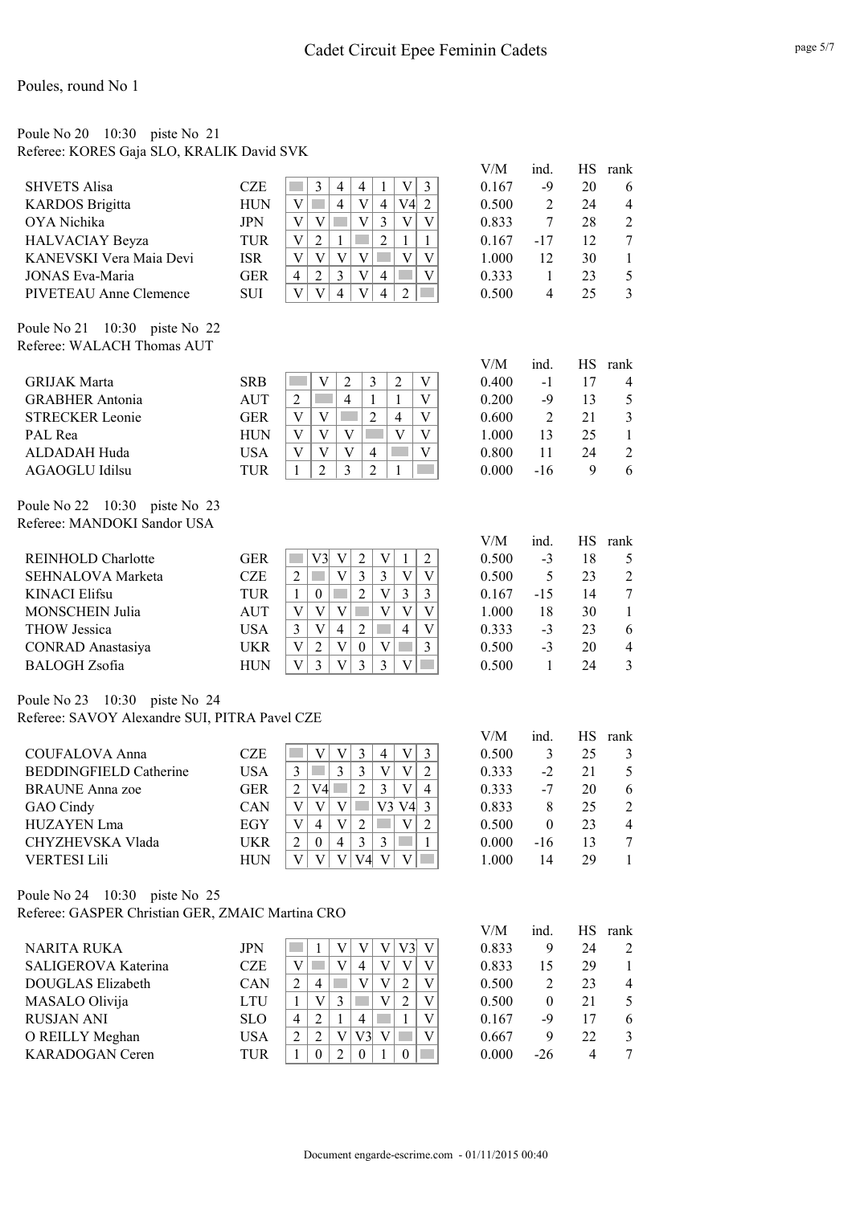# Cadet Circuit Epee Feminin Cadets

Poules, round No 1

Poule No 20 10:30 piste No 21
Referee: KORES Gaja SLO, KRALIK David SVK

| | | | | | | | | | | V/M | ind. | HS | rank |
|---|---|---|---|---|---|---|---|---|---|---|---|---|---|
| SHVETS Alisa | CZE | | 3 | 4 | 4 | 1 | V | 3 | | 0.167 | -9 | 20 | 6 |
| KARDOS Brigitta | HUN | V | | 4 | V | 4 | V4 | 2 | | 0.500 | 2 | 24 | 4 |
| OYA Nichika | JPN | V | V | | V | 3 | V | V | | 0.833 | 7 | 28 | 2 |
| HALVACIAY Beyza | TUR | V | 2 | 1 | | 2 | 1 | 1 | | 0.167 | -17 | 12 | 7 |
| KANEVSKI Vera Maia Devi | ISR | V | V | V | V | | V | V | | 1.000 | 12 | 30 | 1 |
| JONAS Eva-Maria | GER | 4 | 2 | 3 | V | 4 | | V | | 0.333 | 1 | 23 | 5 |
| PIVETEAU Anne Clemence | SUI | V | V | 4 | V | 4 | 2 | | | 0.500 | 4 | 25 | 3 |

Poule No 21 10:30 piste No 22
Referee: WALACH Thomas AUT

| | | | | | | | | | V/M | ind. | HS | rank |
|---|---|---|---|---|---|---|---|---|---|---|---|---|
| GRIJAK Marta | SRB | | V | 2 | 3 | 2 | V | | 0.400 | -1 | 17 | 4 |
| GRABHER Antonia | AUT | 2 | | 4 | 1 | 1 | V | | 0.200 | -9 | 13 | 5 |
| STRECKER Leonie | GER | V | V | | 2 | 4 | V | | 0.600 | 2 | 21 | 3 |
| PAL Rea | HUN | V | V | V | | V | V | | 1.000 | 13 | 25 | 1 |
| ALDADAH Huda | USA | V | V | V | 4 | | V | | 0.800 | 11 | 24 | 2 |
| AGAOGLU Idilsu | TUR | 1 | 2 | 3 | 2 | 1 | | | 0.000 | -16 | 9 | 6 |

Poule No 22 10:30 piste No 23
Referee: MANDOKI Sandor USA

| | | | | | | | | | | V/M | ind. | HS | rank |
|---|---|---|---|---|---|---|---|---|---|---|---|---|---|
| REINHOLD Charlotte | GER | | V3 | V | 2 | V | 1 | 2 | | 0.500 | -3 | 18 | 5 |
| SEHNALOVA Marketa | CZE | 2 | | V | 3 | 3 | V | V | | 0.500 | 5 | 23 | 2 |
| KINACI Elifsu | TUR | 1 | 0 | | 2 | V | 3 | 3 | | 0.167 | -15 | 14 | 7 |
| MONSCHEIN Julia | AUT | V | V | V | | V | V | V | | 1.000 | 18 | 30 | 1 |
| THOW Jessica | USA | 3 | V | 4 | 2 | | 4 | V | | 0.333 | -3 | 23 | 6 |
| CONRAD Anastasiya | UKR | V | 2 | V | 0 | V | | 3 | | 0.500 | -3 | 20 | 4 |
| BALOGH Zsofia | HUN | V | 3 | V | 3 | 3 | V | | | 0.500 | 1 | 24 | 3 |

Poule No 23 10:30 piste No 24
Referee: SAVOY Alexandre SUI, PITRA Pavel CZE

| | | | | | | | | | | V/M | ind. | HS | rank |
|---|---|---|---|---|---|---|---|---|---|---|---|---|---|
| COUFALOVA Anna | CZE | | V | V | 3 | 4 | V | 3 | | 0.500 | 3 | 25 | 3 |
| BEDDINGFIELD Catherine | USA | 3 | | 3 | 3 | V | V | 2 | | 0.333 | -2 | 21 | 5 |
| BRAUNE Anna zoe | GER | 2 | V4 | | 2 | 3 | V | 4 | | 0.333 | -7 | 20 | 6 |
| GAO Cindy | CAN | V | V | V | | V3 | V4 | 3 | | 0.833 | 8 | 25 | 2 |
| HUZAYEN Lma | EGY | V | 4 | V | 2 | | V | 2 | | 0.500 | 0 | 23 | 4 |
| CHYZHEVSKA Vlada | UKR | 2 | 0 | 4 | 3 | 3 | | 1 | | 0.000 | -16 | 13 | 7 |
| VERTESI Lili | HUN | V | V | V | V4 | V | V | | | 1.000 | 14 | 29 | 1 |

Poule No 24 10:30 piste No 25
Referee: GASPER Christian GER, ZMAIC Martina CRO

| | | | | | | | | | | V/M | ind. | HS | rank |
|---|---|---|---|---|---|---|---|---|---|---|---|---|---|
| NARITA RUKA | JPN | | 1 | V | V | V | V3 | V | | 0.833 | 9 | 24 | 2 |
| SALIGEROVA Katerina | CZE | V | | V | 4 | V | V | V | | 0.833 | 15 | 29 | 1 |
| DOUGLAS Elizabeth | CAN | 2 | 4 | | V | V | 2 | V | | 0.500 | 2 | 23 | 4 |
| MASALO Olivija | LTU | 1 | V | 3 | | V | 2 | V | | 0.500 | 0 | 21 | 5 |
| RUSJAN ANI | SLO | 4 | 2 | 1 | 4 | | 1 | V | | 0.167 | -9 | 17 | 6 |
| O REILLY Meghan | USA | 2 | 2 | V | V3 | V | | V | | 0.667 | 9 | 22 | 3 |
| KARADOGAN Ceren | TUR | 1 | 0 | 2 | 0 | 1 | 0 | | | 0.000 | -26 | 4 | 7 |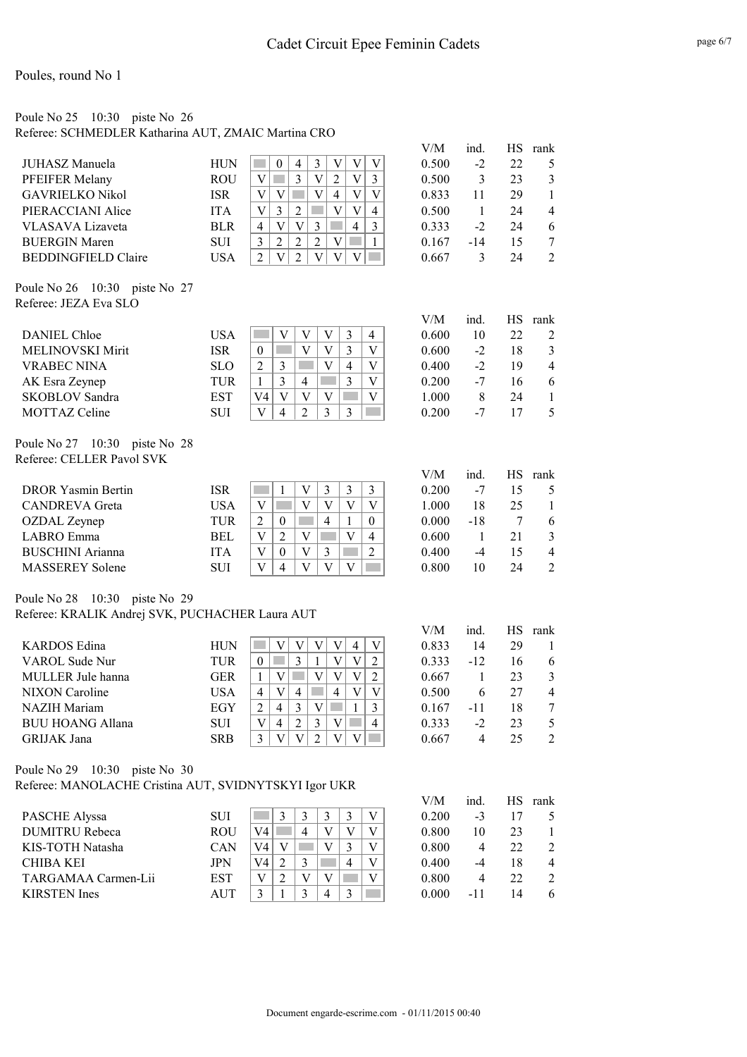Poules, round No 1

Poule No 25 10:30 piste No 26
Referee: SCHMEDLER Katharina AUT, ZMAIC Martina CRO

| Name | Nat | 1 | 2 | 3 | 4 | 5 | 6 | 7 | V/M | ind. | HS | rank |
|---|---|---|---|---|---|---|---|---|---|---|---|---|
| JUHASZ Manuela | HUN | | 0 | 4 | 3 | V | V | V | 0.500 | -2 | 22 | 5 |
| PFEIFER Melany | ROU | V | | 3 | V | 2 | V | 3 | 0.500 | 3 | 23 | 3 |
| GAVRIELKO Nikol | ISR | V | V | | V | 4 | V | V | 0.833 | 11 | 29 | 1 |
| PIERACCIANI Alice | ITA | V | 3 | 2 | | V | V | 4 | 0.500 | 1 | 24 | 4 |
| VLASAVA Lizaveta | BLR | 4 | V | V | 3 | | 4 | 3 | 0.333 | -2 | 24 | 6 |
| BUERGIN Maren | SUI | 3 | 2 | 2 | 2 | V | | 1 | 0.167 | -14 | 15 | 7 |
| BEDDINGFIELD Claire | USA | 2 | V | 2 | V | V | V | | 0.667 | 3 | 24 | 2 |

Poule No 26 10:30 piste No 27
Referee: JEZA Eva SLO

| Name | Nat | 1 | 2 | 3 | 4 | 5 | 6 | V/M | ind. | HS | rank |
|---|---|---|---|---|---|---|---|---|---|---|---|
| DANIEL Chloe | USA | | V | V | V | 3 | 4 | 0.600 | 10 | 22 | 2 |
| MELINOVSKI Mirit | ISR | 0 | | V | V | 3 | V | 0.600 | -2 | 18 | 3 |
| VRABEC NINA | SLO | 2 | 3 | | V | 4 | V | 0.400 | -2 | 19 | 4 |
| AK Esra Zeynep | TUR | 1 | 3 | 4 | | 3 | V | 0.200 | -7 | 16 | 6 |
| SKOBLOV Sandra | EST | V4 | V | V | V | | V | 1.000 | 8 | 24 | 1 |
| MOTTAZ Celine | SUI | V | 4 | 2 | 3 | 3 | | 0.200 | -7 | 17 | 5 |

Poule No 27 10:30 piste No 28
Referee: CELLER Pavol SVK

| Name | Nat | 1 | 2 | 3 | 4 | 5 | 6 | V/M | ind. | HS | rank |
|---|---|---|---|---|---|---|---|---|---|---|---|
| DROR Yasmin Bertin | ISR | | 1 | V | 3 | 3 | 3 | 0.200 | -7 | 15 | 5 |
| CANDREVA Greta | USA | V | | V | V | V | V | 1.000 | 18 | 25 | 1 |
| OZDAL Zeynep | TUR | 2 | 0 | | 4 | 1 | 0 | 0.000 | -18 | 7 | 6 |
| LABRO Emma | BEL | V | 2 | V | | V | 4 | 0.600 | 1 | 21 | 3 |
| BUSCHINI Arianna | ITA | V | 0 | V | 3 | | 2 | 0.400 | -4 | 15 | 4 |
| MASSEREY Solene | SUI | V | 4 | V | V | V | | 0.800 | 10 | 24 | 2 |

Poule No 28 10:30 piste No 29
Referee: KRALIK Andrej SVK, PUCHACHER Laura AUT

| Name | Nat | 1 | 2 | 3 | 4 | 5 | 6 | 7 | V/M | ind. | HS | rank |
|---|---|---|---|---|---|---|---|---|---|---|---|---|
| KARDOS Edina | HUN | | V | V | V | V | 4 | V | 0.833 | 14 | 29 | 1 |
| VAROL Sude Nur | TUR | 0 | | 3 | 1 | V | V | 2 | 0.333 | -12 | 16 | 6 |
| MULLER Jule hanna | GER | 1 | V | | V | V | V | 2 | 0.667 | 1 | 23 | 3 |
| NIXON Caroline | USA | 4 | V | 4 | | 4 | V | V | 0.500 | 6 | 27 | 4 |
| NAZIH Mariam | EGY | 2 | 4 | 3 | V | | 1 | 3 | 0.167 | -11 | 18 | 7 |
| BUU HOANG Allana | SUI | V | 4 | 2 | 3 | V | | 4 | 0.333 | -2 | 23 | 5 |
| GRIJAK Jana | SRB | 3 | V | V | 2 | V | V | | 0.667 | 4 | 25 | 2 |

Poule No 29 10:30 piste No 30
Referee: MANOLACHE Cristina AUT, SVIDNYTSKYI Igor UKR

| Name | Nat | 1 | 2 | 3 | 4 | 5 | 6 | V/M | ind. | HS | rank |
|---|---|---|---|---|---|---|---|---|---|---|---|
| PASCHE Alyssa | SUI | | 3 | 3 | 3 | 3 | V | 0.200 | -3 | 17 | 5 |
| DUMITRU Rebeca | ROU | V4 | | 4 | V | V | V | 0.800 | 10 | 23 | 1 |
| KIS-TOTH Natasha | CAN | V4 | V | | V | 3 | V | 0.800 | 4 | 22 | 2 |
| CHIBA KEI | JPN | V4 | 2 | 3 | | 4 | V | 0.400 | -4 | 18 | 4 |
| TARGAMAA Carmen-Lii | EST | V | 2 | V | V | | V | 0.800 | 4 | 22 | 2 |
| KIRSTEN Ines | AUT | 3 | 1 | 3 | 4 | 3 | | 0.000 | -11 | 14 | 6 |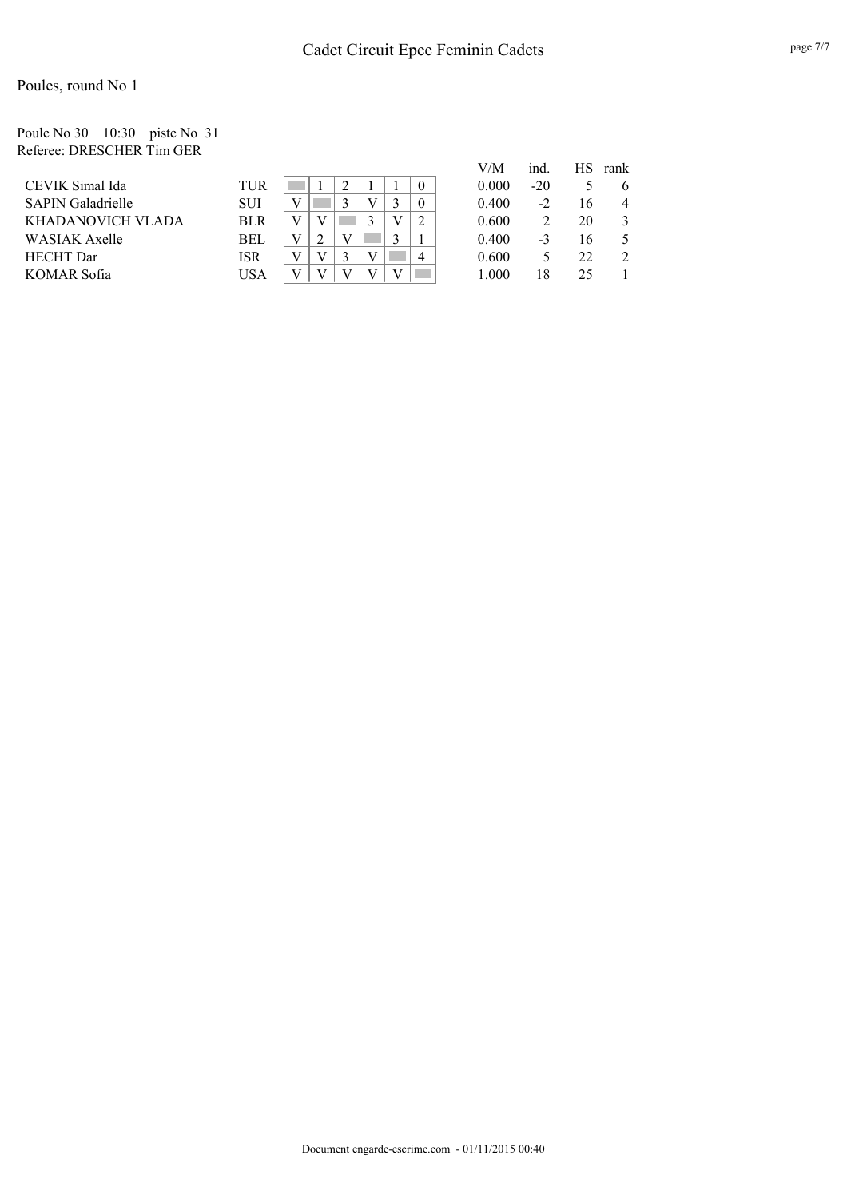# Cadet Circuit Epee Feminin Cadets

Poules, round No 1

Poule No 30    10:30    piste No 31
Referee: DRESCHER Tim GER

| Name | Nation | 1 | 2 | 3 | 4 | 5 | 6 | V/M | ind. | HS | rank |
|---|---|---|---|---|---|---|---|---|---|---|---|
| CEVIK Simal Ida | TUR | | 1 | 2 | 1 | 1 | 0 | 0.000 | -20 | 5 | 6 |
| SAPIN Galadrielle | SUI | V | | 3 | V | 3 | 0 | 0.400 | -2 | 16 | 4 |
| KHADANOVICH VLADA | BLR | V | V | | 3 | V | 2 | 0.600 | 2 | 20 | 3 |
| WASIAK Axelle | BEL | V | 2 | V | | 3 | 1 | 0.400 | -3 | 16 | 5 |
| HECHT Dar | ISR | V | V | 3 | V | | 4 | 0.600 | 5 | 22 | 2 |
| KOMAR Sofia | USA | V | V | V | V | V | | 1.000 | 18 | 25 | 1 |

Document engarde-escrime.com - 01/11/2015 00:40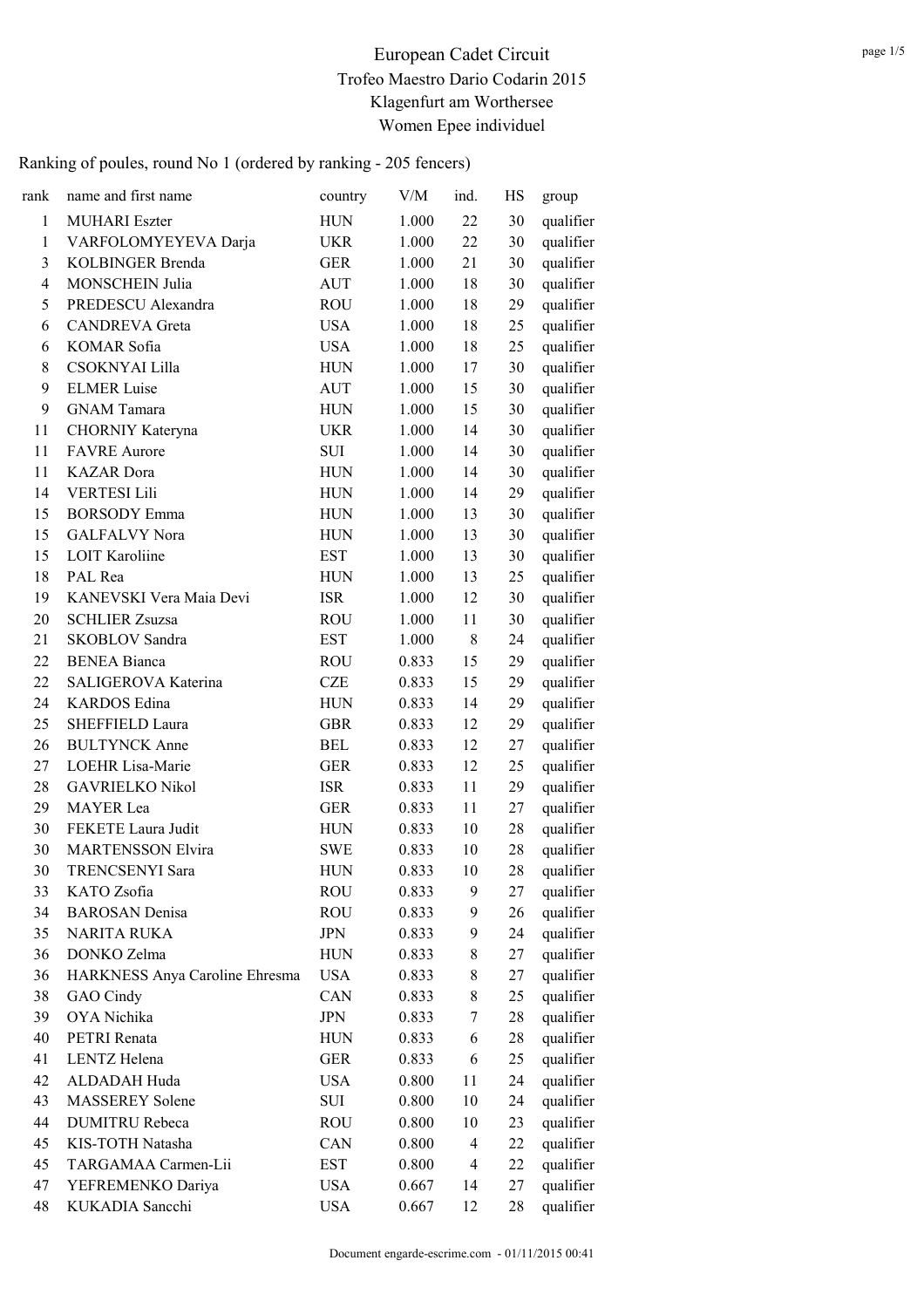# European Cadet Circuit
## Trofeo Maestro Dario Codarin 2015
## Klagenfurt am Worthersee
## Women Epee individuel

Ranking of poules, round No 1 (ordered by ranking - 205 fencers)

| rank | name and first name | country | V/M | ind. | HS | group |
|---|---|---|---|---|---|---|
| 1 | MUHARI Eszter | HUN | 1.000 | 22 | 30 | qualifier |
| 1 | VARFOLOMYEYEVA Darja | UKR | 1.000 | 22 | 30 | qualifier |
| 3 | KOLBINGER Brenda | GER | 1.000 | 21 | 30 | qualifier |
| 4 | MONSCHEIN Julia | AUT | 1.000 | 18 | 30 | qualifier |
| 5 | PREDESCU Alexandra | ROU | 1.000 | 18 | 29 | qualifier |
| 6 | CANDREVA Greta | USA | 1.000 | 18 | 25 | qualifier |
| 6 | KOMAR Sofia | USA | 1.000 | 18 | 25 | qualifier |
| 8 | CSOKNYAI Lilla | HUN | 1.000 | 17 | 30 | qualifier |
| 9 | ELMER Luise | AUT | 1.000 | 15 | 30 | qualifier |
| 9 | GNAM Tamara | HUN | 1.000 | 15 | 30 | qualifier |
| 11 | CHORNIY Kateryna | UKR | 1.000 | 14 | 30 | qualifier |
| 11 | FAVRE Aurore | SUI | 1.000 | 14 | 30 | qualifier |
| 11 | KAZAR Dora | HUN | 1.000 | 14 | 30 | qualifier |
| 14 | VERTESI Lili | HUN | 1.000 | 14 | 29 | qualifier |
| 15 | BORSODY Emma | HUN | 1.000 | 13 | 30 | qualifier |
| 15 | GALFALVY Nora | HUN | 1.000 | 13 | 30 | qualifier |
| 15 | LOIT Karoliine | EST | 1.000 | 13 | 30 | qualifier |
| 18 | PAL Rea | HUN | 1.000 | 13 | 25 | qualifier |
| 19 | KANEVSKI Vera Maia Devi | ISR | 1.000 | 12 | 30 | qualifier |
| 20 | SCHLIER Zsuzsa | ROU | 1.000 | 11 | 30 | qualifier |
| 21 | SKOBLOV Sandra | EST | 1.000 | 8 | 24 | qualifier |
| 22 | BENEA Bianca | ROU | 0.833 | 15 | 29 | qualifier |
| 22 | SALIGEROVA Katerina | CZE | 0.833 | 15 | 29 | qualifier |
| 24 | KARDOS Edina | HUN | 0.833 | 14 | 29 | qualifier |
| 25 | SHEFFIELD Laura | GBR | 0.833 | 12 | 29 | qualifier |
| 26 | BULTYNCK Anne | BEL | 0.833 | 12 | 27 | qualifier |
| 27 | LOEHR Lisa-Marie | GER | 0.833 | 12 | 25 | qualifier |
| 28 | GAVRIELKO Nikol | ISR | 0.833 | 11 | 29 | qualifier |
| 29 | MAYER Lea | GER | 0.833 | 11 | 27 | qualifier |
| 30 | FEKETE Laura Judit | HUN | 0.833 | 10 | 28 | qualifier |
| 30 | MARTENSSON Elvira | SWE | 0.833 | 10 | 28 | qualifier |
| 30 | TRENCSENYI Sara | HUN | 0.833 | 10 | 28 | qualifier |
| 33 | KATO Zsofia | ROU | 0.833 | 9 | 27 | qualifier |
| 34 | BAROSAN Denisa | ROU | 0.833 | 9 | 26 | qualifier |
| 35 | NARITA RUKA | JPN | 0.833 | 9 | 24 | qualifier |
| 36 | DONKO Zelma | HUN | 0.833 | 8 | 27 | qualifier |
| 36 | HARKNESS Anya Caroline Ehresma | USA | 0.833 | 8 | 27 | qualifier |
| 38 | GAO Cindy | CAN | 0.833 | 8 | 25 | qualifier |
| 39 | OYA Nichika | JPN | 0.833 | 7 | 28 | qualifier |
| 40 | PETRI Renata | HUN | 0.833 | 6 | 28 | qualifier |
| 41 | LENTZ Helena | GER | 0.833 | 6 | 25 | qualifier |
| 42 | ALDADAH Huda | USA | 0.800 | 11 | 24 | qualifier |
| 43 | MASSEREY Solene | SUI | 0.800 | 10 | 24 | qualifier |
| 44 | DUMITRU Rebeca | ROU | 0.800 | 10 | 23 | qualifier |
| 45 | KIS-TOTH Natasha | CAN | 0.800 | 4 | 22 | qualifier |
| 45 | TARGAMAA Carmen-Lii | EST | 0.800 | 4 | 22 | qualifier |
| 47 | YEFREMENKO Dariya | USA | 0.667 | 14 | 27 | qualifier |
| 48 | KUKADIA Sancchi | USA | 0.667 | 12 | 28 | qualifier |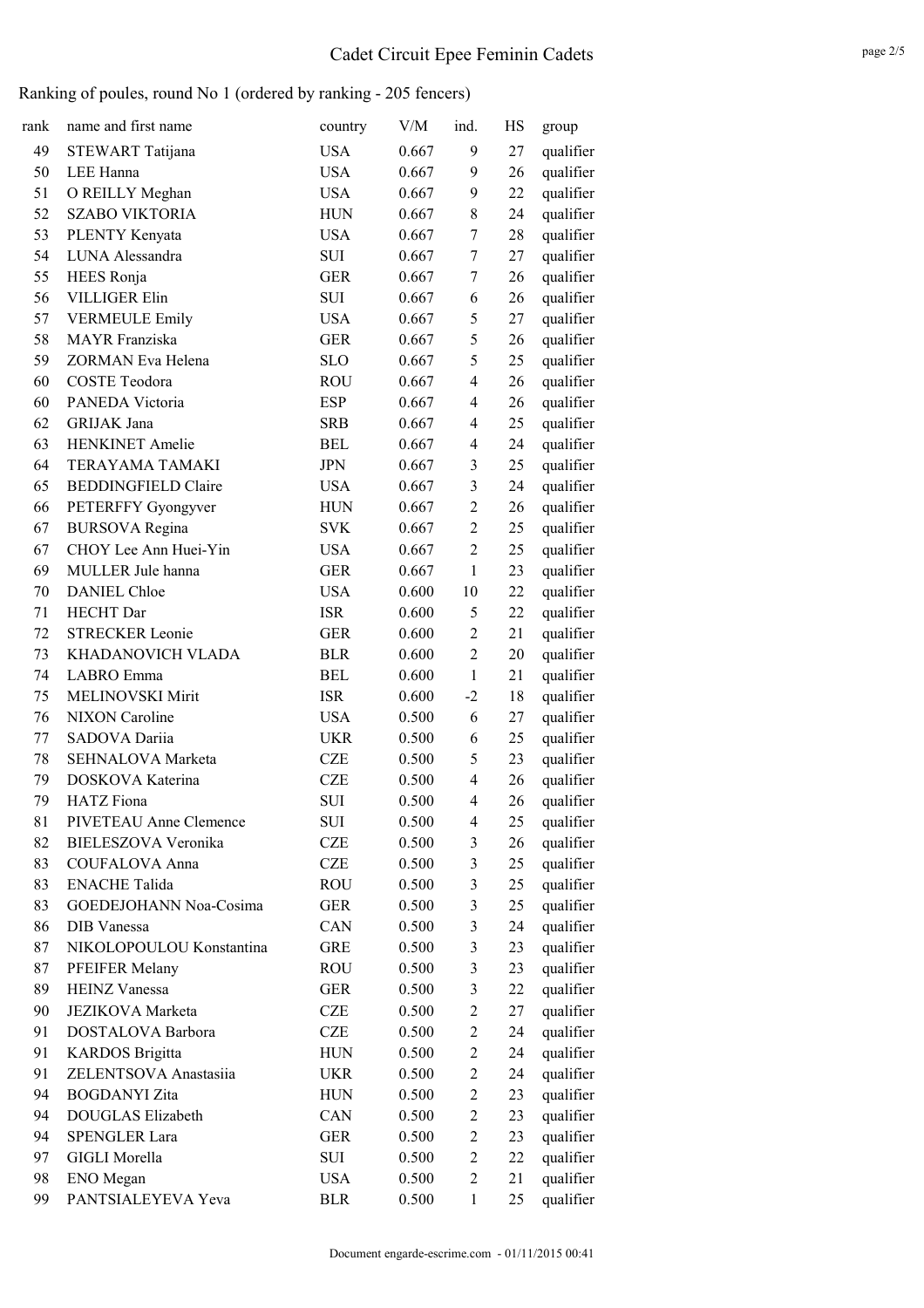# Cadet Circuit Epee Feminin Cadets

## Ranking of poules, round No 1 (ordered by ranking - 205 fencers)

| rank | name and first name | country | V/M | ind. | HS | group |
|---|---|---|---|---|---|---|
| 49 | STEWART Tatijana | USA | 0.667 | 9 | 27 | qualifier |
| 50 | LEE Hanna | USA | 0.667 | 9 | 26 | qualifier |
| 51 | O REILLY Meghan | USA | 0.667 | 9 | 22 | qualifier |
| 52 | SZABO VIKTORIA | HUN | 0.667 | 8 | 24 | qualifier |
| 53 | PLENTY Kenyata | USA | 0.667 | 7 | 28 | qualifier |
| 54 | LUNA Alessandra | SUI | 0.667 | 7 | 27 | qualifier |
| 55 | HEES Ronja | GER | 0.667 | 7 | 26 | qualifier |
| 56 | VILLIGER Elin | SUI | 0.667 | 6 | 26 | qualifier |
| 57 | VERMEULE Emily | USA | 0.667 | 5 | 27 | qualifier |
| 58 | MAYR Franziska | GER | 0.667 | 5 | 26 | qualifier |
| 59 | ZORMAN Eva Helena | SLO | 0.667 | 5 | 25 | qualifier |
| 60 | COSTE Teodora | ROU | 0.667 | 4 | 26 | qualifier |
| 60 | PANEDA Victoria | ESP | 0.667 | 4 | 26 | qualifier |
| 62 | GRIJAK Jana | SRB | 0.667 | 4 | 25 | qualifier |
| 63 | HENKINET Amelie | BEL | 0.667 | 4 | 24 | qualifier |
| 64 | TERAYAMA TAMAKI | JPN | 0.667 | 3 | 25 | qualifier |
| 65 | BEDDINGFIELD Claire | USA | 0.667 | 3 | 24 | qualifier |
| 66 | PETERFFY Gyongyver | HUN | 0.667 | 2 | 26 | qualifier |
| 67 | BURSOVA Regina | SVK | 0.667 | 2 | 25 | qualifier |
| 67 | CHOY Lee Ann Huei-Yin | USA | 0.667 | 2 | 25 | qualifier |
| 69 | MULLER Jule hanna | GER | 0.667 | 1 | 23 | qualifier |
| 70 | DANIEL Chloe | USA | 0.600 | 10 | 22 | qualifier |
| 71 | HECHT Dar | ISR | 0.600 | 5 | 22 | qualifier |
| 72 | STRECKER Leonie | GER | 0.600 | 2 | 21 | qualifier |
| 73 | KHADANOVICH VLADA | BLR | 0.600 | 2 | 20 | qualifier |
| 74 | LABRO Emma | BEL | 0.600 | 1 | 21 | qualifier |
| 75 | MELINOVSKI Mirit | ISR | 0.600 | -2 | 18 | qualifier |
| 76 | NIXON Caroline | USA | 0.500 | 6 | 27 | qualifier |
| 77 | SADOVA Dariia | UKR | 0.500 | 6 | 25 | qualifier |
| 78 | SEHNALOVA Marketa | CZE | 0.500 | 5 | 23 | qualifier |
| 79 | DOSKOVA Katerina | CZE | 0.500 | 4 | 26 | qualifier |
| 79 | HATZ Fiona | SUI | 0.500 | 4 | 26 | qualifier |
| 81 | PIVETEAU Anne Clemence | SUI | 0.500 | 4 | 25 | qualifier |
| 82 | BIELESZOVA Veronika | CZE | 0.500 | 3 | 26 | qualifier |
| 83 | COUFALOVA Anna | CZE | 0.500 | 3 | 25 | qualifier |
| 83 | ENACHE Talida | ROU | 0.500 | 3 | 25 | qualifier |
| 83 | GOEDEJOHANN Noa-Cosima | GER | 0.500 | 3 | 25 | qualifier |
| 86 | DIB Vanessa | CAN | 0.500 | 3 | 24 | qualifier |
| 87 | NIKOLOPOULOU Konstantina | GRE | 0.500 | 3 | 23 | qualifier |
| 87 | PFEIFER Melany | ROU | 0.500 | 3 | 23 | qualifier |
| 89 | HEINZ Vanessa | GER | 0.500 | 3 | 22 | qualifier |
| 90 | JEZIKOVA Marketa | CZE | 0.500 | 2 | 27 | qualifier |
| 91 | DOSTALOVA Barbora | CZE | 0.500 | 2 | 24 | qualifier |
| 91 | KARDOS Brigitta | HUN | 0.500 | 2 | 24 | qualifier |
| 91 | ZELENTSOVA Anastasiia | UKR | 0.500 | 2 | 24 | qualifier |
| 94 | BOGDANYI Zita | HUN | 0.500 | 2 | 23 | qualifier |
| 94 | DOUGLAS Elizabeth | CAN | 0.500 | 2 | 23 | qualifier |
| 94 | SPENGLER Lara | GER | 0.500 | 2 | 23 | qualifier |
| 97 | GIGLI Morella | SUI | 0.500 | 2 | 22 | qualifier |
| 98 | ENO Megan | USA | 0.500 | 2 | 21 | qualifier |
| 99 | PANTSIALEYEVA Yeva | BLR | 0.500 | 1 | 25 | qualifier |

Document engarde-escrime.com - 01/11/2015 00:41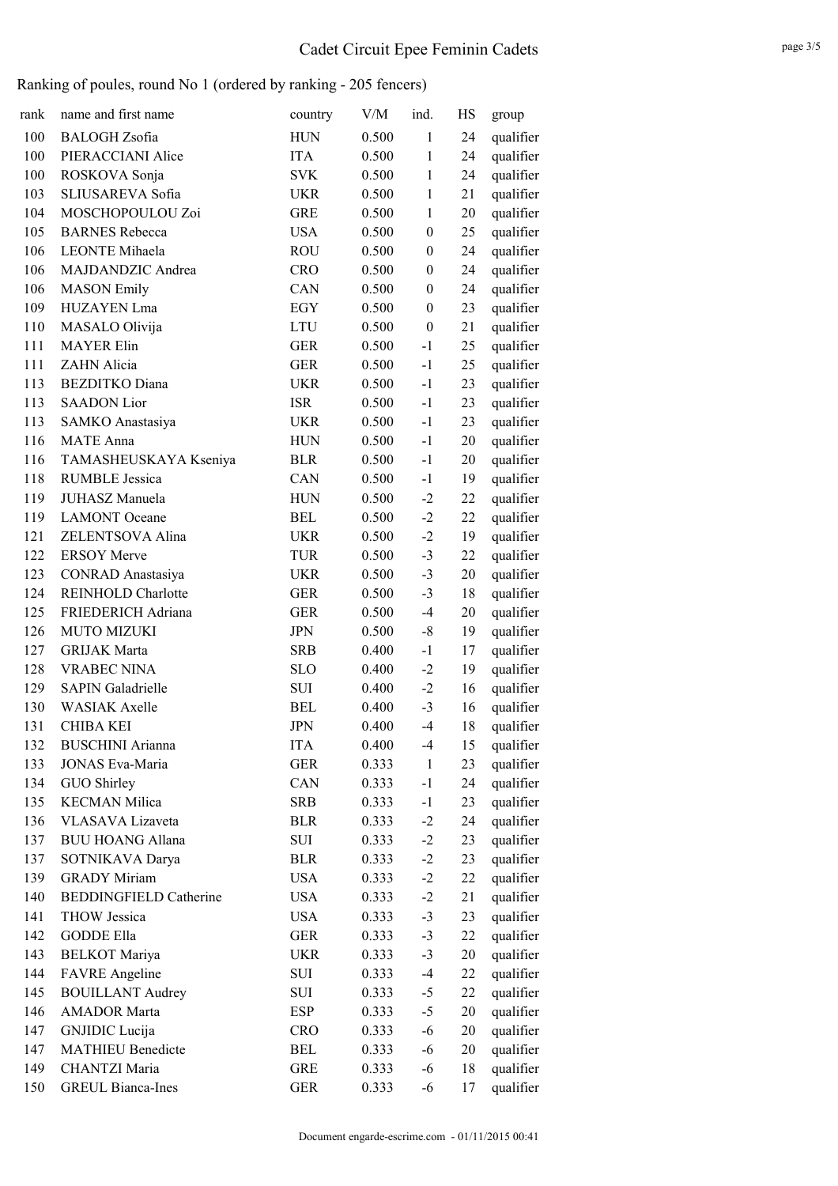# Cadet Circuit Epee Feminin Cadets

## Ranking of poules, round No 1 (ordered by ranking - 205 fencers)

| rank | name and first name | country | V/M | ind. | HS | group |
|---|---|---|---|---|---|---|
| 100 | BALOGH Zsofia | HUN | 0.500 | 1 | 24 | qualifier |
| 100 | PIERACCIANI Alice | ITA | 0.500 | 1 | 24 | qualifier |
| 100 | ROSKOVA Sonja | SVK | 0.500 | 1 | 24 | qualifier |
| 103 | SLIUSAREVA Sofia | UKR | 0.500 | 1 | 21 | qualifier |
| 104 | MOSCHOPOULOU Zoi | GRE | 0.500 | 1 | 20 | qualifier |
| 105 | BARNES Rebecca | USA | 0.500 | 0 | 25 | qualifier |
| 106 | LEONTE Mihaela | ROU | 0.500 | 0 | 24 | qualifier |
| 106 | MAJDANDZIC Andrea | CRO | 0.500 | 0 | 24 | qualifier |
| 106 | MASON Emily | CAN | 0.500 | 0 | 24 | qualifier |
| 109 | HUZAYEN Lma | EGY | 0.500 | 0 | 23 | qualifier |
| 110 | MASALO Olivija | LTU | 0.500 | 0 | 21 | qualifier |
| 111 | MAYER Elin | GER | 0.500 | -1 | 25 | qualifier |
| 111 | ZAHN Alicia | GER | 0.500 | -1 | 25 | qualifier |
| 113 | BEZDITKO Diana | UKR | 0.500 | -1 | 23 | qualifier |
| 113 | SAADON Lior | ISR | 0.500 | -1 | 23 | qualifier |
| 113 | SAMKO Anastasiya | UKR | 0.500 | -1 | 23 | qualifier |
| 116 | MATE Anna | HUN | 0.500 | -1 | 20 | qualifier |
| 116 | TAMASHEUSKAYA Kseniya | BLR | 0.500 | -1 | 20 | qualifier |
| 118 | RUMBLE Jessica | CAN | 0.500 | -1 | 19 | qualifier |
| 119 | JUHASZ Manuela | HUN | 0.500 | -2 | 22 | qualifier |
| 119 | LAMONT Oceane | BEL | 0.500 | -2 | 22 | qualifier |
| 121 | ZELENTSOVA Alina | UKR | 0.500 | -2 | 19 | qualifier |
| 122 | ERSOY Merve | TUR | 0.500 | -3 | 22 | qualifier |
| 123 | CONRAD Anastasiya | UKR | 0.500 | -3 | 20 | qualifier |
| 124 | REINHOLD Charlotte | GER | 0.500 | -3 | 18 | qualifier |
| 125 | FRIEDERICH Adriana | GER | 0.500 | -4 | 20 | qualifier |
| 126 | MUTO MIZUKI | JPN | 0.500 | -8 | 19 | qualifier |
| 127 | GRIJAK Marta | SRB | 0.400 | -1 | 17 | qualifier |
| 128 | VRABEC NINA | SLO | 0.400 | -2 | 19 | qualifier |
| 129 | SAPIN Galadrielle | SUI | 0.400 | -2 | 16 | qualifier |
| 130 | WASIAK Axelle | BEL | 0.400 | -3 | 16 | qualifier |
| 131 | CHIBA KEI | JPN | 0.400 | -4 | 18 | qualifier |
| 132 | BUSCHINI Arianna | ITA | 0.400 | -4 | 15 | qualifier |
| 133 | JONAS Eva-Maria | GER | 0.333 | 1 | 23 | qualifier |
| 134 | GUO Shirley | CAN | 0.333 | -1 | 24 | qualifier |
| 135 | KECMAN Milica | SRB | 0.333 | -1 | 23 | qualifier |
| 136 | VLASAVA Lizaveta | BLR | 0.333 | -2 | 24 | qualifier |
| 137 | BUU HOANG Allana | SUI | 0.333 | -2 | 23 | qualifier |
| 137 | SOTNIKAVA Darya | BLR | 0.333 | -2 | 23 | qualifier |
| 139 | GRADY Miriam | USA | 0.333 | -2 | 22 | qualifier |
| 140 | BEDDINGFIELD Catherine | USA | 0.333 | -2 | 21 | qualifier |
| 141 | THOW Jessica | USA | 0.333 | -3 | 23 | qualifier |
| 142 | GODDE Ella | GER | 0.333 | -3 | 22 | qualifier |
| 143 | BELKOT Mariya | UKR | 0.333 | -3 | 20 | qualifier |
| 144 | FAVRE Angeline | SUI | 0.333 | -4 | 22 | qualifier |
| 145 | BOUILLANT Audrey | SUI | 0.333 | -5 | 22 | qualifier |
| 146 | AMADOR Marta | ESP | 0.333 | -5 | 20 | qualifier |
| 147 | GNJIDIC Lucija | CRO | 0.333 | -6 | 20 | qualifier |
| 147 | MATHIEU Benedicte | BEL | 0.333 | -6 | 20 | qualifier |
| 149 | CHANTZI Maria | GRE | 0.333 | -6 | 18 | qualifier |
| 150 | GREUL Bianca-Ines | GER | 0.333 | -6 | 17 | qualifier |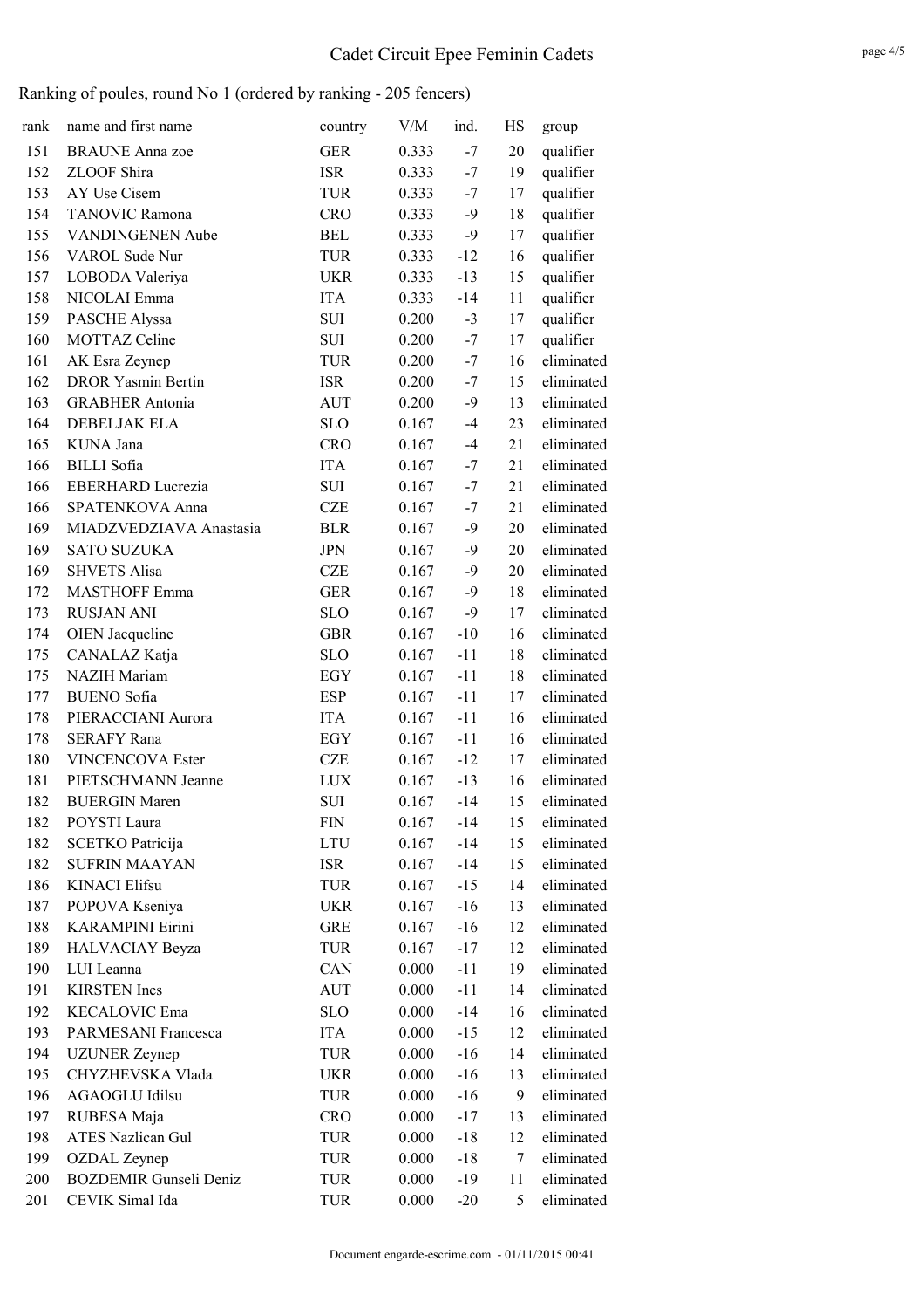# Cadet Circuit Epee Feminin Cadets

## Ranking of poules, round No 1 (ordered by ranking - 205 fencers)

| rank | name and first name | country | V/M | ind. | HS | group |
|---|---|---|---|---|---|---|
| 151 | BRAUNE Anna zoe | GER | 0.333 | -7 | 20 | qualifier |
| 152 | ZLOOF Shira | ISR | 0.333 | -7 | 19 | qualifier |
| 153 | AY Use Cisem | TUR | 0.333 | -7 | 17 | qualifier |
| 154 | TANOVIC Ramona | CRO | 0.333 | -9 | 18 | qualifier |
| 155 | VANDINGENEN Aube | BEL | 0.333 | -9 | 17 | qualifier |
| 156 | VAROL Sude Nur | TUR | 0.333 | -12 | 16 | qualifier |
| 157 | LOBODA Valeriya | UKR | 0.333 | -13 | 15 | qualifier |
| 158 | NICOLAI Emma | ITA | 0.333 | -14 | 11 | qualifier |
| 159 | PASCHE Alyssa | SUI | 0.200 | -3 | 17 | qualifier |
| 160 | MOTTAZ Celine | SUI | 0.200 | -7 | 17 | qualifier |
| 161 | AK Esra Zeynep | TUR | 0.200 | -7 | 16 | eliminated |
| 162 | DROR Yasmin Bertin | ISR | 0.200 | -7 | 15 | eliminated |
| 163 | GRABHER Antonia | AUT | 0.200 | -9 | 13 | eliminated |
| 164 | DEBELJAK ELA | SLO | 0.167 | -4 | 23 | eliminated |
| 165 | KUNA Jana | CRO | 0.167 | -4 | 21 | eliminated |
| 166 | BILLI Sofia | ITA | 0.167 | -7 | 21 | eliminated |
| 166 | EBERHARD Lucrezia | SUI | 0.167 | -7 | 21 | eliminated |
| 166 | SPATENKOVA Anna | CZE | 0.167 | -7 | 21 | eliminated |
| 169 | MIADZVEDZIAVA Anastasia | BLR | 0.167 | -9 | 20 | eliminated |
| 169 | SATO SUZUKA | JPN | 0.167 | -9 | 20 | eliminated |
| 169 | SHVETS Alisa | CZE | 0.167 | -9 | 20 | eliminated |
| 172 | MASTHOFF Emma | GER | 0.167 | -9 | 18 | eliminated |
| 173 | RUSJAN ANI | SLO | 0.167 | -9 | 17 | eliminated |
| 174 | OIEN Jacqueline | GBR | 0.167 | -10 | 16 | eliminated |
| 175 | CANALAZ Katja | SLO | 0.167 | -11 | 18 | eliminated |
| 175 | NAZIH Mariam | EGY | 0.167 | -11 | 18 | eliminated |
| 177 | BUENO Sofia | ESP | 0.167 | -11 | 17 | eliminated |
| 178 | PIERACCIANI Aurora | ITA | 0.167 | -11 | 16 | eliminated |
| 178 | SERAFY Rana | EGY | 0.167 | -11 | 16 | eliminated |
| 180 | VINCENCOVA Ester | CZE | 0.167 | -12 | 17 | eliminated |
| 181 | PIETSCHMANN Jeanne | LUX | 0.167 | -13 | 16 | eliminated |
| 182 | BUERGIN Maren | SUI | 0.167 | -14 | 15 | eliminated |
| 182 | POYSTI Laura | FIN | 0.167 | -14 | 15 | eliminated |
| 182 | SCETKO Patricija | LTU | 0.167 | -14 | 15 | eliminated |
| 182 | SUFRIN MAAYAN | ISR | 0.167 | -14 | 15 | eliminated |
| 186 | KINACI Elifsu | TUR | 0.167 | -15 | 14 | eliminated |
| 187 | POPOVA Kseniya | UKR | 0.167 | -16 | 13 | eliminated |
| 188 | KARAMPINI Eirini | GRE | 0.167 | -16 | 12 | eliminated |
| 189 | HALVACIAY Beyza | TUR | 0.167 | -17 | 12 | eliminated |
| 190 | LUI Leanna | CAN | 0.000 | -11 | 19 | eliminated |
| 191 | KIRSTEN Ines | AUT | 0.000 | -11 | 14 | eliminated |
| 192 | KECALOVIC Ema | SLO | 0.000 | -14 | 16 | eliminated |
| 193 | PARMESANI Francesca | ITA | 0.000 | -15 | 12 | eliminated |
| 194 | UZUNER Zeynep | TUR | 0.000 | -16 | 14 | eliminated |
| 195 | CHYZHEVSKA Vlada | UKR | 0.000 | -16 | 13 | eliminated |
| 196 | AGAOGLU Idilsu | TUR | 0.000 | -16 | 9 | eliminated |
| 197 | RUBESA Maja | CRO | 0.000 | -17 | 13 | eliminated |
| 198 | ATES Nazlican Gul | TUR | 0.000 | -18 | 12 | eliminated |
| 199 | OZDAL Zeynep | TUR | 0.000 | -18 | 7 | eliminated |
| 200 | BOZDEMIR Gunseli Deniz | TUR | 0.000 | -19 | 11 | eliminated |
| 201 | CEVIK Simal Ida | TUR | 0.000 | -20 | 5 | eliminated |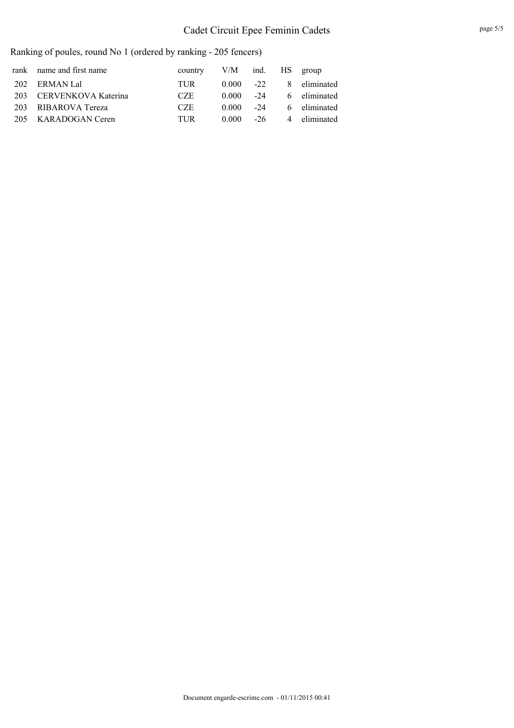# Cadet Circuit Epee Feminin Cadets

Ranking of poules, round No 1 (ordered by ranking - 205 fencers)

| rank | name and first name | country | V/M | ind. | HS | group |
|---|---|---|---|---|---|---|
| 202 | ERMAN Lal | TUR | 0.000 | -22 | 8 | eliminated |
| 203 | CERVENKOVA Katerina | CZE | 0.000 | -24 | 6 | eliminated |
| 203 | RIBAROVA Tereza | CZE | 0.000 | -24 | 6 | eliminated |
| 205 | KARADOGAN Ceren | TUR | 0.000 | -26 | 4 | eliminated |

Document engarde-escrime.com - 01/11/2015 00:41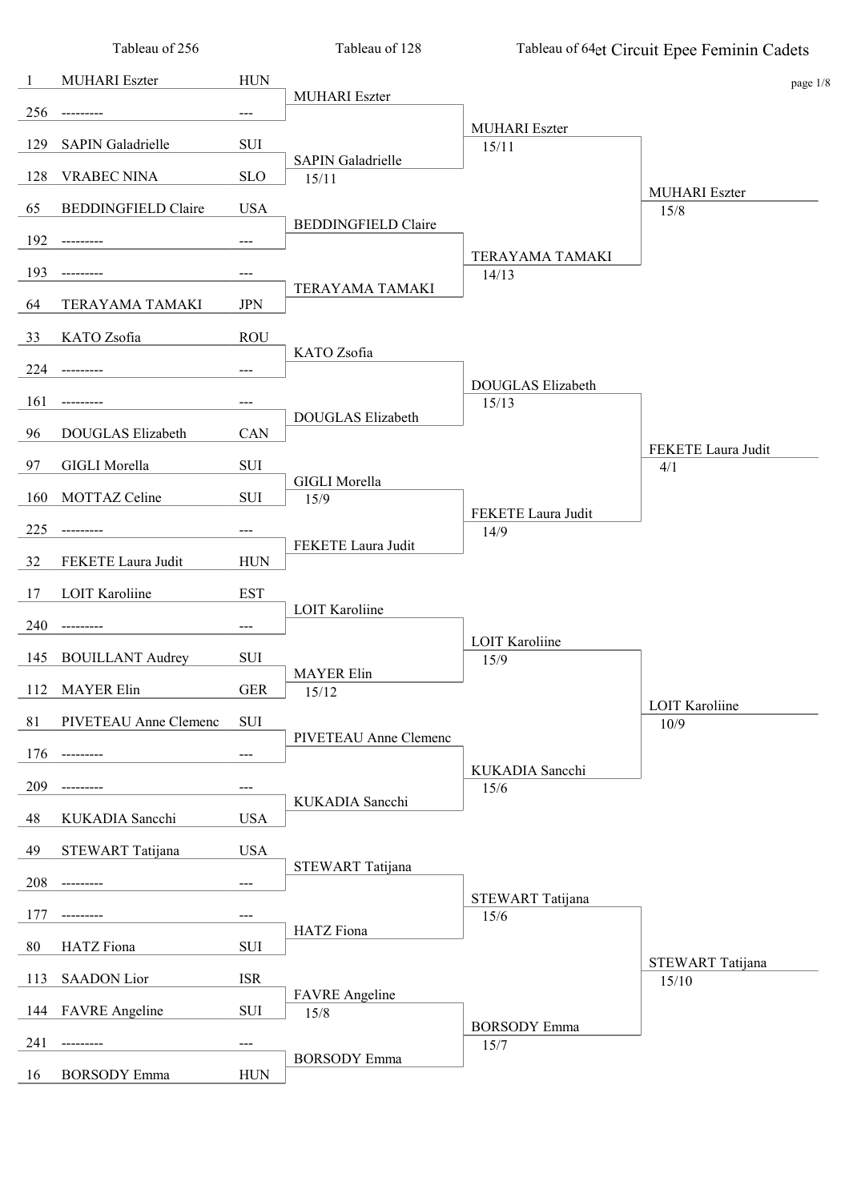# ...et Circuit Epee Feminin Cadets

| Tableau of 256 | | | Tableau of 128 | Tableau of 64 | |
|---|---|---|---|---|---|
| 1 | MUHARI Eszter | HUN | MUHARI Eszter | MUHARI Eszter 15/11 | MUHARI Eszter 15/8 |
| 256 | --------- | --- | | | |
| 129 | SAPIN Galadrielle | SUI | SAPIN Galadrielle 15/11 | | |
| 128 | VRABEC NINA | SLO | | | |
| 65 | BEDDINGFIELD Claire | USA | BEDDINGFIELD Claire | TERAYAMA TAMAKI 14/13 | |
| 192 | --------- | --- | | | |
| 193 | --------- | --- | TERAYAMA TAMAKI | | |
| 64 | TERAYAMA TAMAKI | JPN | | | |
| 33 | KATO Zsofia | ROU | KATO Zsofia | DOUGLAS Elizabeth 15/13 | FEKETE Laura Judit 4/1 |
| 224 | --------- | --- | | | |
| 161 | --------- | --- | DOUGLAS Elizabeth | | |
| 96 | DOUGLAS Elizabeth | CAN | | | |
| 97 | GIGLI Morella | SUI | GIGLI Morella 15/9 | FEKETE Laura Judit 14/9 | |
| 160 | MOTTAZ Celine | SUI | | | |
| 225 | --------- | --- | FEKETE Laura Judit | | |
| 32 | FEKETE Laura Judit | HUN | | | |
| 17 | LOIT Karoliine | EST | LOIT Karoliine | LOIT Karoliine 15/9 | LOIT Karoliine 10/9 |
| 240 | --------- | --- | | | |
| 145 | BOUILLANT Audrey | SUI | MAYER Elin 15/12 | | |
| 112 | MAYER Elin | GER | | | |
| 81 | PIVETEAU Anne Clemenc | SUI | PIVETEAU Anne Clemenc | KUKADIA Sancchi 15/6 | |
| 176 | --------- | --- | | | |
| 209 | --------- | --- | KUKADIA Sancchi | | |
| 48 | KUKADIA Sancchi | USA | | | |
| 49 | STEWART Tatijana | USA | STEWART Tatijana | STEWART Tatijana 15/6 | STEWART Tatijana 15/10 |
| 208 | --------- | --- | | | |
| 177 | --------- | --- | HATZ Fiona | | |
| 80 | HATZ Fiona | SUI | | | |
| 113 | SAADON Lior | ISR | FAVRE Angeline 15/8 | BORSODY Emma 15/7 | |
| 144 | FAVRE Angeline | SUI | | | |
| 241 | --------- | --- | BORSODY Emma | | |
| 16 | BORSODY Emma | HUN | | | |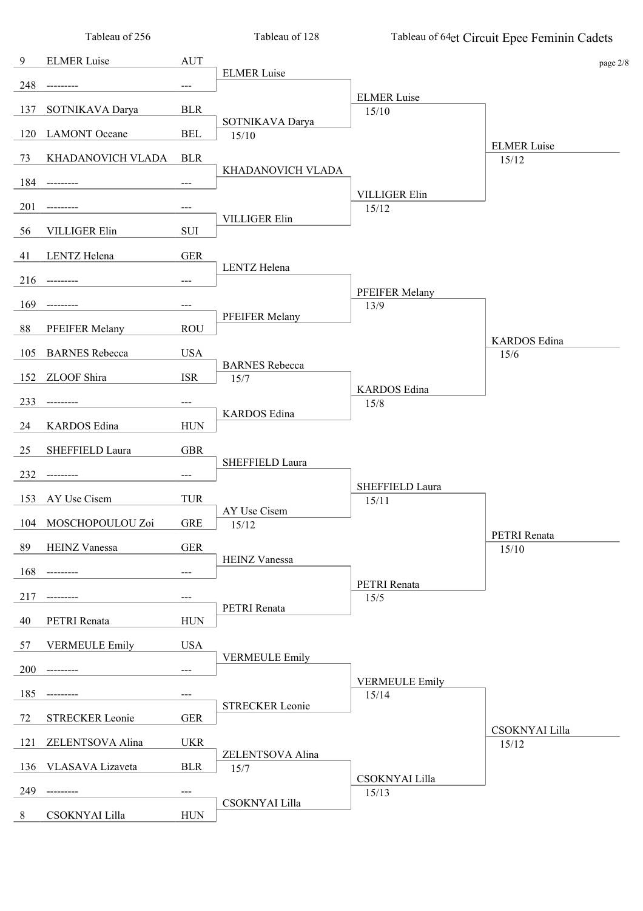# et Circuit Epee Feminin Cadets

page 2/8

| Tableau of 256 | | | Tableau of 128 | Tableau of 64 | |
|---|---|---|---|---|---|
| 9 | ELMER Luise | AUT | ELMER Luise | ELMER Luise 15/10 | ELMER Luise 15/12 |
| 248 | --------- | --- | | | |
| 137 | SOTNIKAVA Darya | BLR | SOTNIKAVA Darya 15/10 | | |
| 120 | LAMONT Oceane | BEL | | | |
| 73 | KHADANOVICH VLADA | BLR | KHADANOVICH VLADA | VILLIGER Elin 15/12 | |
| 184 | --------- | --- | | | |
| 201 | --------- | --- | VILLIGER Elin | | |
| 56 | VILLIGER Elin | SUI | | | |
| 41 | LENTZ Helena | GER | LENTZ Helena | PFEIFER Melany 13/9 | KARDOS Edina 15/6 |
| 216 | --------- | --- | | | |
| 169 | --------- | --- | PFEIFER Melany | | |
| 88 | PFEIFER Melany | ROU | | | |
| 105 | BARNES Rebecca | USA | BARNES Rebecca 15/7 | KARDOS Edina 15/8 | |
| 152 | ZLOOF Shira | ISR | | | |
| 233 | --------- | --- | KARDOS Edina | | |
| 24 | KARDOS Edina | HUN | | | |
| 25 | SHEFFIELD Laura | GBR | SHEFFIELD Laura | SHEFFIELD Laura 15/11 | PETRI Renata 15/10 |
| 232 | --------- | --- | | | |
| 153 | AY Use Cisem | TUR | AY Use Cisem 15/12 | | |
| 104 | MOSCHOPOULOU Zoi | GRE | | | |
| 89 | HEINZ Vanessa | GER | HEINZ Vanessa | PETRI Renata 15/5 | |
| 168 | --------- | --- | | | |
| 217 | --------- | --- | PETRI Renata | | |
| 40 | PETRI Renata | HUN | | | |
| 57 | VERMEULE Emily | USA | VERMEULE Emily | VERMEULE Emily 15/14 | CSOKNYAI Lilla 15/12 |
| 200 | --------- | --- | | | |
| 185 | --------- | --- | STRECKER Leonie | | |
| 72 | STRECKER Leonie | GER | | | |
| 121 | ZELENTSOVA Alina | UKR | ZELENTSOVA Alina 15/7 | CSOKNYAI Lilla 15/13 | |
| 136 | VLASAVA Lizaveta | BLR | | | |
| 249 | --------- | --- | CSOKNYAI Lilla | | |
| 8 | CSOKNYAI Lilla | HUN | | | |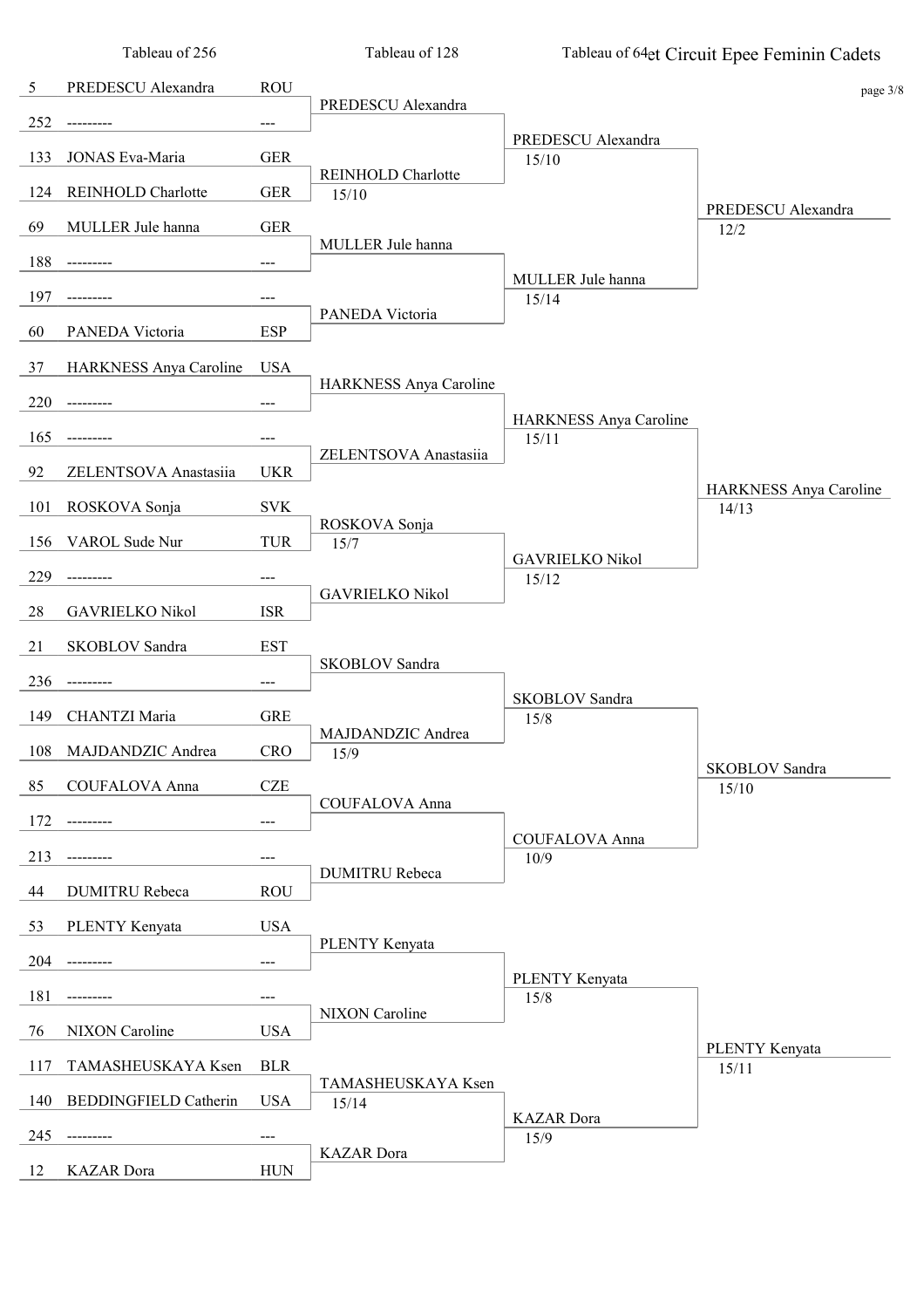# et Circuit Epee Feminin Cadets

| Tableau of 256 | | | Tableau of 128 | Tableau of 64 | |
|---|---|---|---|---|---|
| 5 | PREDESCU Alexandra | ROU | PREDESCU Alexandra | PREDESCU Alexandra 15/10 | PREDESCU Alexandra 12/2 |
| 252 | --------- | --- | | | |
| 133 | JONAS Eva-Maria | GER | REINHOLD Charlotte 15/10 | | |
| 124 | REINHOLD Charlotte | GER | | | |
| 69 | MULLER Jule hanna | GER | MULLER Jule hanna | MULLER Jule hanna 15/14 | |
| 188 | --------- | --- | | | |
| 197 | --------- | --- | PANEDA Victoria | | |
| 60 | PANEDA Victoria | ESP | | | |
| 37 | HARKNESS Anya Caroline | USA | HARKNESS Anya Caroline | HARKNESS Anya Caroline 15/11 | HARKNESS Anya Caroline 14/13 |
| 220 | --------- | --- | | | |
| 165 | --------- | --- | ZELENTSOVA Anastasiia | | |
| 92 | ZELENTSOVA Anastasiia | UKR | | | |
| 101 | ROSKOVA Sonja | SVK | ROSKOVA Sonja 15/7 | GAVRIELKO Nikol 15/12 | |
| 156 | VAROL Sude Nur | TUR | | | |
| 229 | --------- | --- | GAVRIELKO Nikol | | |
| 28 | GAVRIELKO Nikol | ISR | | | |
| 21 | SKOBLOV Sandra | EST | SKOBLOV Sandra | SKOBLOV Sandra 15/8 | SKOBLOV Sandra 15/10 |
| 236 | --------- | --- | | | |
| 149 | CHANTZI Maria | GRE | MAJDANDZIC Andrea 15/9 | | |
| 108 | MAJDANDZIC Andrea | CRO | | | |
| 85 | COUFALOVA Anna | CZE | COUFALOVA Anna | COUFALOVA Anna 10/9 | |
| 172 | --------- | --- | | | |
| 213 | --------- | --- | DUMITRU Rebeca | | |
| 44 | DUMITRU Rebeca | ROU | | | |
| 53 | PLENTY Kenyata | USA | PLENTY Kenyata | PLENTY Kenyata 15/8 | PLENTY Kenyata 15/11 |
| 204 | --------- | --- | | | |
| 181 | --------- | --- | NIXON Caroline | | |
| 76 | NIXON Caroline | USA | | | |
| 117 | TAMASHEUSKAYA Ksen | BLR | TAMASHEUSKAYA Ksen 15/14 | KAZAR Dora 15/9 | |
| 140 | BEDDINGFIELD Catherin | USA | | | |
| 245 | --------- | --- | KAZAR Dora | | |
| 12 | KAZAR Dora | HUN | | | |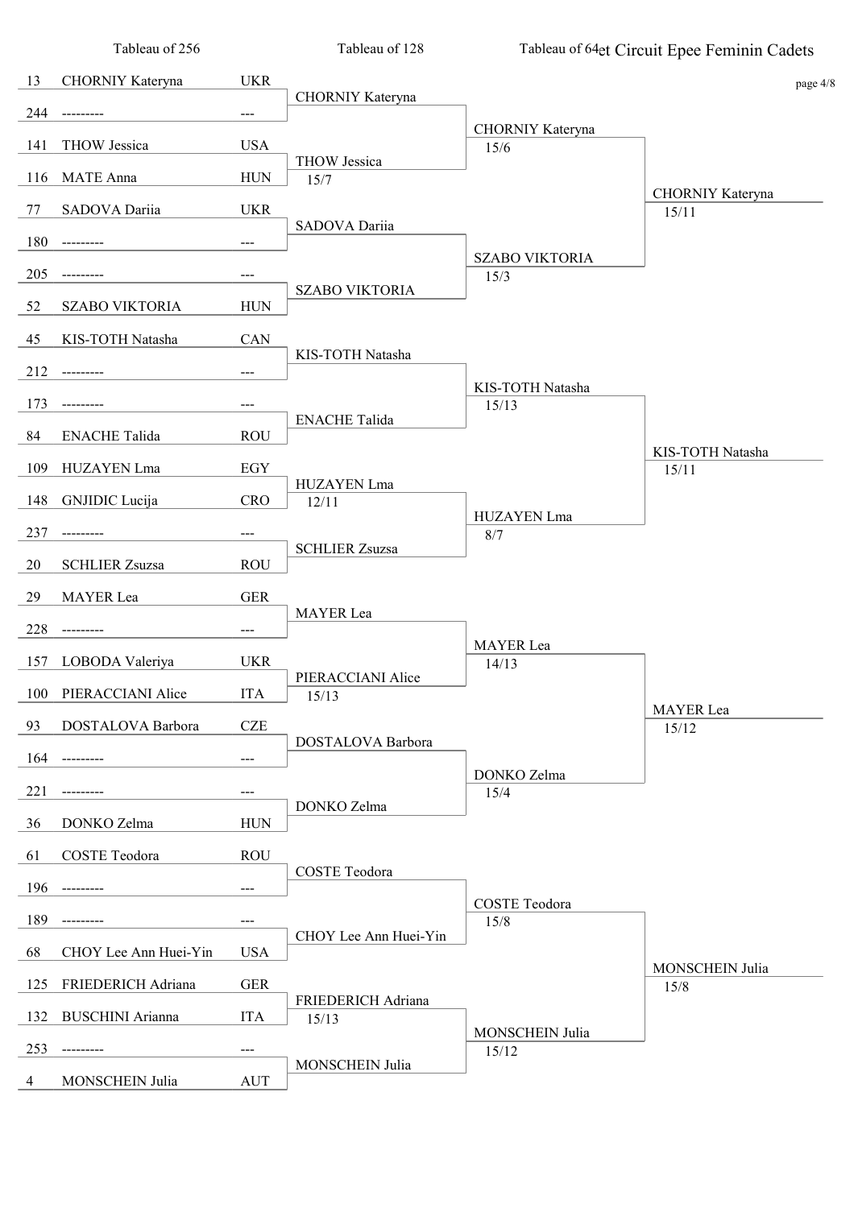# et Circuit Epee Feminin Cadets

| Tableau of 256 | | | Tableau of 128 | Tableau of 64 | |
|---|---|---|---|---|---|
| 13 | CHORNIY Kateryna | UKR | CHORNIY Kateryna | CHORNIY Kateryna 15/6 | CHORNIY Kateryna 15/11 |
| 244 | --------- | --- | | | |
| 141 | THOW Jessica | USA | THOW Jessica 15/7 | | |
| 116 | MATE Anna | HUN | | | |
| 77 | SADOVA Dariia | UKR | SADOVA Dariia | SZABO VIKTORIA 15/3 | |
| 180 | --------- | --- | | | |
| 205 | --------- | --- | SZABO VIKTORIA | | |
| 52 | SZABO VIKTORIA | HUN | | | |
| 45 | KIS-TOTH Natasha | CAN | KIS-TOTH Natasha | KIS-TOTH Natasha 15/13 | KIS-TOTH Natasha 15/11 |
| 212 | --------- | --- | | | |
| 173 | --------- | --- | ENACHE Talida | | |
| 84 | ENACHE Talida | ROU | | | |
| 109 | HUZAYEN Lma | EGY | HUZAYEN Lma 12/11 | HUZAYEN Lma 8/7 | |
| 148 | GNJIDIC Lucija | CRO | | | |
| 237 | --------- | --- | SCHLIER Zsuzsa | | |
| 20 | SCHLIER Zsuzsa | ROU | | | |
| 29 | MAYER Lea | GER | MAYER Lea | MAYER Lea 14/13 | MAYER Lea 15/12 |
| 228 | --------- | --- | | | |
| 157 | LOBODA Valeriya | UKR | PIERACCIANI Alice 15/13 | | |
| 100 | PIERACCIANI Alice | ITA | | | |
| 93 | DOSTALOVA Barbora | CZE | DOSTALOVA Barbora | DONKO Zelma 15/4 | |
| 164 | --------- | --- | | | |
| 221 | --------- | --- | DONKO Zelma | | |
| 36 | DONKO Zelma | HUN | | | |
| 61 | COSTE Teodora | ROU | COSTE Teodora | COSTE Teodora 15/8 | MONSCHEIN Julia 15/8 |
| 196 | --------- | --- | | | |
| 189 | --------- | --- | CHOY Lee Ann Huei-Yin | | |
| 68 | CHOY Lee Ann Huei-Yin | USA | | | |
| 125 | FRIEDERICH Adriana | GER | FRIEDERICH Adriana 15/13 | MONSCHEIN Julia 15/12 | |
| 132 | BUSCHINI Arianna | ITA | | | |
| 253 | --------- | --- | MONSCHEIN Julia | | |
| 4 | MONSCHEIN Julia | AUT | | | |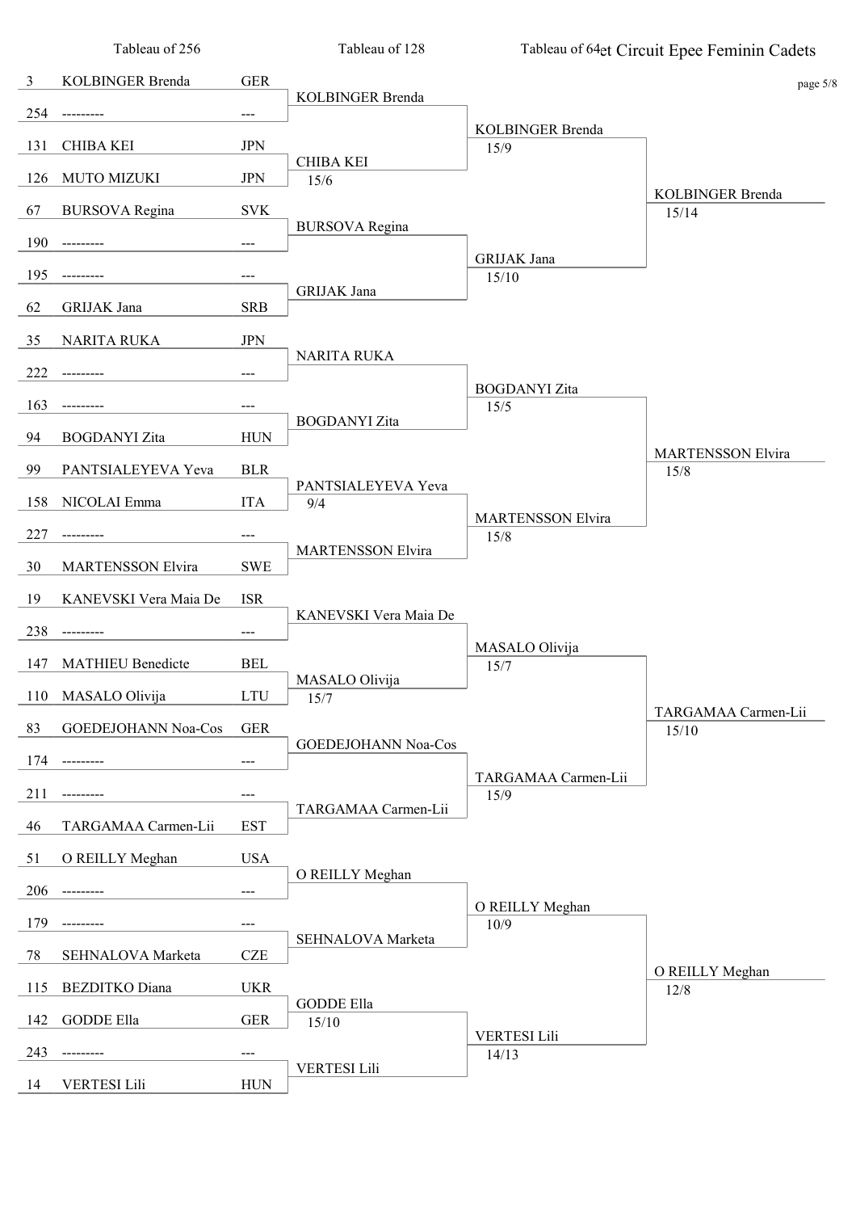# et Circuit Epee Feminin Cadets

page 5/8

| Tableau of 256 | | | Tableau of 128 | Tableau of 64 | |
|---|---|---|---|---|---|
| 3 | KOLBINGER Brenda | GER | KOLBINGER Brenda | | |
| 254 | --------- | --- | | KOLBINGER Brenda 15/9 | |
| 131 | CHIBA KEI | JPN | CHIBA KEI 15/6 | | |
| 126 | MUTO MIZUKI | JPN | | | KOLBINGER Brenda 15/14 |
| 67 | BURSOVA Regina | SVK | BURSOVA Regina | | |
| 190 | --------- | --- | | GRIJAK Jana 15/10 | |
| 195 | --------- | --- | GRIJAK Jana | | |
| 62 | GRIJAK Jana | SRB | | | |
| 35 | NARITA RUKA | JPN | NARITA RUKA | | |
| 222 | --------- | --- | | BOGDANYI Zita 15/5 | |
| 163 | --------- | --- | BOGDANYI Zita | | |
| 94 | BOGDANYI Zita | HUN | | | MARTENSSON Elvira 15/8 |
| 99 | PANTSIALEYEVA Yeva | BLR | PANTSIALEYEVA Yeva 9/4 | | |
| 158 | NICOLAI Emma | ITA | | MARTENSSON Elvira 15/8 | |
| 227 | --------- | --- | MARTENSSON Elvira | | |
| 30 | MARTENSSON Elvira | SWE | | | |
| 19 | KANEVSKI Vera Maia De | ISR | KANEVSKI Vera Maia De | | |
| 238 | --------- | --- | | MASALO Olivija 15/7 | |
| 147 | MATHIEU Benedicte | BEL | MASALO Olivija 15/7 | | |
| 110 | MASALO Olivija | LTU | | | TARGAMAA Carmen-Lii 15/10 |
| 83 | GOEDEJOHANN Noa-Cos | GER | GOEDEJOHANN Noa-Cos | | |
| 174 | --------- | --- | | TARGAMAA Carmen-Lii 15/9 | |
| 211 | --------- | --- | TARGAMAA Carmen-Lii | | |
| 46 | TARGAMAA Carmen-Lii | EST | | | |
| 51 | O REILLY Meghan | USA | O REILLY Meghan | | |
| 206 | --------- | --- | | O REILLY Meghan 10/9 | |
| 179 | --------- | --- | SEHNALOVA Marketa | | |
| 78 | SEHNALOVA Marketa | CZE | | | O REILLY Meghan 12/8 |
| 115 | BEZDITKO Diana | UKR | GODDE Ella 15/10 | | |
| 142 | GODDE Ella | GER | | VERTESI Lili 14/13 | |
| 243 | --------- | --- | VERTESI Lili | | |
| 14 | VERTESI Lili | HUN | | | |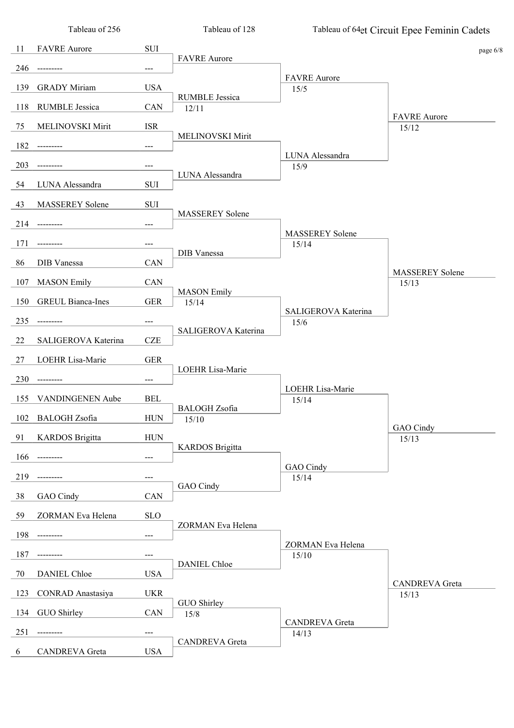# et Circuit Epee Feminin Cadets

| Seed | Tableau of 256 | Nation | Tableau of 128 | Tableau of 64 | |
|---|---|---|---|---|---|
| 11 | FAVRE Aurore | SUI | FAVRE Aurore | FAVRE Aurore 15/5 | FAVRE Aurore 15/12 |
| 246 | --------- | --- | | | |
| 139 | GRADY Miriam | USA | RUMBLE Jessica 12/11 | | |
| 118 | RUMBLE Jessica | CAN | | | |
| 75 | MELINOVSKI Mirit | ISR | MELINOVSKI Mirit | LUNA Alessandra 15/9 | |
| 182 | --------- | --- | | | |
| 203 | --------- | --- | LUNA Alessandra | | |
| 54 | LUNA Alessandra | SUI | | | |
| 43 | MASSEREY Solene | SUI | MASSEREY Solene | MASSEREY Solene 15/14 | MASSEREY Solene 15/13 |
| 214 | --------- | --- | | | |
| 171 | --------- | --- | DIB Vanessa | | |
| 86 | DIB Vanessa | CAN | | | |
| 107 | MASON Emily | CAN | MASON Emily 15/14 | SALIGEROVA Katerina 15/6 | |
| 150 | GREUL Bianca-Ines | GER | | | |
| 235 | --------- | --- | SALIGEROVA Katerina | | |
| 22 | SALIGEROVA Katerina | CZE | | | |
| 27 | LOEHR Lisa-Marie | GER | LOEHR Lisa-Marie | LOEHR Lisa-Marie 15/14 | GAO Cindy 15/13 |
| 230 | --------- | --- | | | |
| 155 | VANDINGENEN Aube | BEL | BALOGH Zsofia 15/10 | | |
| 102 | BALOGH Zsofia | HUN | | | |
| 91 | KARDOS Brigitta | HUN | KARDOS Brigitta | GAO Cindy 15/14 | |
| 166 | --------- | --- | | | |
| 219 | --------- | --- | GAO Cindy | | |
| 38 | GAO Cindy | CAN | | | |
| 59 | ZORMAN Eva Helena | SLO | ZORMAN Eva Helena | ZORMAN Eva Helena 15/10 | CANDREVA Greta 15/13 |
| 198 | --------- | --- | | | |
| 187 | --------- | --- | DANIEL Chloe | | |
| 70 | DANIEL Chloe | USA | | | |
| 123 | CONRAD Anastasiya | UKR | GUO Shirley 15/8 | CANDREVA Greta 14/13 | |
| 134 | GUO Shirley | CAN | | | |
| 251 | --------- | --- | CANDREVA Greta | | |
| 6 | CANDREVA Greta | USA | | | |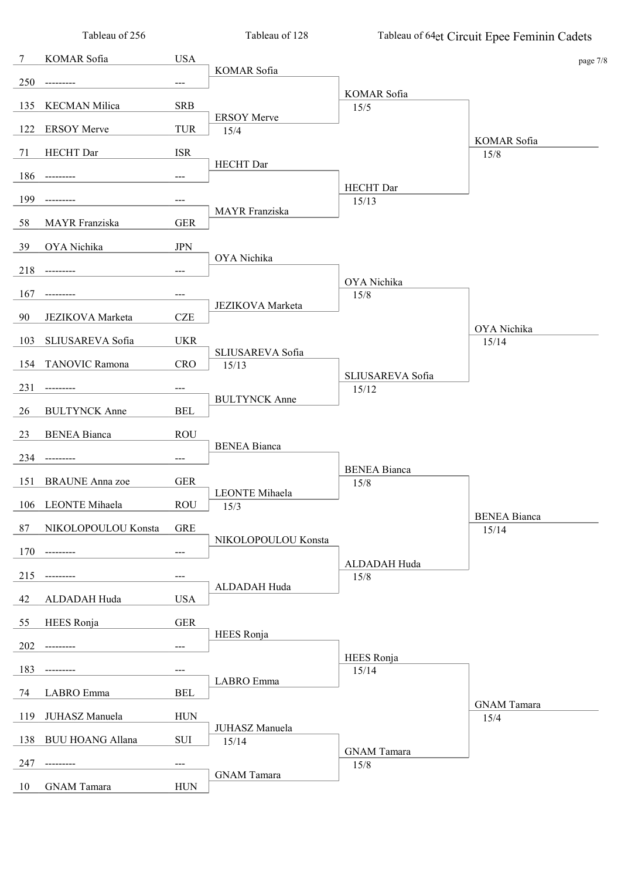# et Circuit Epee Feminin Cadets

| Seed | Tableau of 256 | Nation | Tableau of 128 | Tableau of 64 | |
|---|---|---|---|---|---|
| 7 | KOMAR Sofia | USA | KOMAR Sofia | KOMAR Sofia 15/5 | KOMAR Sofia 15/8 |
| 250 | --------- | --- | | | |
| 135 | KECMAN Milica | SRB | ERSOY Merve 15/4 | | |
| 122 | ERSOY Merve | TUR | | | |
| 71 | HECHT Dar | ISR | HECHT Dar | HECHT Dar 15/13 | |
| 186 | --------- | --- | | | |
| 199 | --------- | --- | MAYR Franziska | | |
| 58 | MAYR Franziska | GER | | | |
| 39 | OYA Nichika | JPN | OYA Nichika | OYA Nichika 15/8 | OYA Nichika 15/14 |
| 218 | --------- | --- | | | |
| 167 | --------- | --- | JEZIKOVA Marketa | | |
| 90 | JEZIKOVA Marketa | CZE | | | |
| 103 | SLIUSAREVA Sofia | UKR | SLIUSAREVA Sofia 15/13 | SLIUSAREVA Sofia 15/12 | |
| 154 | TANOVIC Ramona | CRO | | | |
| 231 | --------- | --- | BULTYNCK Anne | | |
| 26 | BULTYNCK Anne | BEL | | | |
| 23 | BENEA Bianca | ROU | BENEA Bianca | BENEA Bianca 15/8 | BENEA Bianca 15/14 |
| 234 | --------- | --- | | | |
| 151 | BRAUNE Anna zoe | GER | LEONTE Mihaela 15/3 | | |
| 106 | LEONTE Mihaela | ROU | | | |
| 87 | NIKOLOPOULOU Konsta | GRE | NIKOLOPOULOU Konsta | ALDADAH Huda 15/8 | |
| 170 | --------- | --- | | | |
| 215 | --------- | --- | ALDADAH Huda | | |
| 42 | ALDADAH Huda | USA | | | |
| 55 | HEES Ronja | GER | HEES Ronja | HEES Ronja 15/14 | GNAM Tamara 15/4 |
| 202 | --------- | --- | | | |
| 183 | --------- | --- | LABRO Emma | | |
| 74 | LABRO Emma | BEL | | | |
| 119 | JUHASZ Manuela | HUN | JUHASZ Manuela 15/14 | GNAM Tamara 15/8 | |
| 138 | BUU HOANG Allana | SUI | | | |
| 247 | --------- | --- | GNAM Tamara | | |
| 10 | GNAM Tamara | HUN | | | |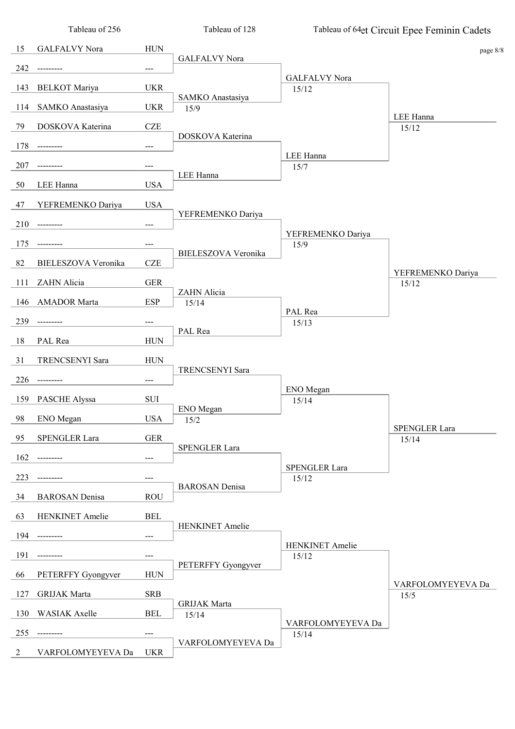# et Circuit Epee Feminin Cadets

page 8/8

| Tableau of 256 | | | Tableau of 128 | Tableau of 64 | |
|---|---|---|---|---|---|
| 15 | GALFALVY Nora | HUN | GALFALVY Nora | GALFALVY Nora 15/12 | LEE Hanna 15/12 |
| 242 | --------- | --- | | | |
| 143 | BELKOT Mariya | UKR | SAMKO Anastasiya 15/9 | | |
| 114 | SAMKO Anastasiya | UKR | | | |
| 79 | DOSKOVA Katerina | CZE | DOSKOVA Katerina | LEE Hanna 15/7 | |
| 178 | --------- | --- | | | |
| 207 | --------- | --- | LEE Hanna | | |
| 50 | LEE Hanna | USA | | | |
| 47 | YEFREMENKO Dariya | USA | YEFREMENKO Dariya | YEFREMENKO Dariya 15/9 | YEFREMENKO Dariya 15/12 |
| 210 | --------- | --- | | | |
| 175 | --------- | --- | BIELESZOVA Veronika | | |
| 82 | BIELESZOVA Veronika | CZE | | | |
| 111 | ZAHN Alicia | GER | ZAHN Alicia 15/14 | PAL Rea 15/13 | |
| 146 | AMADOR Marta | ESP | | | |
| 239 | --------- | --- | PAL Rea | | |
| 18 | PAL Rea | HUN | | | |
| 31 | TRENCSENYI Sara | HUN | TRENCSENYI Sara | ENO Megan 15/14 | SPENGLER Lara 15/14 |
| 226 | --------- | --- | | | |
| 159 | PASCHE Alyssa | SUI | ENO Megan 15/2 | | |
| 98 | ENO Megan | USA | | | |
| 95 | SPENGLER Lara | GER | SPENGLER Lara | SPENGLER Lara 15/12 | |
| 162 | --------- | --- | | | |
| 223 | --------- | --- | BAROSAN Denisa | | |
| 34 | BAROSAN Denisa | ROU | | | |
| 63 | HENKINET Amelie | BEL | HENKINET Amelie | HENKINET Amelie 15/12 | VARFOLOMYEYEVA Da 15/5 |
| 194 | --------- | --- | | | |
| 191 | --------- | --- | PETERFFY Gyongyver | | |
| 66 | PETERFFY Gyongyver | HUN | | | |
| 127 | GRIJAK Marta | SRB | GRIJAK Marta 15/14 | VARFOLOMYEYEVA Da 15/14 | |
| 130 | WASIAK Axelle | BEL | | | |
| 255 | --------- | --- | VARFOLOMYEYEVA Da | | |
| 2 | VARFOLOMYEYEVA Da | UKR | | | |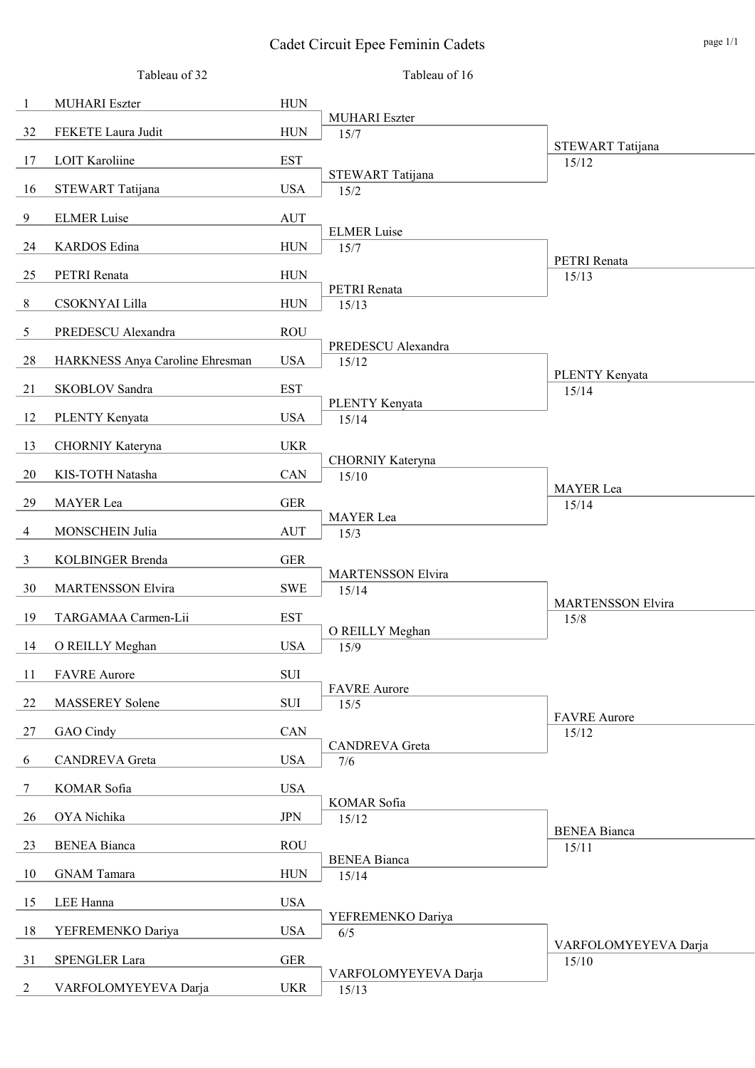# Cadet Circuit Epee Feminin Cadets

| Tableau of 32 | | | Tableau of 16 | |
|---|---|---|---|---|
| 1 | MUHARI Eszter | HUN | MUHARI Eszter 15/7 | STEWART Tatijana 15/12 |
| 32 | FEKETE Laura Judit | HUN | | |
| 17 | LOIT Karoliine | EST | STEWART Tatijana 15/2 | |
| 16 | STEWART Tatijana | USA | | |
| 9 | ELMER Luise | AUT | ELMER Luise 15/7 | PETRI Renata 15/13 |
| 24 | KARDOS Edina | HUN | | |
| 25 | PETRI Renata | HUN | PETRI Renata 15/13 | |
| 8 | CSOKNYAI Lilla | HUN | | |
| 5 | PREDESCU Alexandra | ROU | PREDESCU Alexandra 15/12 | PLENTY Kenyata 15/14 |
| 28 | HARKNESS Anya Caroline Ehresman | USA | | |
| 21 | SKOBLOV Sandra | EST | PLENTY Kenyata 15/14 | |
| 12 | PLENTY Kenyata | USA | | |
| 13 | CHORNIY Kateryna | UKR | CHORNIY Kateryna 15/10 | MAYER Lea 15/14 |
| 20 | KIS-TOTH Natasha | CAN | | |
| 29 | MAYER Lea | GER | MAYER Lea 15/3 | |
| 4 | MONSCHEIN Julia | AUT | | |
| 3 | KOLBINGER Brenda | GER | MARTENSSON Elvira 15/14 | MARTENSSON Elvira 15/8 |
| 30 | MARTENSSON Elvira | SWE | | |
| 19 | TARGAMAA Carmen-Lii | EST | O REILLY Meghan 15/9 | |
| 14 | O REILLY Meghan | USA | | |
| 11 | FAVRE Aurore | SUI | FAVRE Aurore 15/5 | FAVRE Aurore 15/12 |
| 22 | MASSEREY Solene | SUI | | |
| 27 | GAO Cindy | CAN | CANDREVA Greta 7/6 | |
| 6 | CANDREVA Greta | USA | | |
| 7 | KOMAR Sofia | USA | KOMAR Sofia 15/12 | BENEA Bianca 15/11 |
| 26 | OYA Nichika | JPN | | |
| 23 | BENEA Bianca | ROU | BENEA Bianca 15/14 | |
| 10 | GNAM Tamara | HUN | | |
| 15 | LEE Hanna | USA | YEFREMENKO Dariya 6/5 | VARFOLOMYEYEVA Darja 15/10 |
| 18 | YEFREMENKO Dariya | USA | | |
| 31 | SPENGLER Lara | GER | VARFOLOMYEYEVA Darja 15/13 | |
| 2 | VARFOLOMYEYEVA Darja | UKR | | |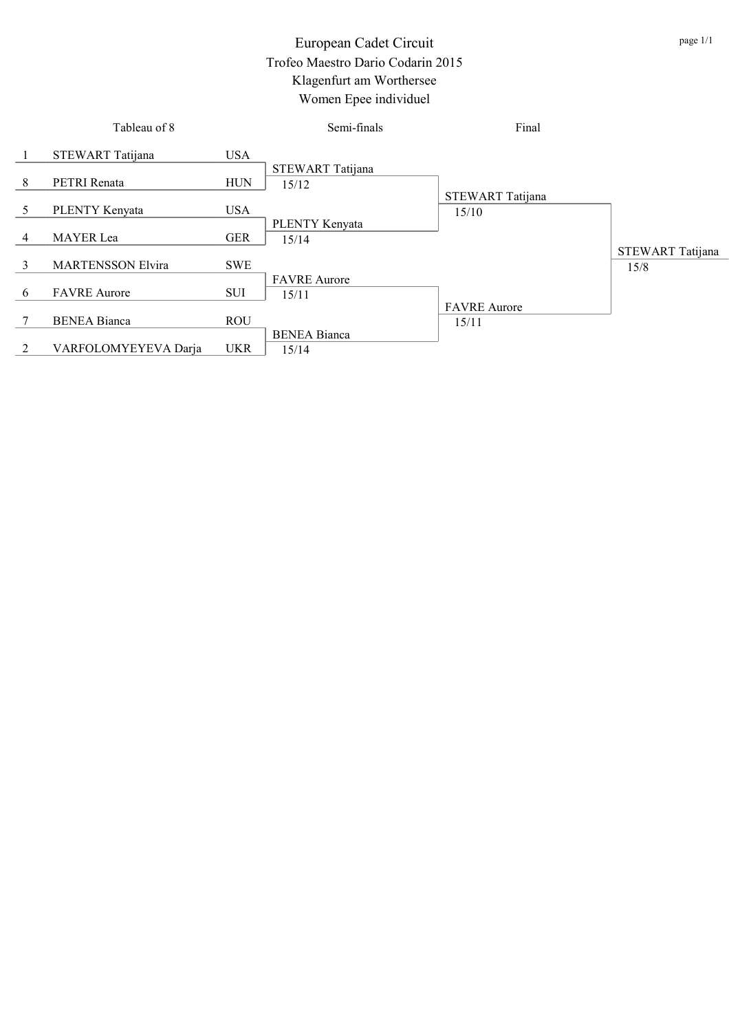# European Cadet Circuit

## Trofeo Maestro Dario Codarin 2015

## Klagenfurt am Worthersee

## Women Epee individuel

| Seed | Tableau of 8 | Nation | Semi-finals | Final | Winner |
|---|---|---|---|---|---|
| 1 | STEWART Tatijana | USA | STEWART Tatijana 15/12 | STEWART Tatijana 15/10 | STEWART Tatijana 15/8 |
| 8 | PETRI Renata | HUN | | | |
| 5 | PLENTY Kenyata | USA | PLENTY Kenyata 15/14 | | |
| 4 | MAYER Lea | GER | | | |
| 3 | MARTENSSON Elvira | SWE | FAVRE Aurore 15/11 | FAVRE Aurore 15/11 | |
| 6 | FAVRE Aurore | SUI | | | |
| 7 | BENEA Bianca | ROU | BENEA Bianca 15/14 | | |
| 2 | VARFOLOMYEYEVA Darja | UKR | | | |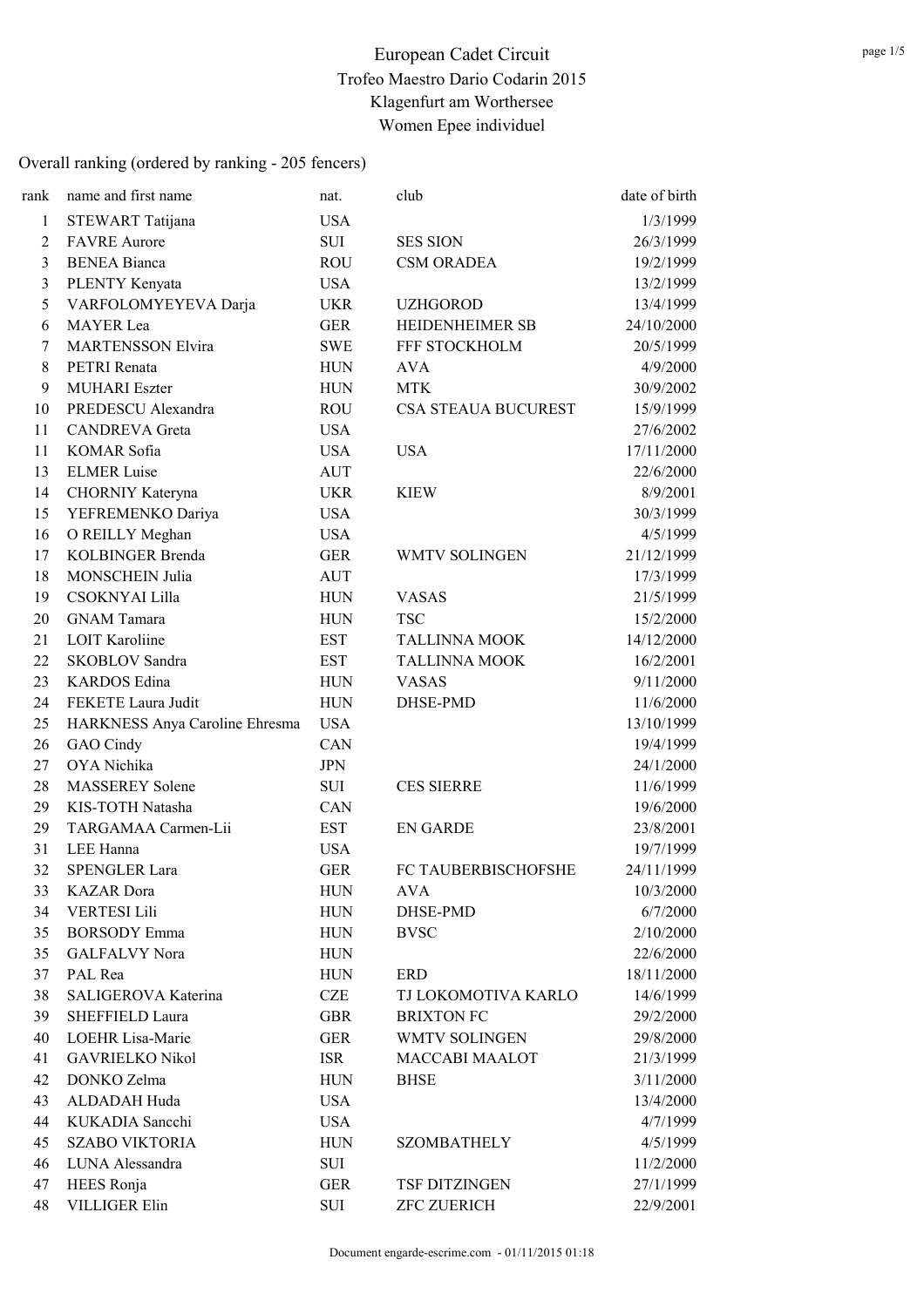# European Cadet Circuit
## Trofeo Maestro Dario Codarin 2015
## Klagenfurt am Worthersee
## Women Epee individuel

Overall ranking (ordered by ranking - 205 fencers)

| rank | name and first name | nat. | club | date of birth |
|---|---|---|---|---|
| 1 | STEWART Tatijana | USA | | 1/3/1999 |
| 2 | FAVRE Aurore | SUI | SES SION | 26/3/1999 |
| 3 | BENEA Bianca | ROU | CSM ORADEA | 19/2/1999 |
| 3 | PLENTY Kenyata | USA | | 13/2/1999 |
| 5 | VARFOLOMYEYEVA Darja | UKR | UZHGOROD | 13/4/1999 |
| 6 | MAYER Lea | GER | HEIDENHEIMER SB | 24/10/2000 |
| 7 | MARTENSSON Elvira | SWE | FFF STOCKHOLM | 20/5/1999 |
| 8 | PETRI Renata | HUN | AVA | 4/9/2000 |
| 9 | MUHARI Eszter | HUN | MTK | 30/9/2002 |
| 10 | PREDESCU Alexandra | ROU | CSA STEAUA BUCUREST | 15/9/1999 |
| 11 | CANDREVA Greta | USA | | 27/6/2002 |
| 11 | KOMAR Sofia | USA | USA | 17/11/2000 |
| 13 | ELMER Luise | AUT | | 22/6/2000 |
| 14 | CHORNIY Kateryna | UKR | KIEW | 8/9/2001 |
| 15 | YEFREMENKO Dariya | USA | | 30/3/1999 |
| 16 | O REILLY Meghan | USA | | 4/5/1999 |
| 17 | KOLBINGER Brenda | GER | WMTV SOLINGEN | 21/12/1999 |
| 18 | MONSCHEIN Julia | AUT | | 17/3/1999 |
| 19 | CSOKNYAI Lilla | HUN | VASAS | 21/5/1999 |
| 20 | GNAM Tamara | HUN | TSC | 15/2/2000 |
| 21 | LOIT Karoliine | EST | TALLINNA MOOK | 14/12/2000 |
| 22 | SKOBLOV Sandra | EST | TALLINNA MOOK | 16/2/2001 |
| 23 | KARDOS Edina | HUN | VASAS | 9/11/2000 |
| 24 | FEKETE Laura Judit | HUN | DHSE-PMD | 11/6/2000 |
| 25 | HARKNESS Anya Caroline Ehresma | USA | | 13/10/1999 |
| 26 | GAO Cindy | CAN | | 19/4/1999 |
| 27 | OYA Nichika | JPN | | 24/1/2000 |
| 28 | MASSEREY Solene | SUI | CES SIERRE | 11/6/1999 |
| 29 | KIS-TOTH Natasha | CAN | | 19/6/2000 |
| 29 | TARGAMAA Carmen-Lii | EST | EN GARDE | 23/8/2001 |
| 31 | LEE Hanna | USA | | 19/7/1999 |
| 32 | SPENGLER Lara | GER | FC TAUBERBISCHOFSHE | 24/11/1999 |
| 33 | KAZAR Dora | HUN | AVA | 10/3/2000 |
| 34 | VERTESI Lili | HUN | DHSE-PMD | 6/7/2000 |
| 35 | BORSODY Emma | HUN | BVSC | 2/10/2000 |
| 35 | GALFALVY Nora | HUN | | 22/6/2000 |
| 37 | PAL Rea | HUN | ERD | 18/11/2000 |
| 38 | SALIGEROVA Katerina | CZE | TJ LOKOMOTIVA KARLO | 14/6/1999 |
| 39 | SHEFFIELD Laura | GBR | BRIXTON FC | 29/2/2000 |
| 40 | LOEHR Lisa-Marie | GER | WMTV SOLINGEN | 29/8/2000 |
| 41 | GAVRIELKO Nikol | ISR | MACCABI MAALOT | 21/3/1999 |
| 42 | DONKO Zelma | HUN | BHSE | 3/11/2000 |
| 43 | ALDADAH Huda | USA | | 13/4/2000 |
| 44 | KUKADIA Sancchi | USA | | 4/7/1999 |
| 45 | SZABO VIKTORIA | HUN | SZOMBATHELY | 4/5/1999 |
| 46 | LUNA Alessandra | SUI | | 11/2/2000 |
| 47 | HEES Ronja | GER | TSF DITZINGEN | 27/1/1999 |
| 48 | VILLIGER Elin | SUI | ZFC ZUERICH | 22/9/2001 |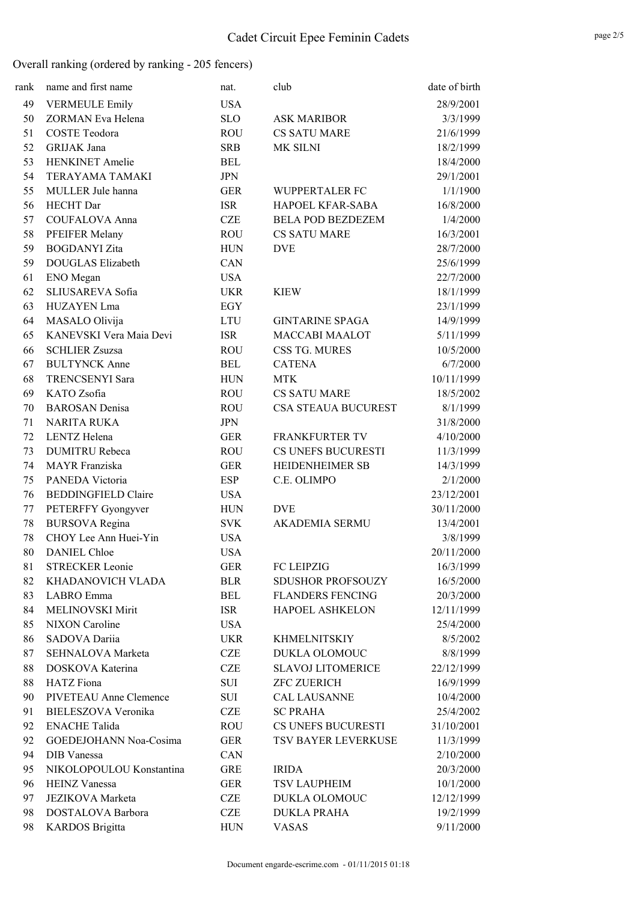# Cadet Circuit Epee Feminin Cadets

Overall ranking (ordered by ranking - 205 fencers)

| rank | name and first name | nat. | club | date of birth |
|---|---|---|---|---|
| 49 | VERMEULE Emily | USA | | 28/9/2001 |
| 50 | ZORMAN Eva Helena | SLO | ASK MARIBOR | 3/3/1999 |
| 51 | COSTE Teodora | ROU | CS SATU MARE | 21/6/1999 |
| 52 | GRIJAK Jana | SRB | MK SILNI | 18/2/1999 |
| 53 | HENKINET Amelie | BEL | | 18/4/2000 |
| 54 | TERAYAMA TAMAKI | JPN | | 29/1/2001 |
| 55 | MULLER Jule hanna | GER | WUPPERTALER FC | 1/1/1900 |
| 56 | HECHT Dar | ISR | HAPOEL KFAR-SABA | 16/8/2000 |
| 57 | COUFALOVA Anna | CZE | BELA POD BEZDEZEM | 1/4/2000 |
| 58 | PFEIFER Melany | ROU | CS SATU MARE | 16/3/2001 |
| 59 | BOGDANYI Zita | HUN | DVE | 28/7/2000 |
| 59 | DOUGLAS Elizabeth | CAN | | 25/6/1999 |
| 61 | ENO Megan | USA | | 22/7/2000 |
| 62 | SLIUSAREVA Sofia | UKR | KIEW | 18/1/1999 |
| 63 | HUZAYEN Lma | EGY | | 23/1/1999 |
| 64 | MASALO Olivija | LTU | GINTARINE SPAGA | 14/9/1999 |
| 65 | KANEVSKI Vera Maia Devi | ISR | MACCABI MAALOT | 5/11/1999 |
| 66 | SCHLIER Zsuzsa | ROU | CSS TG. MURES | 10/5/2000 |
| 67 | BULTYNCK Anne | BEL | CATENA | 6/7/2000 |
| 68 | TRENCSENYI Sara | HUN | MTK | 10/11/1999 |
| 69 | KATO Zsofia | ROU | CS SATU MARE | 18/5/2002 |
| 70 | BAROSAN Denisa | ROU | CSA STEAUA BUCUREST | 8/1/1999 |
| 71 | NARITA RUKA | JPN | | 31/8/2000 |
| 72 | LENTZ Helena | GER | FRANKFURTER TV | 4/10/2000 |
| 73 | DUMITRU Rebeca | ROU | CS UNEFS BUCURESTI | 11/3/1999 |
| 74 | MAYR Franziska | GER | HEIDENHEIMER SB | 14/3/1999 |
| 75 | PANEDA Victoria | ESP | C.E. OLIMPO | 2/1/2000 |
| 76 | BEDDINGFIELD Claire | USA | | 23/12/2001 |
| 77 | PETERFFY Gyongyver | HUN | DVE | 30/11/2000 |
| 78 | BURSOVA Regina | SVK | AKADEMIA SERMU | 13/4/2001 |
| 78 | CHOY Lee Ann Huei-Yin | USA | | 3/8/1999 |
| 80 | DANIEL Chloe | USA | | 20/11/2000 |
| 81 | STRECKER Leonie | GER | FC LEIPZIG | 16/3/1999 |
| 82 | KHADANOVICH VLADA | BLR | SDUSHOR PROFSOUZY | 16/5/2000 |
| 83 | LABRO Emma | BEL | FLANDERS FENCING | 20/3/2000 |
| 84 | MELINOVSKI Mirit | ISR | HAPOEL ASHKELON | 12/11/1999 |
| 85 | NIXON Caroline | USA | | 25/4/2000 |
| 86 | SADOVA Dariia | UKR | KHMELNITSKIY | 8/5/2002 |
| 87 | SEHNALOVA Marketa | CZE | DUKLA OLOMOUC | 8/8/1999 |
| 88 | DOSKOVA Katerina | CZE | SLAVOJ LITOMERICE | 22/12/1999 |
| 88 | HATZ Fiona | SUI | ZFC ZUERICH | 16/9/1999 |
| 90 | PIVETEAU Anne Clemence | SUI | CAL LAUSANNE | 10/4/2000 |
| 91 | BIELESZOVA Veronika | CZE | SC PRAHA | 25/4/2002 |
| 92 | ENACHE Talida | ROU | CS UNEFS BUCURESTI | 31/10/2001 |
| 92 | GOEDEJOHANN Noa-Cosima | GER | TSV BAYER LEVERKUSE | 11/3/1999 |
| 94 | DIB Vanessa | CAN | | 2/10/2000 |
| 95 | NIKOLOPOULOU Konstantina | GRE | IRIDA | 20/3/2000 |
| 96 | HEINZ Vanessa | GER | TSV LAUPHEIM | 10/1/2000 |
| 97 | JEZIKOVA Marketa | CZE | DUKLA OLOMOUC | 12/12/1999 |
| 98 | DOSTALOVA Barbora | CZE | DUKLA PRAHA | 19/2/1999 |
| 98 | KARDOS Brigitta | HUN | VASAS | 9/11/2000 |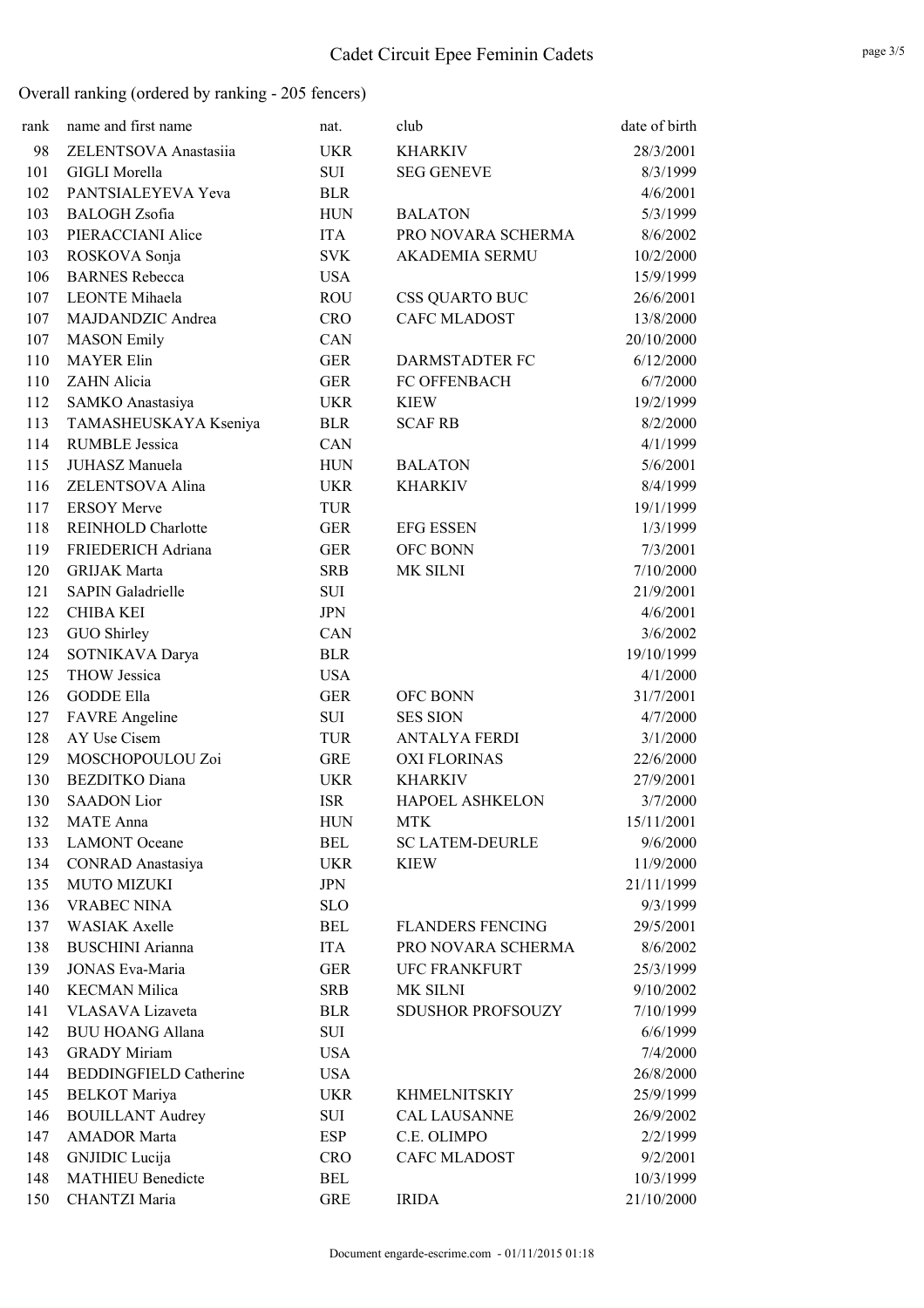# Cadet Circuit Epee Feminin Cadets

Overall ranking (ordered by ranking - 205 fencers)

| rank | name and first name | nat. | club | date of birth |
|---|---|---|---|---|
| 98 | ZELENTSOVA Anastasiia | UKR | KHARKIV | 28/3/2001 |
| 101 | GIGLI Morella | SUI | SEG GENEVE | 8/3/1999 |
| 102 | PANTSIALEYEVA Yeva | BLR | | 4/6/2001 |
| 103 | BALOGH Zsofia | HUN | BALATON | 5/3/1999 |
| 103 | PIERACCIANI Alice | ITA | PRO NOVARA SCHERMA | 8/6/2002 |
| 103 | ROSKOVA Sonja | SVK | AKADEMIA SERMU | 10/2/2000 |
| 106 | BARNES Rebecca | USA | | 15/9/1999 |
| 107 | LEONTE Mihaela | ROU | CSS QUARTO BUC | 26/6/2001 |
| 107 | MAJDANDZIC Andrea | CRO | CAFC MLADOST | 13/8/2000 |
| 107 | MASON Emily | CAN | | 20/10/2000 |
| 110 | MAYER Elin | GER | DARMSTADTER FC | 6/12/2000 |
| 110 | ZAHN Alicia | GER | FC OFFENBACH | 6/7/2000 |
| 112 | SAMKO Anastasiya | UKR | KIEW | 19/2/1999 |
| 113 | TAMASHEUSKAYA Kseniya | BLR | SCAF RB | 8/2/2000 |
| 114 | RUMBLE Jessica | CAN | | 4/1/1999 |
| 115 | JUHASZ Manuela | HUN | BALATON | 5/6/2001 |
| 116 | ZELENTSOVA Alina | UKR | KHARKIV | 8/4/1999 |
| 117 | ERSOY Merve | TUR | | 19/1/1999 |
| 118 | REINHOLD Charlotte | GER | EFG ESSEN | 1/3/1999 |
| 119 | FRIEDERICH Adriana | GER | OFC BONN | 7/3/2001 |
| 120 | GRIJAK Marta | SRB | MK SILNI | 7/10/2000 |
| 121 | SAPIN Galadrielle | SUI | | 21/9/2001 |
| 122 | CHIBA KEI | JPN | | 4/6/2001 |
| 123 | GUO Shirley | CAN | | 3/6/2002 |
| 124 | SOTNIKAVA Darya | BLR | | 19/10/1999 |
| 125 | THOW Jessica | USA | | 4/1/2000 |
| 126 | GODDE Ella | GER | OFC BONN | 31/7/2001 |
| 127 | FAVRE Angeline | SUI | SES SION | 4/7/2000 |
| 128 | AY Use Cisem | TUR | ANTALYA FERDI | 3/1/2000 |
| 129 | MOSCHOPOULOU Zoi | GRE | OXI FLORINAS | 22/6/2000 |
| 130 | BEZDITKO Diana | UKR | KHARKIV | 27/9/2001 |
| 130 | SAADON Lior | ISR | HAPOEL ASHKELON | 3/7/2000 |
| 132 | MATE Anna | HUN | MTK | 15/11/2001 |
| 133 | LAMONT Oceane | BEL | SC LATEM-DEURLE | 9/6/2000 |
| 134 | CONRAD Anastasiya | UKR | KIEW | 11/9/2000 |
| 135 | MUTO MIZUKI | JPN | | 21/11/1999 |
| 136 | VRABEC NINA | SLO | | 9/3/1999 |
| 137 | WASIAK Axelle | BEL | FLANDERS FENCING | 29/5/2001 |
| 138 | BUSCHINI Arianna | ITA | PRO NOVARA SCHERMA | 8/6/2002 |
| 139 | JONAS Eva-Maria | GER | UFC FRANKFURT | 25/3/1999 |
| 140 | KECMAN Milica | SRB | MK SILNI | 9/10/2002 |
| 141 | VLASAVA Lizaveta | BLR | SDUSHOR PROFSOUZY | 7/10/1999 |
| 142 | BUU HOANG Allana | SUI | | 6/6/1999 |
| 143 | GRADY Miriam | USA | | 7/4/2000 |
| 144 | BEDDINGFIELD Catherine | USA | | 26/8/2000 |
| 145 | BELKOT Mariya | UKR | KHMELNITSKIY | 25/9/1999 |
| 146 | BOUILLANT Audrey | SUI | CAL LAUSANNE | 26/9/2002 |
| 147 | AMADOR Marta | ESP | C.E. OLIMPO | 2/2/1999 |
| 148 | GNJIDIC Lucija | CRO | CAFC MLADOST | 9/2/2001 |
| 148 | MATHIEU Benedicte | BEL | | 10/3/1999 |
| 150 | CHANTZI Maria | GRE | IRIDA | 21/10/2000 |

Document engarde-escrime.com - 01/11/2015 01:18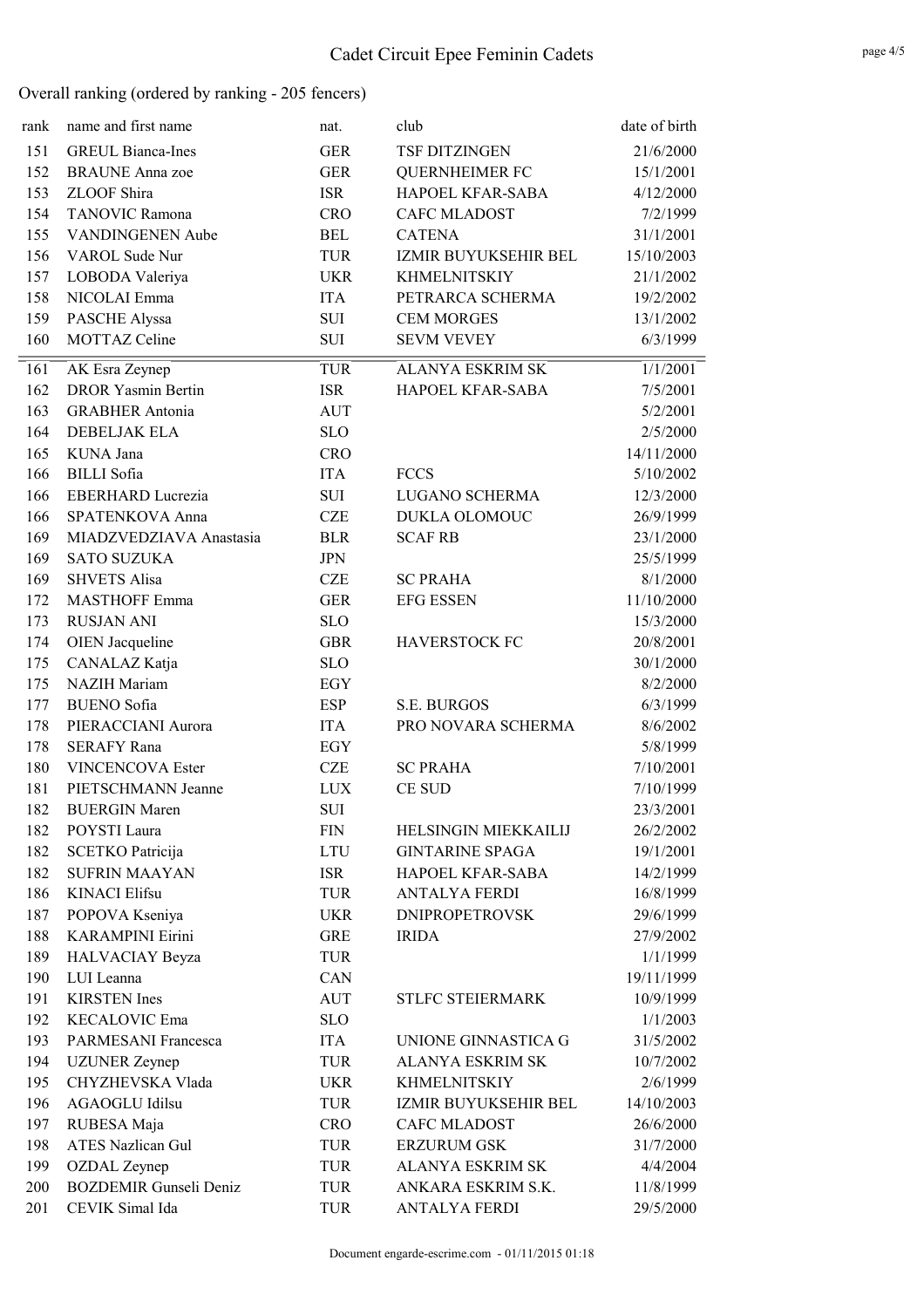# Cadet Circuit Epee Feminin Cadets

## Overall ranking (ordered by ranking - 205 fencers)

| rank | name and first name | nat. | club | date of birth |
|---|---|---|---|---|
| 151 | GREUL Bianca-Ines | GER | TSF DITZINGEN | 21/6/2000 |
| 152 | BRAUNE Anna zoe | GER | QUERNHEIMER FC | 15/1/2001 |
| 153 | ZLOOF Shira | ISR | HAPOEL KFAR-SABA | 4/12/2000 |
| 154 | TANOVIC Ramona | CRO | CAFC MLADOST | 7/2/1999 |
| 155 | VANDINGENEN Aube | BEL | CATENA | 31/1/2001 |
| 156 | VAROL Sude Nur | TUR | IZMIR BUYUKSEHIR BEL | 15/10/2003 |
| 157 | LOBODA Valeriya | UKR | KHMELNITSKIY | 21/1/2002 |
| 158 | NICOLAI Emma | ITA | PETRARCA SCHERMA | 19/2/2002 |
| 159 | PASCHE Alyssa | SUI | CEM MORGES | 13/1/2002 |
| 160 | MOTTAZ Celine | SUI | SEVM VEVEY | 6/3/1999 |
| 161 | AK Esra Zeynep | TUR | ALANYA ESKRIM SK | 1/1/2001 |
| 162 | DROR Yasmin Bertin | ISR | HAPOEL KFAR-SABA | 7/5/2001 |
| 163 | GRABHER Antonia | AUT | | 5/2/2001 |
| 164 | DEBELJAK ELA | SLO | | 2/5/2000 |
| 165 | KUNA Jana | CRO | | 14/11/2000 |
| 166 | BILLI Sofia | ITA | FCCS | 5/10/2002 |
| 166 | EBERHARD Lucrezia | SUI | LUGANO SCHERMA | 12/3/2000 |
| 166 | SPATENKOVA Anna | CZE | DUKLA OLOMOUC | 26/9/1999 |
| 169 | MIADZVEDZIAVA Anastasia | BLR | SCAF RB | 23/1/2000 |
| 169 | SATO SUZUKA | JPN | | 25/5/1999 |
| 169 | SHVETS Alisa | CZE | SC PRAHA | 8/1/2000 |
| 172 | MASTHOFF Emma | GER | EFG ESSEN | 11/10/2000 |
| 173 | RUSJAN ANI | SLO | | 15/3/2000 |
| 174 | OIEN Jacqueline | GBR | HAVERSTOCK FC | 20/8/2001 |
| 175 | CANALAZ Katja | SLO | | 30/1/2000 |
| 175 | NAZIH Mariam | EGY | | 8/2/2000 |
| 177 | BUENO Sofia | ESP | S.E. BURGOS | 6/3/1999 |
| 178 | PIERACCIANI Aurora | ITA | PRO NOVARA SCHERMA | 8/6/2002 |
| 178 | SERAFY Rana | EGY | | 5/8/1999 |
| 180 | VINCENCOVA Ester | CZE | SC PRAHA | 7/10/2001 |
| 181 | PIETSCHMANN Jeanne | LUX | CE SUD | 7/10/1999 |
| 182 | BUERGIN Maren | SUI | | 23/3/2001 |
| 182 | POYSTI Laura | FIN | HELSINGIN MIEKKAILIJ | 26/2/2002 |
| 182 | SCETKO Patricija | LTU | GINTARINE SPAGA | 19/1/2001 |
| 182 | SUFRIN MAAYAN | ISR | HAPOEL KFAR-SABA | 14/2/1999 |
| 186 | KINACI Elifsu | TUR | ANTALYA FERDI | 16/8/1999 |
| 187 | POPOVA Kseniya | UKR | DNIPROPETROVSK | 29/6/1999 |
| 188 | KARAMPINI Eirini | GRE | IRIDA | 27/9/2002 |
| 189 | HALVACIAY Beyza | TUR | | 1/1/1999 |
| 190 | LUI Leanna | CAN | | 19/11/1999 |
| 191 | KIRSTEN Ines | AUT | STLFC STEIERMARK | 10/9/1999 |
| 192 | KECALOVIC Ema | SLO | | 1/1/2003 |
| 193 | PARMESANI Francesca | ITA | UNIONE GINNASTICA G | 31/5/2002 |
| 194 | UZUNER Zeynep | TUR | ALANYA ESKRIM SK | 10/7/2002 |
| 195 | CHYZHEVSKA Vlada | UKR | KHMELNITSKIY | 2/6/1999 |
| 196 | AGAOGLU Idilsu | TUR | IZMIR BUYUKSEHIR BEL | 14/10/2003 |
| 197 | RUBESA Maja | CRO | CAFC MLADOST | 26/6/2000 |
| 198 | ATES Nazlican Gul | TUR | ERZURUM GSK | 31/7/2000 |
| 199 | OZDAL Zeynep | TUR | ALANYA ESKRIM SK | 4/4/2004 |
| 200 | BOZDEMIR Gunseli Deniz | TUR | ANKARA ESKRIM S.K. | 11/8/1999 |
| 201 | CEVIK Simal Ida | TUR | ANTALYA FERDI | 29/5/2000 |

Document engarde-escrime.com - 01/11/2015 01:18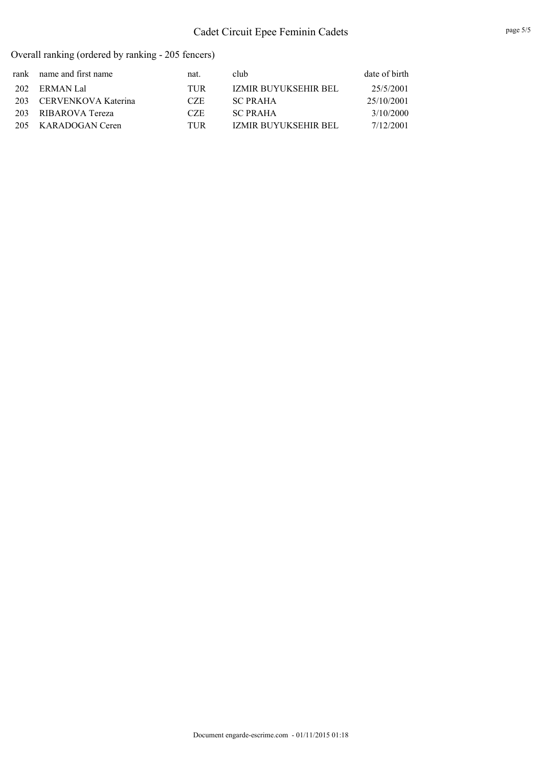# Cadet Circuit Epee Feminin Cadets

## Overall ranking (ordered by ranking - 205 fencers)

| rank | name and first name | nat. | club | date of birth |
|---|---|---|---|---|
| 202 | ERMAN Lal | TUR | IZMIR BUYUKSEHIR BEL | 25/5/2001 |
| 203 | CERVENKOVA Katerina | CZE | SC PRAHA | 25/10/2001 |
| 203 | RIBAROVA Tereza | CZE | SC PRAHA | 3/10/2000 |
| 205 | KARADOGAN Ceren | TUR | IZMIR BUYUKSEHIR BEL | 7/12/2001 |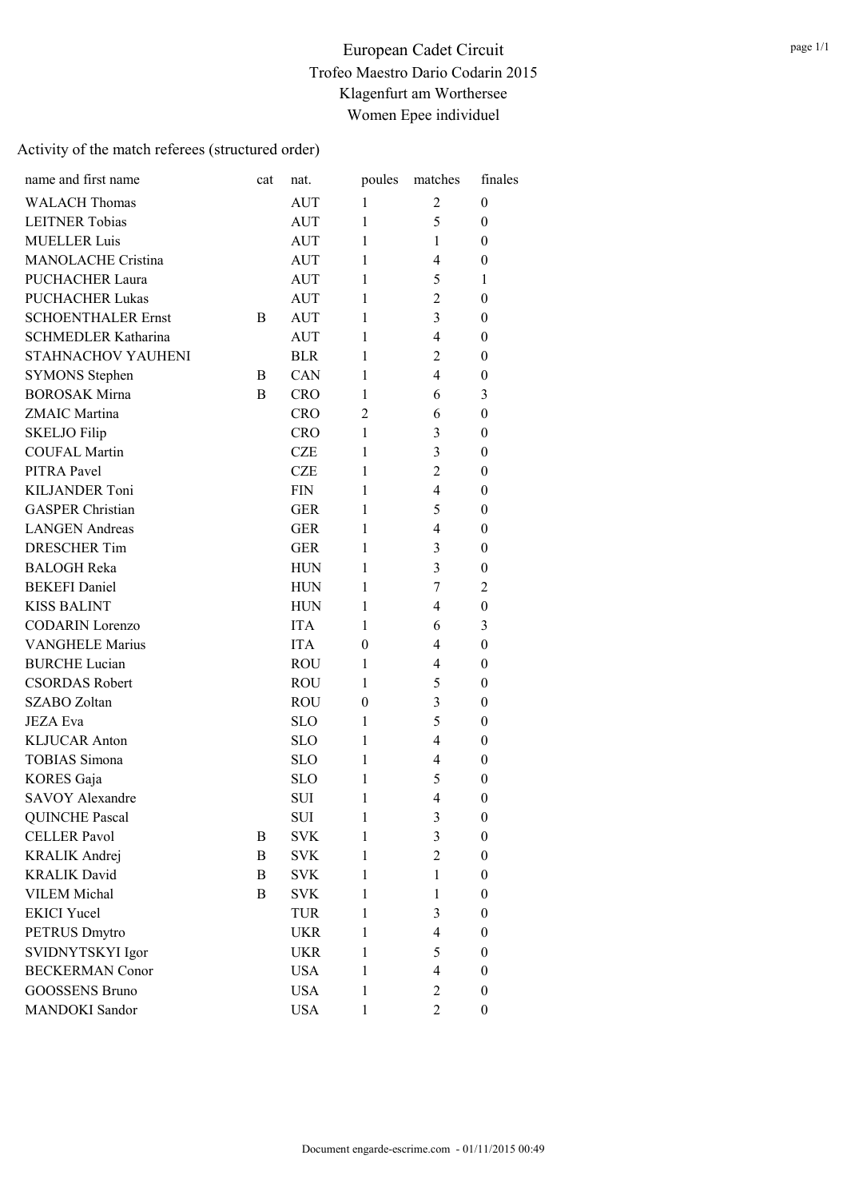# European Cadet Circuit
# Trofeo Maestro Dario Codarin 2015
# Klagenfurt am Worthersee
# Women Epee individuel

Activity of the match referees (structured order)

| name and first name | cat | nat. | poules | matches | finales |
|---|---|---|---|---|---|
| WALACH Thomas | | AUT | 1 | 2 | 0 |
| LEITNER Tobias | | AUT | 1 | 5 | 0 |
| MUELLER Luis | | AUT | 1 | 1 | 0 |
| MANOLACHE Cristina | | AUT | 1 | 4 | 0 |
| PUCHACHER Laura | | AUT | 1 | 5 | 1 |
| PUCHACHER Lukas | | AUT | 1 | 2 | 0 |
| SCHOENTHALER Ernst | B | AUT | 1 | 3 | 0 |
| SCHMEDLER Katharina | | AUT | 1 | 4 | 0 |
| STAHNACHOV YAUHENI | | BLR | 1 | 2 | 0 |
| SYMONS Stephen | B | CAN | 1 | 4 | 0 |
| BOROSAK Mirna | B | CRO | 1 | 6 | 3 |
| ZMAIC Martina | | CRO | 2 | 6 | 0 |
| SKELJO Filip | | CRO | 1 | 3 | 0 |
| COUFAL Martin | | CZE | 1 | 3 | 0 |
| PITRA Pavel | | CZE | 1 | 2 | 0 |
| KILJANDER Toni | | FIN | 1 | 4 | 0 |
| GASPER Christian | | GER | 1 | 5 | 0 |
| LANGEN Andreas | | GER | 1 | 4 | 0 |
| DRESCHER Tim | | GER | 1 | 3 | 0 |
| BALOGH Reka | | HUN | 1 | 3 | 0 |
| BEKEFI Daniel | | HUN | 1 | 7 | 2 |
| KISS BALINT | | HUN | 1 | 4 | 0 |
| CODARIN Lorenzo | | ITA | 1 | 6 | 3 |
| VANGHELE Marius | | ITA | 0 | 4 | 0 |
| BURCHE Lucian | | ROU | 1 | 4 | 0 |
| CSORDAS Robert | | ROU | 1 | 5 | 0 |
| SZABO Zoltan | | ROU | 0 | 3 | 0 |
| JEZA Eva | | SLO | 1 | 5 | 0 |
| KLJUCAR Anton | | SLO | 1 | 4 | 0 |
| TOBIAS Simona | | SLO | 1 | 4 | 0 |
| KORES Gaja | | SLO | 1 | 5 | 0 |
| SAVOY Alexandre | | SUI | 1 | 4 | 0 |
| QUINCHE Pascal | | SUI | 1 | 3 | 0 |
| CELLER Pavol | B | SVK | 1 | 3 | 0 |
| KRALIK Andrej | B | SVK | 1 | 2 | 0 |
| KRALIK David | B | SVK | 1 | 1 | 0 |
| VILEM Michal | B | SVK | 1 | 1 | 0 |
| EKICI Yucel | | TUR | 1 | 3 | 0 |
| PETRUS Dmytro | | UKR | 1 | 4 | 0 |
| SVIDNYTSKYI Igor | | UKR | 1 | 5 | 0 |
| BECKERMAN Conor | | USA | 1 | 4 | 0 |
| GOOSSENS Bruno | | USA | 1 | 2 | 0 |
| MANDOKI Sandor | | USA | 1 | 2 | 0 |

Document engarde-escrime.com - 01/11/2015 00:49